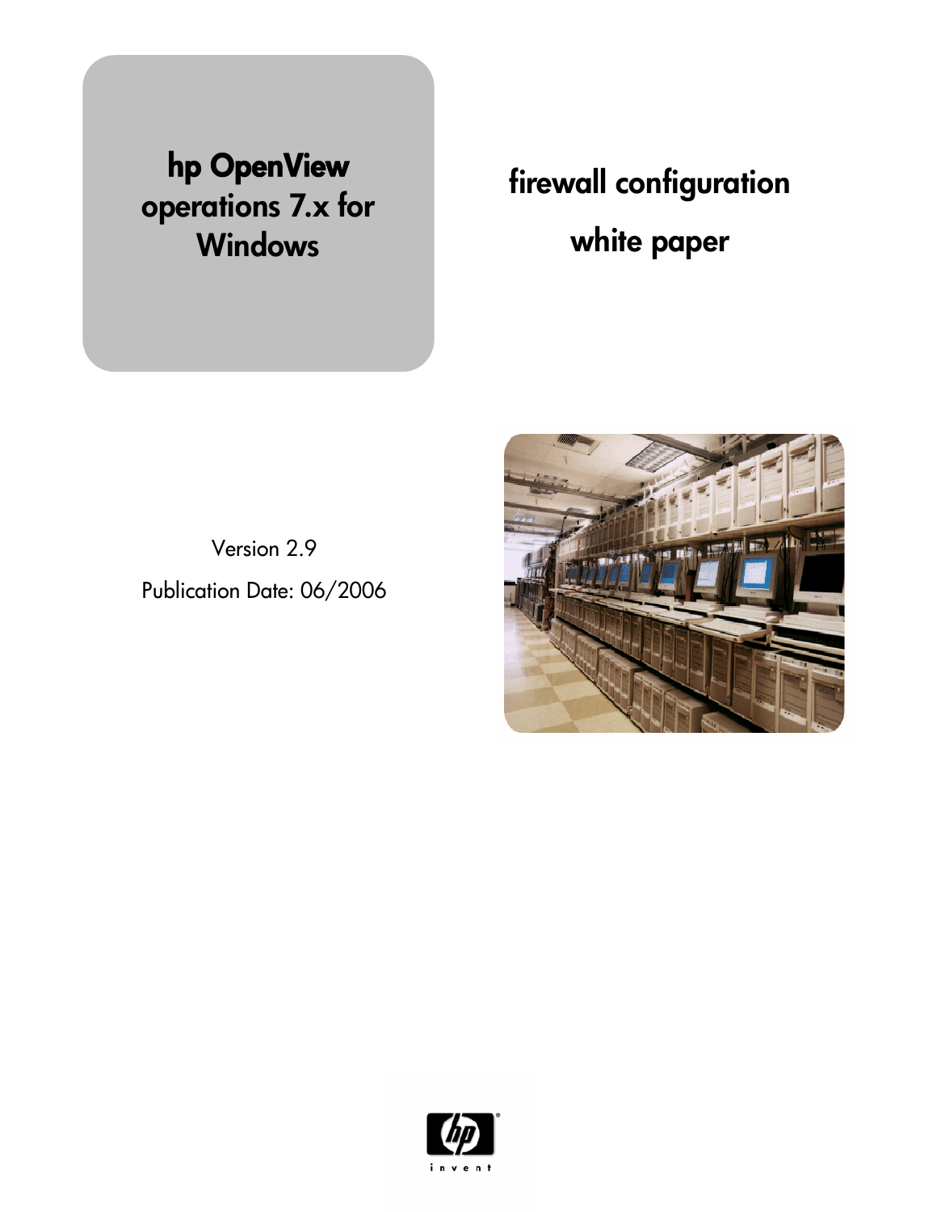# hp OpenView operations 7.x for Windows

# firewall configuration white paper

Version 2.9

Publication Date: 06/2006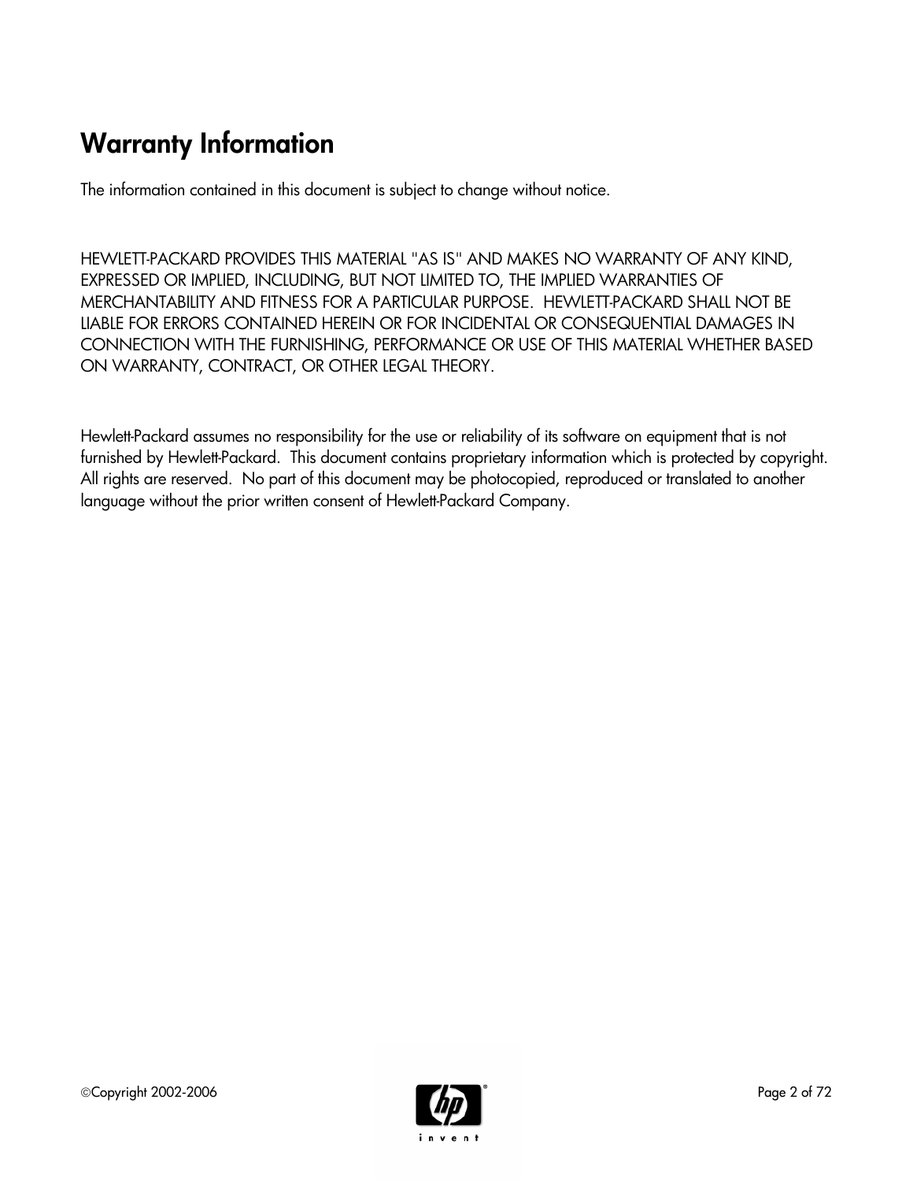# Warranty Information

The information contained in this document is subject to change without notice.

HEWLETT-PACKARD PROVIDES THIS MATERIAL "AS IS" AND MAKES NO WARRANTY OF ANY KIND, EXPRESSED OR IMPLIED, INCLUDING, BUT NOT LIMITED TO, THE IMPLIED WARRANTIES OF MERCHANTABILITY AND FITNESS FOR A PARTICULAR PURPOSE. HEWLETT-PACKARD SHALL NOT BE LIABLE FOR ERRORS CONTAINED HEREIN OR FOR INCIDENTAL OR CONSEQUENTIAL DAMAGES IN CONNECTION WITH THE FURNISHING, PERFORMANCE OR USE OF THIS MATERIAL WHETHER BASED ON WARRANTY, CONTRACT, OR OTHER LEGAL THEORY.

Hewlett-Packard assumes no responsibility for the use or reliability of its software on equipment that is not furnished by Hewlett-Packard. This document contains proprietary information which is protected by copyright. All rights are reserved. No part of this document may be photocopied, reproduced or translated to another language without the prior written consent of Hewlett-Packard Company.

©Copyright 2002-2006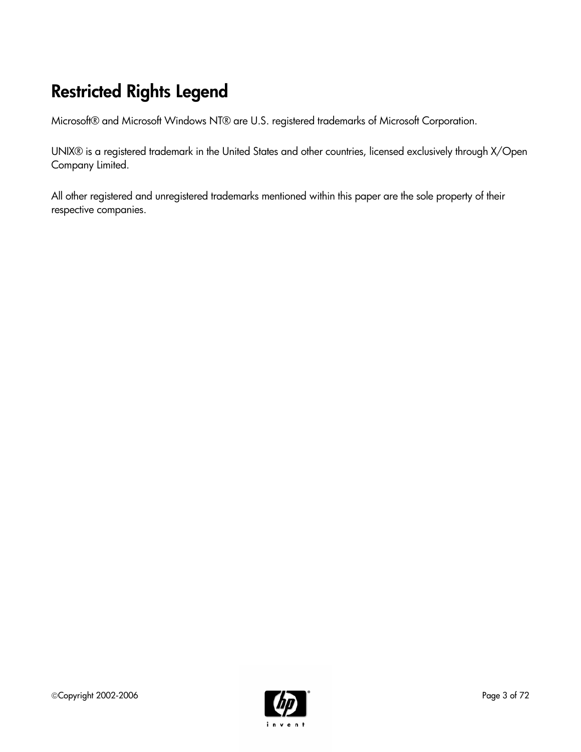# Restricted Rights Legend

Microsoft® and Microsoft Windows NT® are U.S. registered trademarks of Microsoft Corporation.

UNIX® is a registered trademark in the United States and other countries, licensed exclusively through X/Open Company Limited.

All other registered and unregistered trademarks mentioned within this paper are the sole property of their respective companies.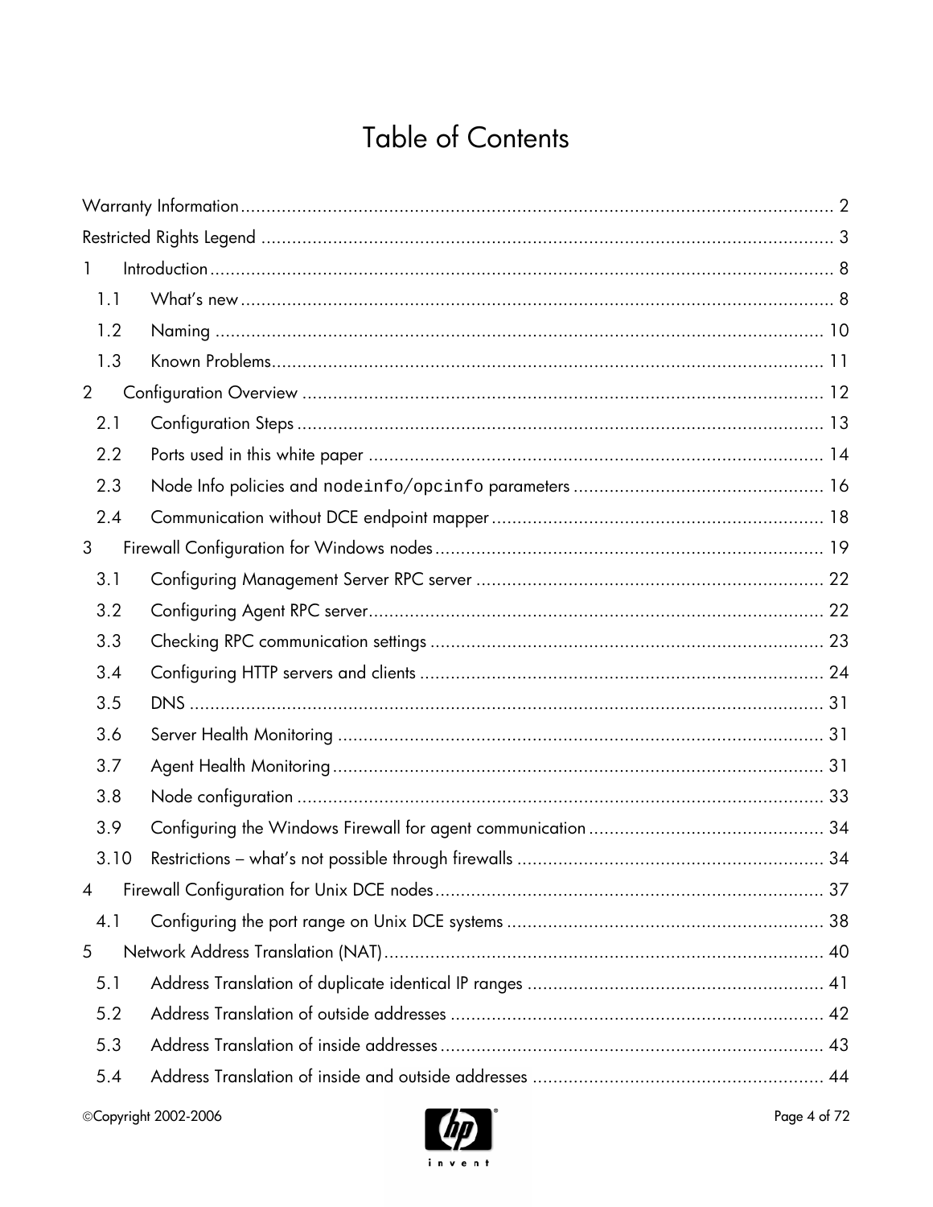# Table of Contents

Warranty Information ..... 2

Restricted Rights Legend ..... 3

1 Introduction ..... 8

- 1.1 What's new ..... 8
- 1.2 Naming ..... 10
- 1.3 Known Problems ..... 11

2 Configuration Overview ..... 12

- 2.1 Configuration Steps ..... 13
- 2.2 Ports used in this white paper ..... 14
- 2.3 Node Info policies and `nodeinfo`/`opcinfo` parameters ..... 16
- 2.4 Communication without DCE endpoint mapper ..... 18

3 Firewall Configuration for Windows nodes ..... 19

- 3.1 Configuring Management Server RPC server ..... 22
- 3.2 Configuring Agent RPC server ..... 22
- 3.3 Checking RPC communication settings ..... 23
- 3.4 Configuring HTTP servers and clients ..... 24
- 3.5 DNS ..... 31
- 3.6 Server Health Monitoring ..... 31
- 3.7 Agent Health Monitoring ..... 31
- 3.8 Node configuration ..... 33
- 3.9 Configuring the Windows Firewall for agent communication ..... 34
- 3.10 Restrictions – what's not possible through firewalls ..... 34

4 Firewall Configuration for Unix DCE nodes ..... 37

- 4.1 Configuring the port range on Unix DCE systems ..... 38

5 Network Address Translation (NAT) ..... 40

- 5.1 Address Translation of duplicate identical IP ranges ..... 41
- 5.2 Address Translation of outside addresses ..... 42
- 5.3 Address Translation of inside addresses ..... 43
- 5.4 Address Translation of inside and outside addresses ..... 44

©Copyright 2002-2006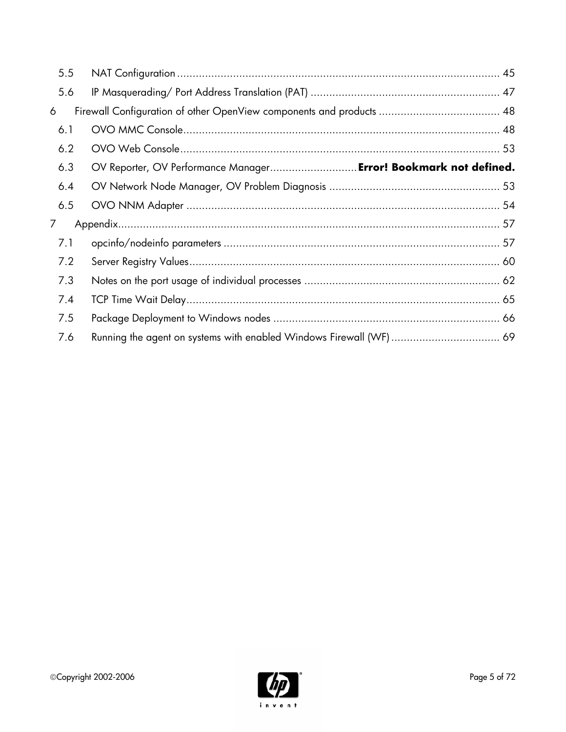| | | |
|---|---|---|
| 5.5 | NAT Configuration | 45 |
| 5.6 | IP Masquerading/ Port Address Translation (PAT) | 47 |
| 6 | Firewall Configuration of other OpenView components and products | 48 |
| 6.1 | OVO MMC Console | 48 |
| 6.2 | OVO Web Console | 53 |
| 6.3 | OV Reporter, OV Performance Manager | **Error! Bookmark not defined.** |
| 6.4 | OV Network Node Manager, OV Problem Diagnosis | 53 |
| 6.5 | OVO NNM Adapter | 54 |
| 7 | Appendix | 57 |
| 7.1 | opcinfo/nodeinfo parameters | 57 |
| 7.2 | Server Registry Values | 60 |
| 7.3 | Notes on the port usage of individual processes | 62 |
| 7.4 | TCP Time Wait Delay | 65 |
| 7.5 | Package Deployment to Windows nodes | 66 |
| 7.6 | Running the agent on systems with enabled Windows Firewall (WF) | 69 |

©Copyright 2002-2006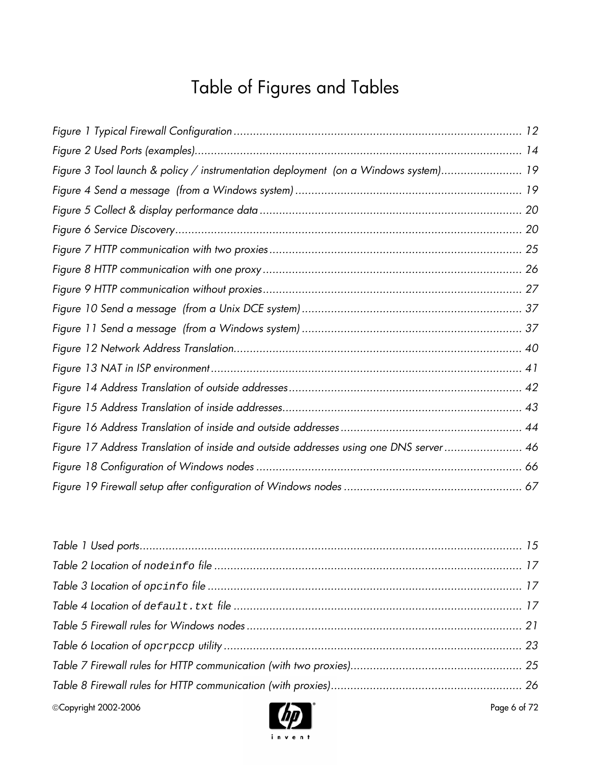# Table of Figures and Tables

*Figure 1 Typical Firewall Configuration ........................................................................................ 12*

*Figure 2 Used Ports (examples)..................................................................................................... 14*

*Figure 3 Tool launch & policy / instrumentation deployment (on a Windows system)......................... 19*

*Figure 4 Send a message (from a Windows system) ...................................................................... 19*

*Figure 5 Collect & display performance data ................................................................................. 20*

*Figure 6 Service Discovery............................................................................................................ 20*

*Figure 7 HTTP communication with two proxies ............................................................................. 25*

*Figure 8 HTTP communication with one proxy ................................................................................ 26*

*Figure 9 HTTP communication without proxies................................................................................ 27*

*Figure 10 Send a message (from a Unix DCE system) .................................................................... 37*

*Figure 11 Send a message (from a Windows system) .................................................................... 37*

*Figure 12 Network Address Translation......................................................................................... 40*

*Figure 13 NAT in ISP environment ................................................................................................ 41*

*Figure 14 Address Translation of outside addresses........................................................................ 42*

*Figure 15 Address Translation of inside addresses.......................................................................... 43*

*Figure 16 Address Translation of inside and outside addresses ........................................................ 44*

*Figure 17 Address Translation of inside and outside addresses using one DNS server ........................ 46*

*Figure 18 Configuration of Windows nodes .................................................................................. 66*

*Figure 19 Firewall setup after configuration of Windows nodes ....................................................... 67*

*Table 1 Used ports....................................................................................................................... 15*

*Table 2 Location of `nodeinfo` file ............................................................................................... 17*

*Table 3 Location of `opcinfo` file ................................................................................................ 17*

*Table 4 Location of `default.txt` file ......................................................................................... 17*

*Table 5 Firewall rules for Windows nodes ..................................................................................... 21*

*Table 6 Location of `opcrpccp` utility ........................................................................................... 23*

*Table 7 Firewall rules for HTTP communication (with two proxies).................................................... 25*

*Table 8 Firewall rules for HTTP communication (with proxies)........................................................... 26*

©Copyright 2002-2006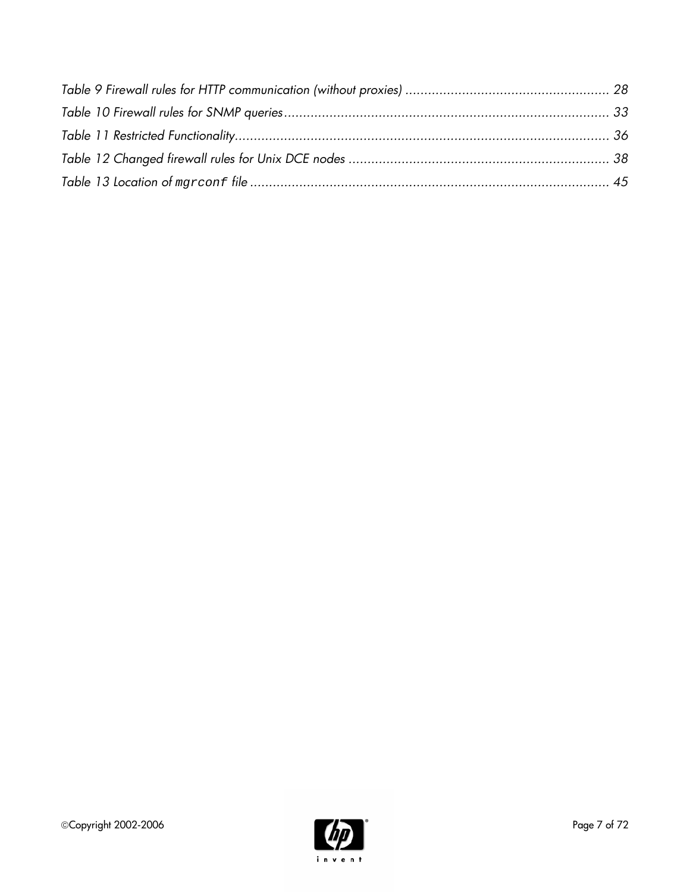*Table 9 Firewall rules for HTTP communication (without proxies) ...................................................... 28*

*Table 10 Firewall rules for SNMP queries...................................................................................... 33*

*Table 11 Restricted Functionality................................................................................................... 36*

*Table 12 Changed firewall rules for Unix DCE nodes ..................................................................... 38*

*Table 13 Location of `mgrconf` file ................................................................................................ 45*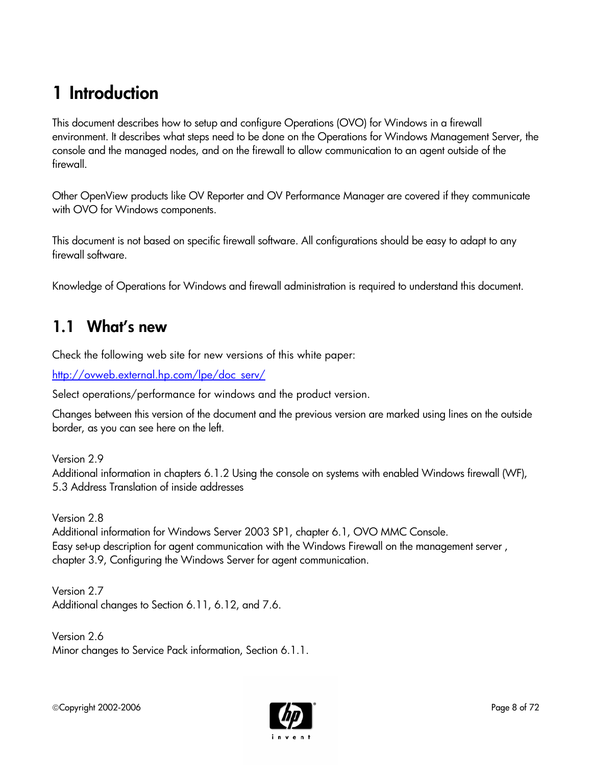# 1 Introduction

This document describes how to setup and configure Operations (OVO) for Windows in a firewall environment. It describes what steps need to be done on the Operations for Windows Management Server, the console and the managed nodes, and on the firewall to allow communication to an agent outside of the firewall.

Other OpenView products like OV Reporter and OV Performance Manager are covered if they communicate with OVO for Windows components.

This document is not based on specific firewall software. All configurations should be easy to adapt to any firewall software.

Knowledge of Operations for Windows and firewall administration is required to understand this document.

## 1.1 What's new

Check the following web site for new versions of this white paper:

http://ovweb.external.hp.com/lpe/doc_serv/

Select operations/performance for windows and the product version.

Changes between this version of the document and the previous version are marked using lines on the outside border, as you can see here on the left.

Version 2.9
Additional information in chapters 6.1.2 Using the console on systems with enabled Windows firewall (WF), 5.3 Address Translation of inside addresses

Version 2.8
Additional information for Windows Server 2003 SP1, chapter 6.1, OVO MMC Console.
Easy set-up description for agent communication with the Windows Firewall on the management server , chapter 3.9, Configuring the Windows Server for agent communication.

Version 2.7
Additional changes to Section 6.11, 6.12, and 7.6.

Version 2.6
Minor changes to Service Pack information, Section 6.1.1.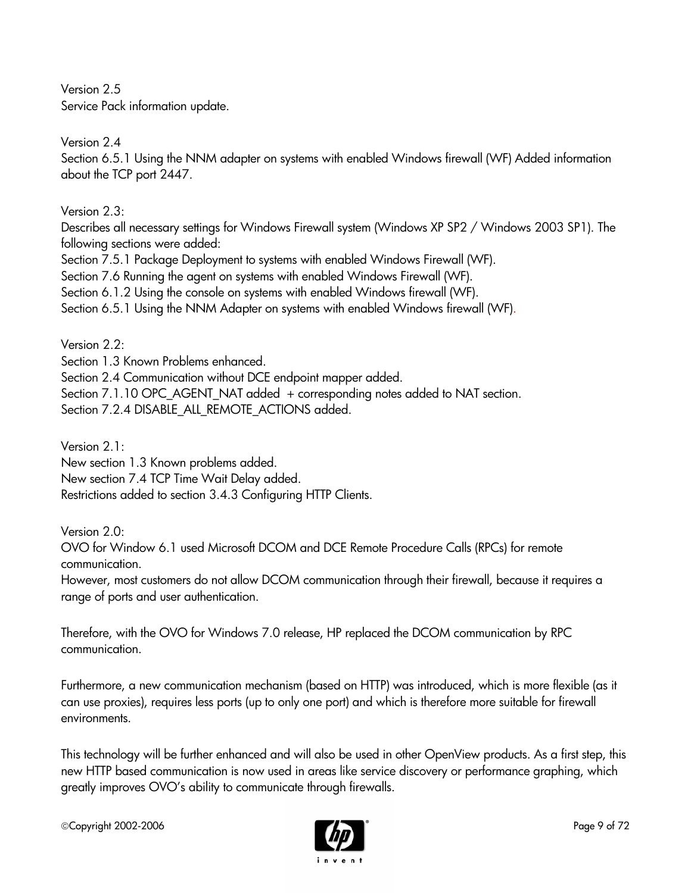Version 2.5
Service Pack information update.

Version 2.4
Section 6.5.1 Using the NNM adapter on systems with enabled Windows firewall (WF) Added information about the TCP port 2447.

Version 2.3:
Describes all necessary settings for Windows Firewall system (Windows XP SP2 / Windows 2003 SP1). The following sections were added:
Section 7.5.1 Package Deployment to systems with enabled Windows Firewall (WF).
Section 7.6 Running the agent on systems with enabled Windows Firewall (WF).
Section 6.1.2 Using the console on systems with enabled Windows firewall (WF).
Section 6.5.1 Using the NNM Adapter on systems with enabled Windows firewall (WF).

Version 2.2:
Section 1.3 Known Problems enhanced.
Section 2.4 Communication without DCE endpoint mapper added.
Section 7.1.10 OPC_AGENT_NAT added + corresponding notes added to NAT section.
Section 7.2.4 DISABLE_ALL_REMOTE_ACTIONS added.

Version 2.1:
New section 1.3 Known problems added.
New section 7.4 TCP Time Wait Delay added.
Restrictions added to section 3.4.3 Configuring HTTP Clients.

Version 2.0:
OVO for Window 6.1 used Microsoft DCOM and DCE Remote Procedure Calls (RPCs) for remote communication.
However, most customers do not allow DCOM communication through their firewall, because it requires a range of ports and user authentication.

Therefore, with the OVO for Windows 7.0 release, HP replaced the DCOM communication by RPC communication.

Furthermore, a new communication mechanism (based on HTTP) was introduced, which is more flexible (as it can use proxies), requires less ports (up to only one port) and which is therefore more suitable for firewall environments.

This technology will be further enhanced and will also be used in other OpenView products. As a first step, this new HTTP based communication is now used in areas like service discovery or performance graphing, which greatly improves OVO's ability to communicate through firewalls.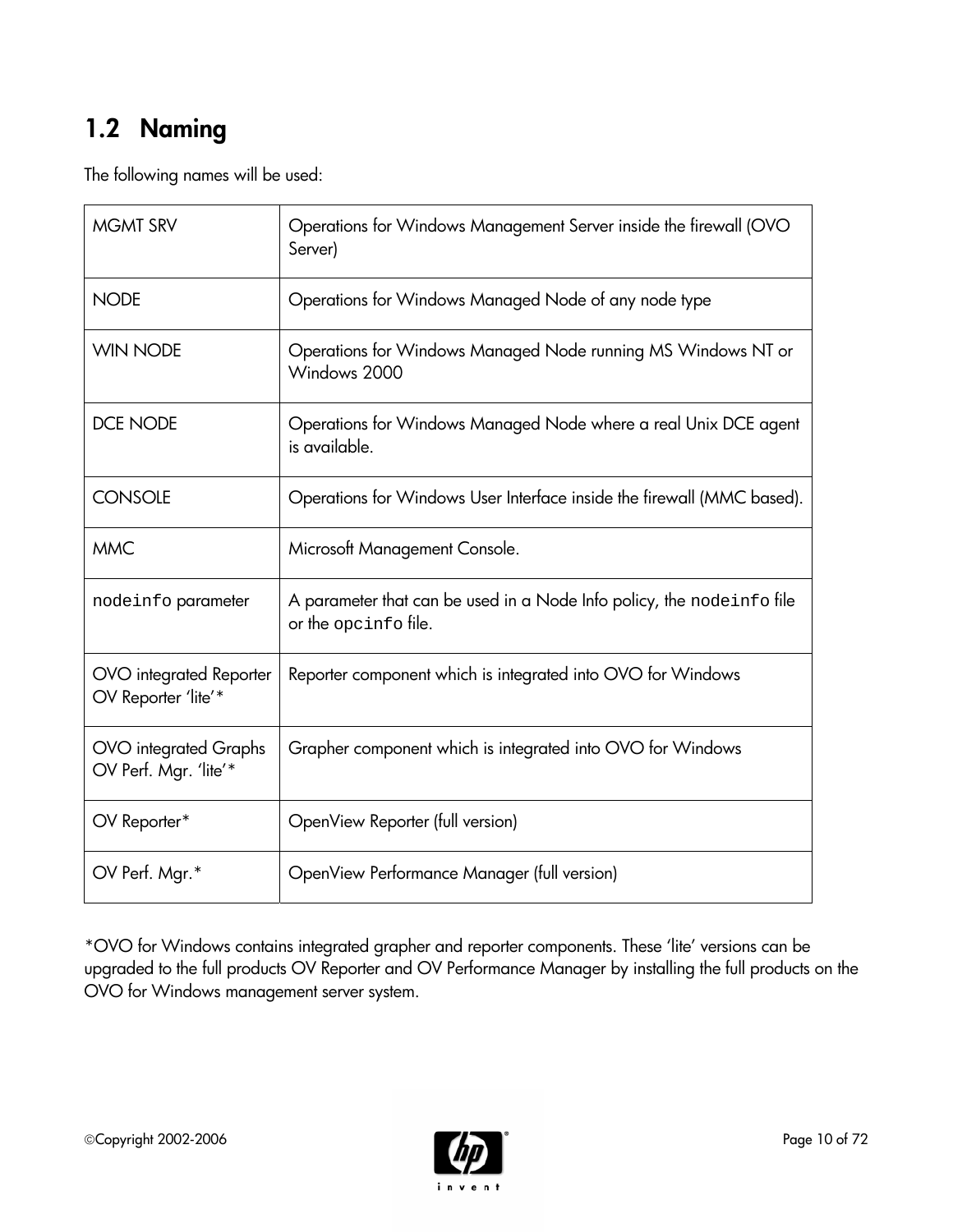## 1.2 Naming

The following names will be used:

| | |
|---|---|
| MGMT SRV | Operations for Windows Management Server inside the firewall (OVO Server) |
| NODE | Operations for Windows Managed Node of any node type |
| WIN NODE | Operations for Windows Managed Node running MS Windows NT or Windows 2000 |
| DCE NODE | Operations for Windows Managed Node where a real Unix DCE agent is available. |
| CONSOLE | Operations for Windows User Interface inside the firewall (MMC based). |
| MMC | Microsoft Management Console. |
| `nodeinfo` parameter | A parameter that can be used in a Node Info policy, the `nodeinfo` file or the `opcinfo` file. |
| OVO integrated Reporter OV Reporter 'lite'* | Reporter component which is integrated into OVO for Windows |
| OVO integrated Graphs OV Perf. Mgr. 'lite'* | Grapher component which is integrated into OVO for Windows |
| OV Reporter* | OpenView Reporter (full version) |
| OV Perf. Mgr.* | OpenView Performance Manager (full version) |

*OVO for Windows contains integrated grapher and reporter components. These 'lite' versions can be upgraded to the full products OV Reporter and OV Performance Manager by installing the full products on the OVO for Windows management server system.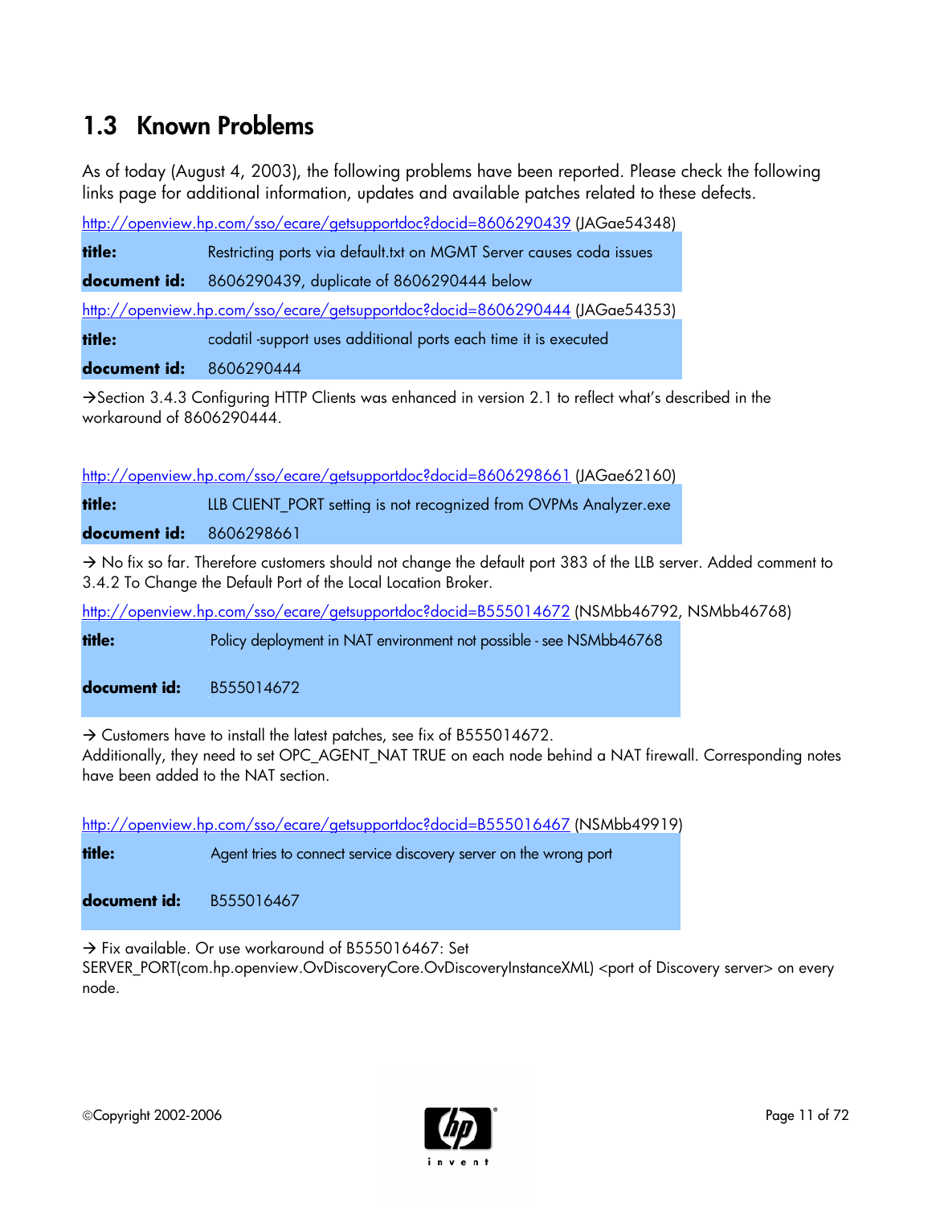## 1.3 Known Problems

As of today (August 4, 2003), the following problems have been reported. Please check the following links page for additional information, updates and available patches related to these defects.

http://openview.hp.com/sso/ecare/getsupportdoc?docid=8606290439 (JAGae54348)

| | |
|---|---|
| **title:** | Restricting ports via default.txt on MGMT Server causes coda issues |
| **document id:** | 8606290439, duplicate of 8606290444 below |

http://openview.hp.com/sso/ecare/getsupportdoc?docid=8606290444 (JAGae54353)

| | |
|---|---|
| **title:** | codatil -support uses additional ports each time it is executed |
| **document id:** | 8606290444 |

→Section 3.4.3 Configuring HTTP Clients was enhanced in version 2.1 to reflect what's described in the workaround of 8606290444.

http://openview.hp.com/sso/ecare/getsupportdoc?docid=8606298661 (JAGae62160)

| | |
|---|---|
| **title:** | LLB CLIENT_PORT setting is not recognized from OVPMs Analyzer.exe |
| **document id:** | 8606298661 |

→ No fix so far. Therefore customers should not change the default port 383 of the LLB server. Added comment to 3.4.2 To Change the Default Port of the Local Location Broker.

http://openview.hp.com/sso/ecare/getsupportdoc?docid=B555014672 (NSMbb46792, NSMbb46768)

| | |
|---|---|
| **title:** | Policy deployment in NAT environment not possible - see NSMbb46768 |
| **document id:** | B555014672 |

→ Customers have to install the latest patches, see fix of B555014672.
Additionally, they need to set OPC_AGENT_NAT TRUE on each node behind a NAT firewall. Corresponding notes have been added to the NAT section.

http://openview.hp.com/sso/ecare/getsupportdoc?docid=B555016467 (NSMbb49919)

| | |
|---|---|
| **title:** | Agent tries to connect service discovery server on the wrong port |
| **document id:** | B555016467 |

→ Fix available. Or use workaround of B555016467: Set SERVER_PORT(com.hp.openview.OvDiscoveryCore.OvDiscoveryInstanceXML) <port of Discovery server> on every node.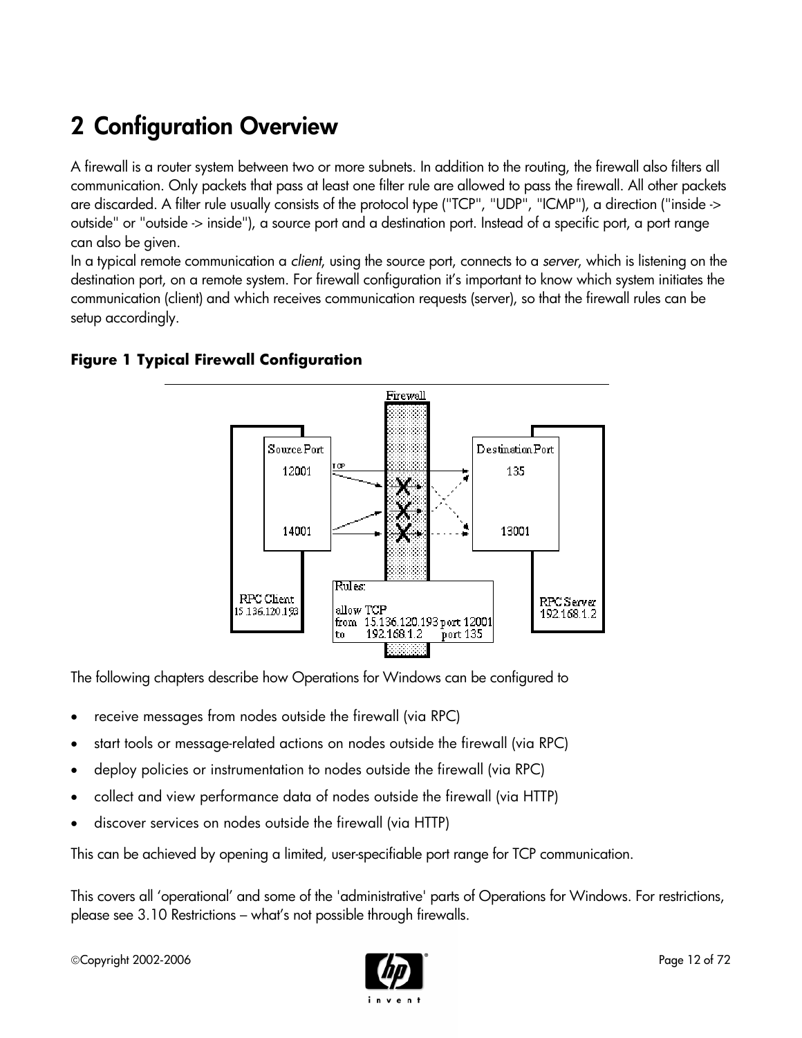# 2 Configuration Overview

A firewall is a router system between two or more subnets. In addition to the routing, the firewall also filters all communication. Only packets that pass at least one filter rule are allowed to pass the firewall. All other packets are discarded. A filter rule usually consists of the protocol type ("TCP", "UDP", "ICMP"), a direction ("inside -> outside" or "outside -> inside"), a source port and a destination port. Instead of a specific port, a port range can also be given.

In a typical remote communication a *client*, using the source port, connects to a *server*, which is listening on the destination port, on a remote system. For firewall configuration it's important to know which system initiates the communication (client) and which receives communication requests (server), so that the firewall rules can be setup accordingly.

**Figure 1 Typical Firewall Configuration**

The following chapters describe how Operations for Windows can be configured to

- receive messages from nodes outside the firewall (via RPC)
- start tools or message-related actions on nodes outside the firewall (via RPC)
- deploy policies or instrumentation to nodes outside the firewall (via RPC)
- collect and view performance data of nodes outside the firewall (via HTTP)
- discover services on nodes outside the firewall (via HTTP)

This can be achieved by opening a limited, user-specifiable port range for TCP communication.

This covers all 'operational' and some of the 'administrative' parts of Operations for Windows. For restrictions, please see 3.10 Restrictions – what's not possible through firewalls.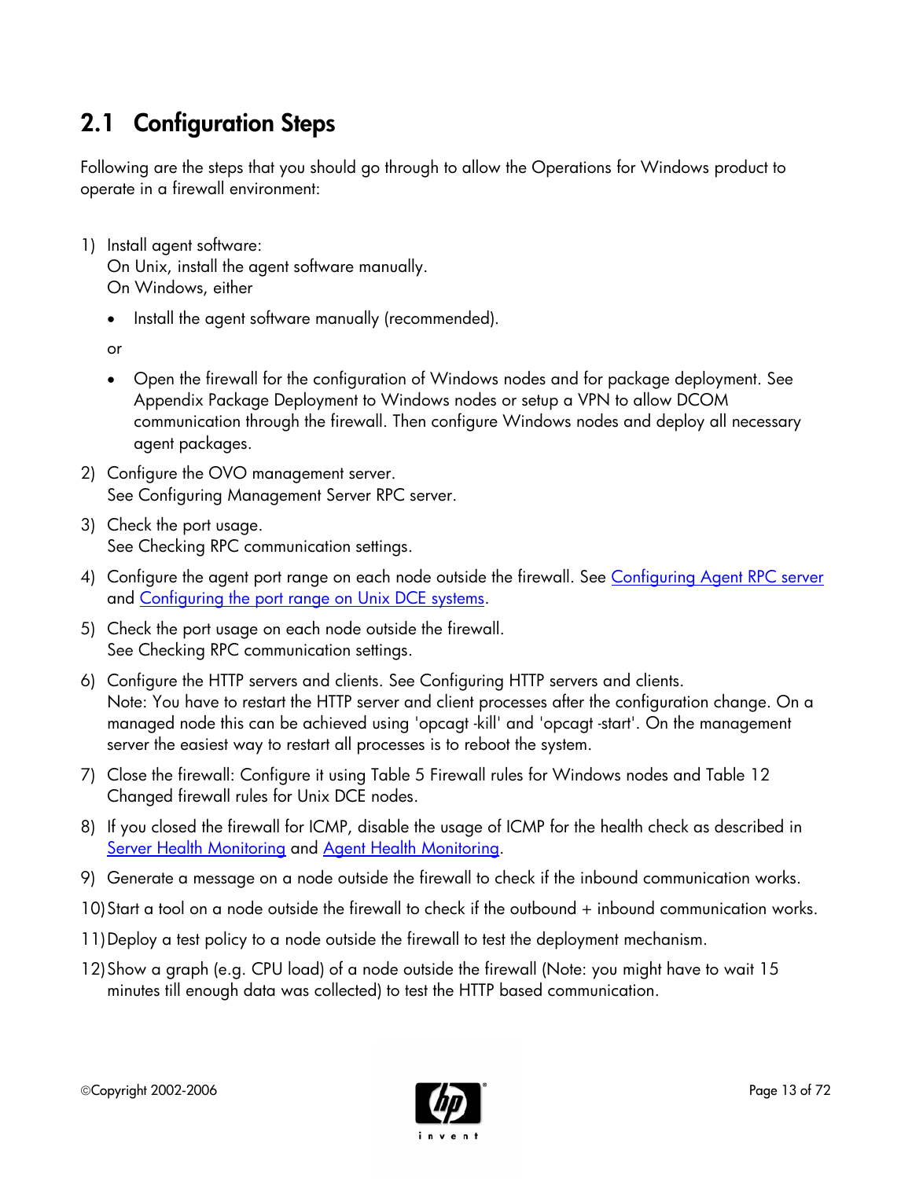## 2.1 Configuration Steps

Following are the steps that you should go through to allow the Operations for Windows product to operate in a firewall environment:

1) Install agent software:
   On Unix, install the agent software manually.
   On Windows, either

   - Install the agent software manually (recommended).

   or

   - Open the firewall for the configuration of Windows nodes and for package deployment. See Appendix Package Deployment to Windows nodes or setup a VPN to allow DCOM communication through the firewall. Then configure Windows nodes and deploy all necessary agent packages.

2) Configure the OVO management server.
   See Configuring Management Server RPC server.

3) Check the port usage.
   See Checking RPC communication settings.

4) Configure the agent port range on each node outside the firewall. See Configuring Agent RPC server and Configuring the port range on Unix DCE systems.

5) Check the port usage on each node outside the firewall.
   See Checking RPC communication settings.

6) Configure the HTTP servers and clients. See Configuring HTTP servers and clients.
   Note: You have to restart the HTTP server and client processes after the configuration change. On a managed node this can be achieved using 'opcagt -kill' and 'opcagt -start'. On the management server the easiest way to restart all processes is to reboot the system.

7) Close the firewall: Configure it using Table 5 Firewall rules for Windows nodes and Table 12 Changed firewall rules for Unix DCE nodes.

8) If you closed the firewall for ICMP, disable the usage of ICMP for the health check as described in Server Health Monitoring and Agent Health Monitoring.

9) Generate a message on a node outside the firewall to check if the inbound communication works.

10) Start a tool on a node outside the firewall to check if the outbound + inbound communication works.

11) Deploy a test policy to a node outside the firewall to test the deployment mechanism.

12) Show a graph (e.g. CPU load) of a node outside the firewall (Note: you might have to wait 15 minutes till enough data was collected) to test the HTTP based communication.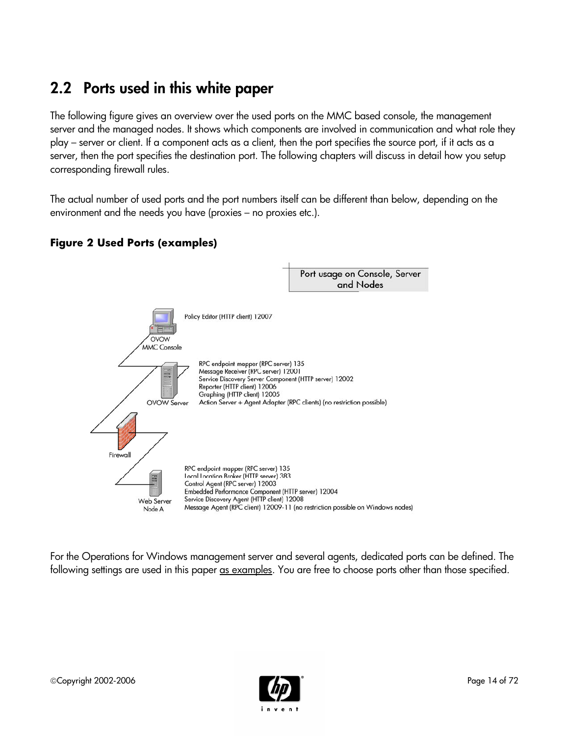## 2.2 Ports used in this white paper

The following figure gives an overview over the used ports on the MMC based console, the management server and the managed nodes. It shows which components are involved in communication and what role they play – server or client. If a component acts as a client, then the port specifies the source port, if it acts as a server, then the port specifies the destination port. The following chapters will discuss in detail how you setup corresponding firewall rules.

The actual number of used ports and the port numbers itself can be different than below, depending on the environment and the needs you have (proxies – no proxies etc.).

**Figure 2 Used Ports (examples)**

Port usage on Console, Server and Nodes

OVOW MMC Console
Policy Editor (HTTP client) 12007

OVOW Server
RPC endpoint mapper (RPC server) 135
Message Receiver (RPC server) 12001
Service Discovery Server Component (HTTP server) 12002
Reporter (HTTP client) 12006
Graphing (HTTP client) 12005
Action Server + Agent Adapter (RPC clients) (no restriction possible)

Firewall

Web Server Node A
RPC endpoint mapper (RPC server) 135
Local Location Broker (HTTP server) 383
Control Agent (RPC server) 12003
Embedded Performance Component (HTTP server) 12004
Service Discovery Agent (HTTP client) 12008
Message Agent (RPC client) 12009-11 (no restriction possible on Windows nodes)

For the Operations for Windows management server and several agents, dedicated ports can be defined. The following settings are used in this paper as examples. You are free to choose ports other than those specified.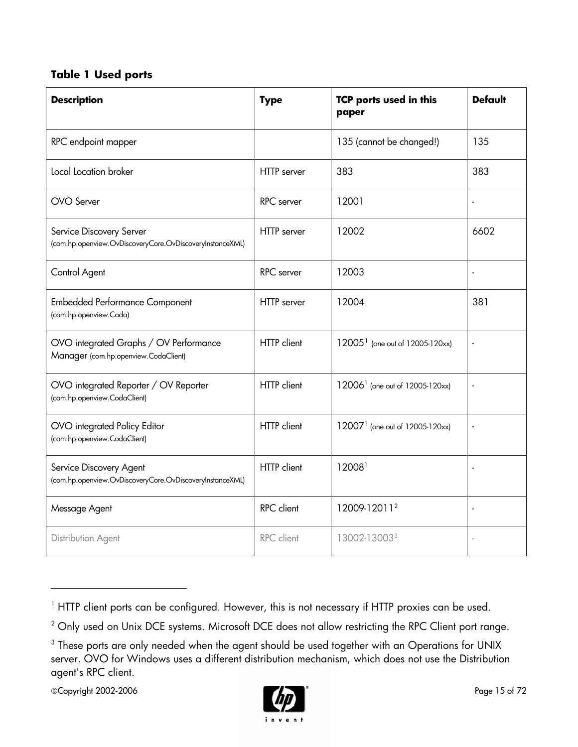**Table 1 Used ports**

| Description | Type | TCP ports used in this paper | Default |
| --- | --- | --- | --- |
| RPC endpoint mapper | | 135 (cannot be changed!) | 135 |
| Local Location broker | HTTP server | 383 | 383 |
| OVO Server | RPC server | 12001 | - |
| Service Discovery Server (com.hp.openview.OvDiscoveryCore.OvDiscoveryInstanceXML) | HTTP server | 12002 | 6602 |
| Control Agent | RPC server | 12003 | - |
| Embedded Performance Component (com.hp.openview.Coda) | HTTP server | 12004 | 381 |
| OVO integrated Graphs / OV Performance Manager (com.hp.openview.CodaClient) | HTTP client | 12005[1] (one out of 12005-120xx) | - |
| OVO integrated Reporter / OV Reporter (com.hp.openview.CodaClient) | HTTP client | 12006[1] (one out of 12005-120xx) | - |
| OVO integrated Policy Editor (com.hp.openview.CodaClient) | HTTP client | 12007[1] (one out of 12005-120xx) | - |
| Service Discovery Agent (com.hp.openview.OvDiscoveryCore.OvDiscoveryInstanceXML) | HTTP client | 12008[1] | - |
| Message Agent | RPC client | 12009-12011[2] | - |
| Distribution Agent | RPC client | 13002-13003[3] | - |

[1] HTTP client ports can be configured. However, this is not necessary if HTTP proxies can be used.

[2] Only used on Unix DCE systems. Microsoft DCE does not allow restricting the RPC Client port range.

[3] These ports are only needed when the agent should be used together with an Operations for UNIX server. OVO for Windows uses a different distribution mechanism, which does not use the Distribution agent's RPC client.

©Copyright 2002-2006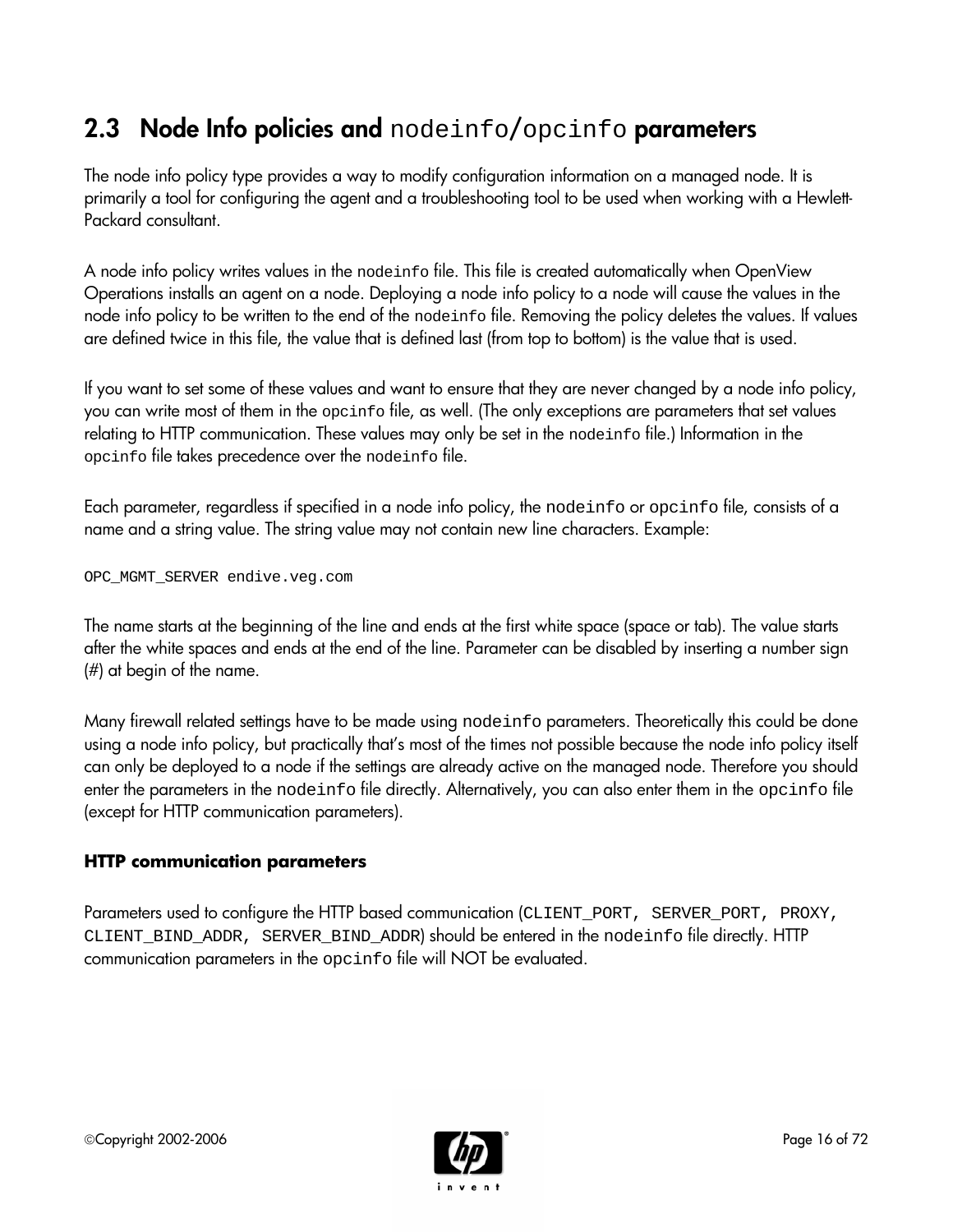## 2.3 Node Info policies and `nodeinfo`/`opcinfo` parameters

The node info policy type provides a way to modify configuration information on a managed node. It is primarily a tool for configuring the agent and a troubleshooting tool to be used when working with a Hewlett-Packard consultant.

A node info policy writes values in the `nodeinfo` file. This file is created automatically when OpenView Operations installs an agent on a node. Deploying a node info policy to a node will cause the values in the node info policy to be written to the end of the `nodeinfo` file. Removing the policy deletes the values. If values are defined twice in this file, the value that is defined last (from top to bottom) is the value that is used.

If you want to set some of these values and want to ensure that they are never changed by a node info policy, you can write most of them in the `opcinfo` file, as well. (The only exceptions are parameters that set values relating to HTTP communication. These values may only be set in the `nodeinfo` file.) Information in the `opcinfo` file takes precedence over the `nodeinfo` file.

Each parameter, regardless if specified in a node info policy, the `nodeinfo` or `opcinfo` file, consists of a name and a string value. The string value may not contain new line characters. Example:

```
OPC_MGMT_SERVER endive.veg.com
```

The name starts at the beginning of the line and ends at the first white space (space or tab). The value starts after the white spaces and ends at the end of the line. Parameter can be disabled by inserting a number sign (#) at begin of the name.

Many firewall related settings have to be made using `nodeinfo` parameters. Theoretically this could be done using a node info policy, but practically that's most of the times not possible because the node info policy itself can only be deployed to a node if the settings are already active on the managed node. Therefore you should enter the parameters in the `nodeinfo` file directly. Alternatively, you can also enter them in the `opcinfo` file (except for HTTP communication parameters).

### HTTP communication parameters

Parameters used to configure the HTTP based communication (`CLIENT_PORT, SERVER_PORT, PROXY, CLIENT_BIND_ADDR, SERVER_BIND_ADDR`) should be entered in the `nodeinfo` file directly. HTTP communication parameters in the `opcinfo` file will NOT be evaluated.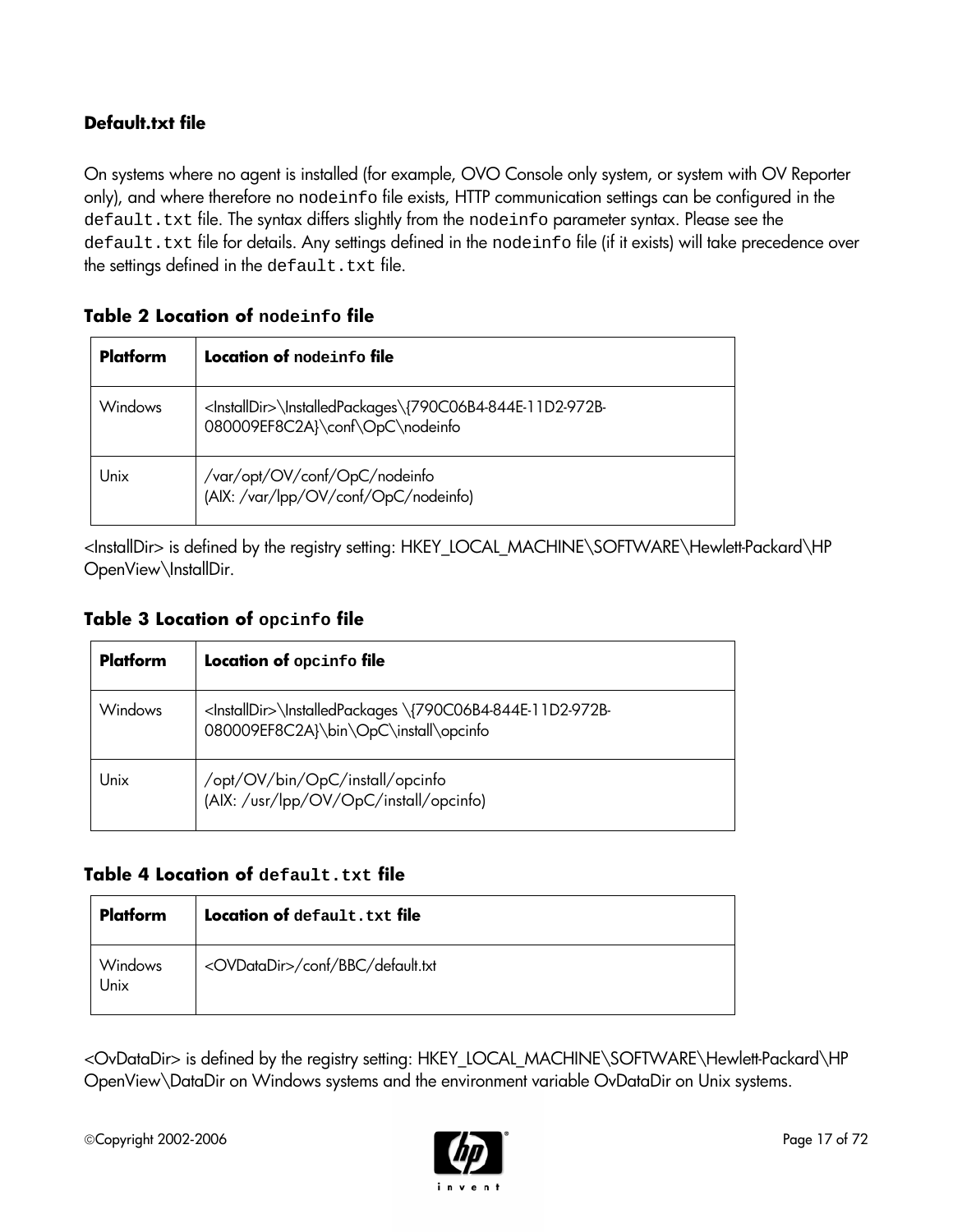### Default.txt file

On systems where no agent is installed (for example, OVO Console only system, or system with OV Reporter only), and where therefore no `nodeinfo` file exists, HTTP communication settings can be configured in the `default.txt` file. The syntax differs slightly from the `nodeinfo` parameter syntax. Please see the `default.txt` file for details. Any settings defined in the `nodeinfo` file (if it exists) will take precedence over the settings defined in the `default.txt` file.

**Table 2 Location of `nodeinfo` file**

| Platform | Location of `nodeinfo` file |
|---|---|
| Windows | <InstallDir>\InstalledPackages\{790C06B4-844E-11D2-972B-080009EF8C2A}\conf\OpC\nodeinfo |
| Unix | /var/opt/OV/conf/OpC/nodeinfo (AIX: /var/lpp/OV/conf/OpC/nodeinfo) |

<InstallDir> is defined by the registry setting: HKEY_LOCAL_MACHINE\SOFTWARE\Hewlett-Packard\HP OpenView\InstallDir.

**Table 3 Location of `opcinfo` file**

| Platform | Location of `opcinfo` file |
|---|---|
| Windows | <InstallDir>\InstalledPackages \{790C06B4-844E-11D2-972B-080009EF8C2A}\bin\OpC\install\opcinfo |
| Unix | /opt/OV/bin/OpC/install/opcinfo (AIX: /usr/lpp/OV/OpC/install/opcinfo) |

**Table 4 Location of `default.txt` file**

| Platform | Location of `default.txt` file |
|---|---|
| Windows Unix | <OVDataDir>/conf/BBC/default.txt |

<OvDataDir> is defined by the registry setting: HKEY_LOCAL_MACHINE\SOFTWARE\Hewlett-Packard\HP OpenView\DataDir on Windows systems and the environment variable OvDataDir on Unix systems.

©Copyright 2002-2006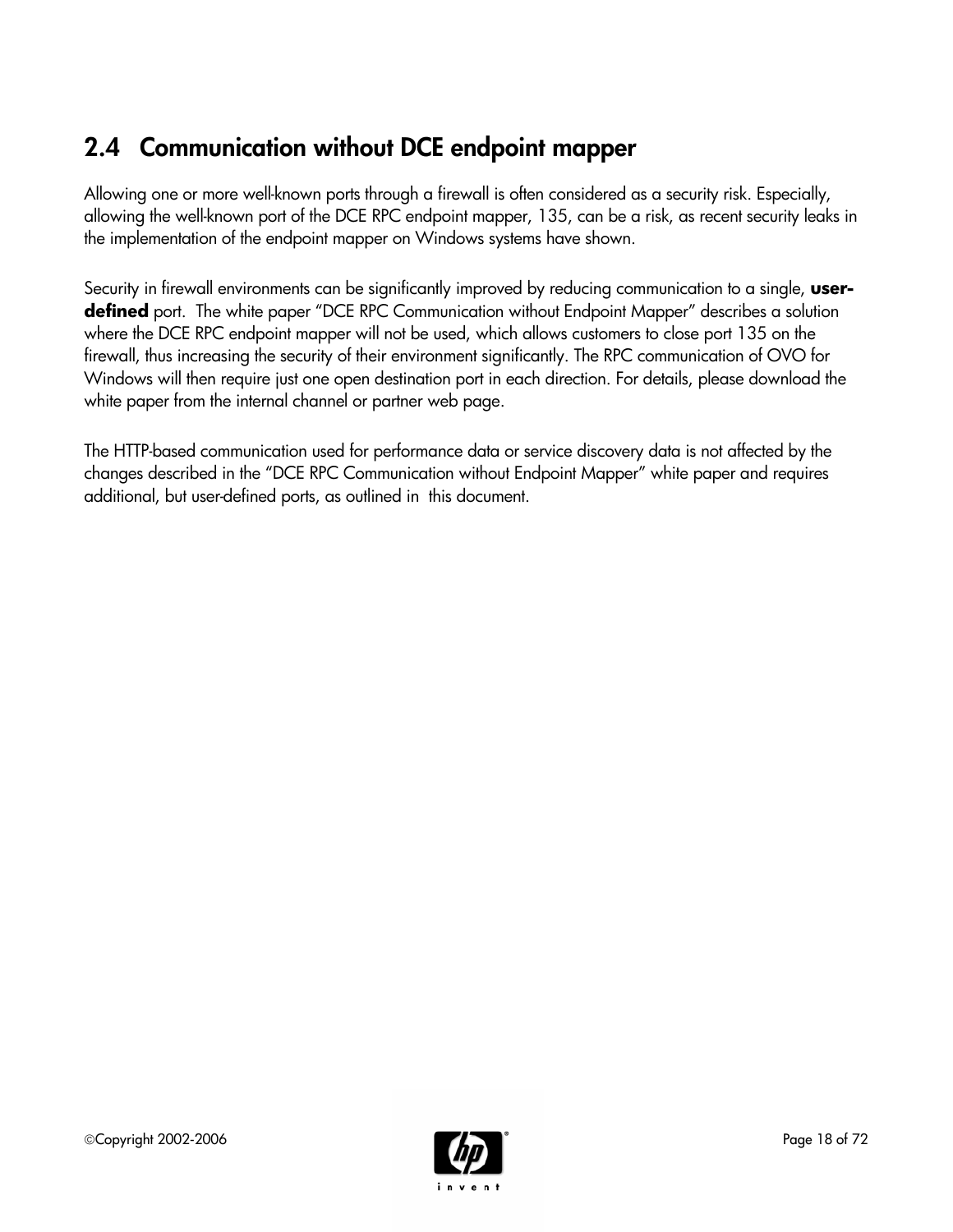## 2.4 Communication without DCE endpoint mapper

Allowing one or more well-known ports through a firewall is often considered as a security risk. Especially, allowing the well-known port of the DCE RPC endpoint mapper, 135, can be a risk, as recent security leaks in the implementation of the endpoint mapper on Windows systems have shown.

Security in firewall environments can be significantly improved by reducing communication to a single, **user-defined** port. The white paper "DCE RPC Communication without Endpoint Mapper" describes a solution where the DCE RPC endpoint mapper will not be used, which allows customers to close port 135 on the firewall, thus increasing the security of their environment significantly. The RPC communication of OVO for Windows will then require just one open destination port in each direction. For details, please download the white paper from the internal channel or partner web page.

The HTTP-based communication used for performance data or service discovery data is not affected by the changes described in the "DCE RPC Communication without Endpoint Mapper" white paper and requires additional, but user-defined ports, as outlined in this document.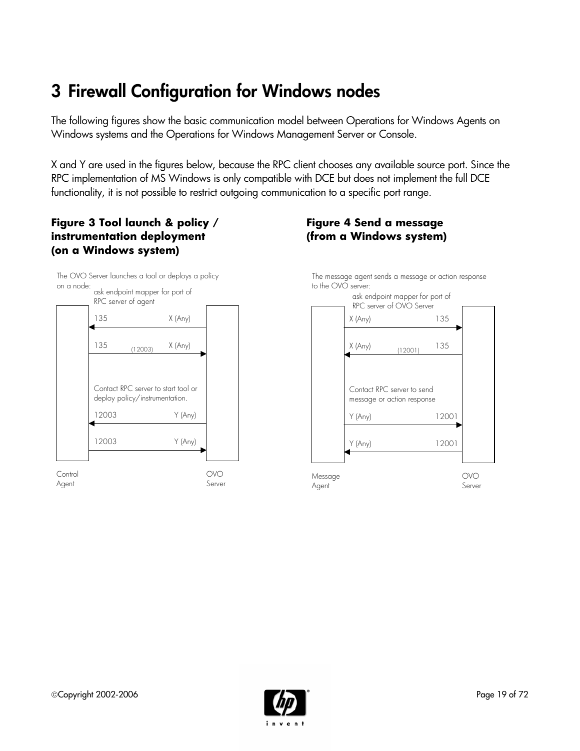# 3 Firewall Configuration for Windows nodes

The following figures show the basic communication model between Operations for Windows Agents on Windows systems and the Operations for Windows Management Server or Console.

X and Y are used in the figures below, because the RPC client chooses any available source port. Since the RPC implementation of MS Windows is only compatible with DCE but does not implement the full DCE functionality, it is not possible to restrict outgoing communication to a specific port range.

**Figure 3 Tool launch & policy / instrumentation deployment (on a Windows system)**

The OVO Server launches a tool or deploys a policy on a node:

ask endpoint mapper for port of RPC server of agent

135 X (Any)

135 (12003) X (Any)

Contact RPC server to start tool or deploy policy/instrumentation.

12003 Y (Any)

12003 Y (Any)

Control Agent

OVO Server

**Figure 4 Send a message (from a Windows system)**

The message agent sends a message or action response to the OVO server:

ask endpoint mapper for port of RPC server of OVO Server

X (Any) 135

X (Any) (12001) 135

Contact RPC server to send message or action response

Y (Any) 12001

Y (Any) 12001

Message Agent

OVO Server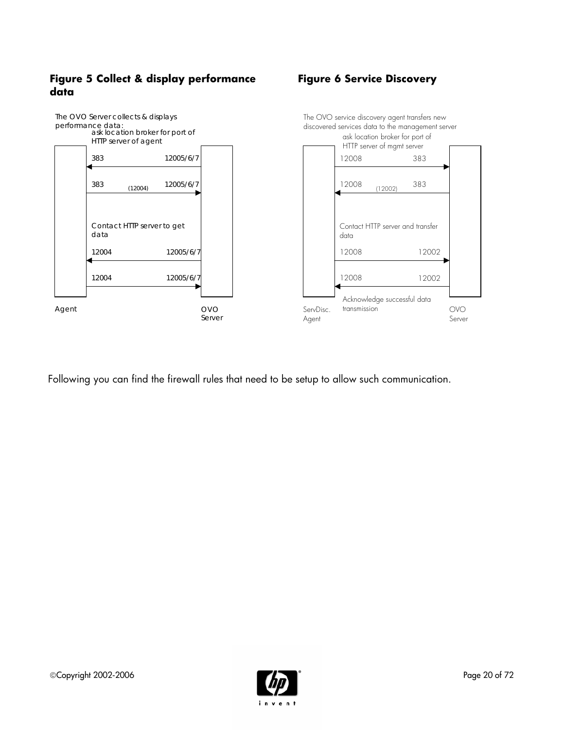**Figure 5 Collect & display performance data**

The OVO Server collects & displays performance data:

ask location broker for port of HTTP server of agent

383 12005/6/7

383 (12004) 12005/6/7

Contact HTTP server to get data

12004 12005/6/7

12004 12005/6/7

Agent OVO Server

**Figure 6 Service Discovery**

The OVO service discovery agent transfers new discovered services data to the management server

ask location broker for port of HTTP server of mgmt server

12008 383

12008 (12002) 383

Contact HTTP server and transfer data

12008 12002

12008 12002

Acknowledge successful data transmission

ServDisc. Agent OVO Server

Following you can find the firewall rules that need to be setup to allow such communication.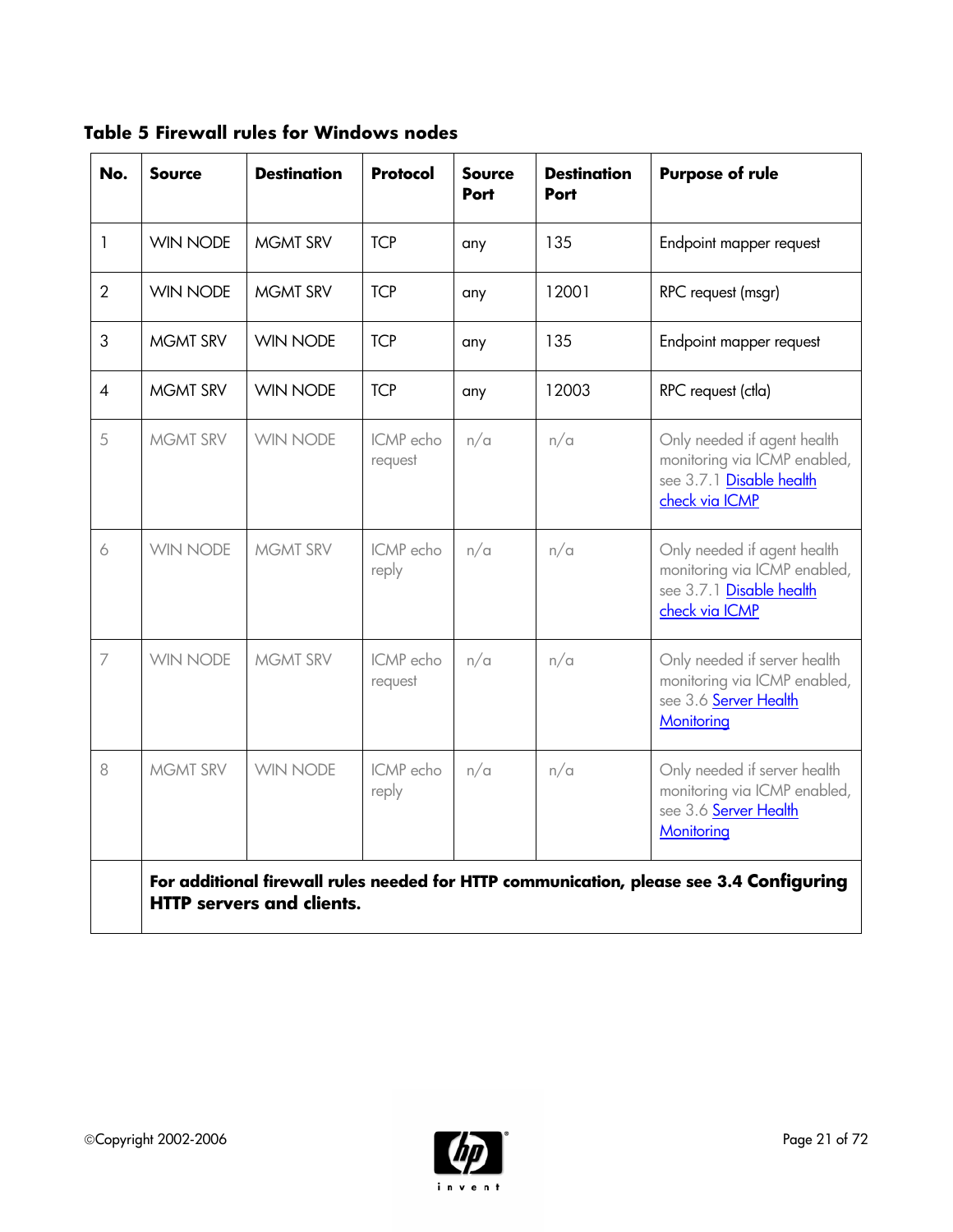**Table 5 Firewall rules for Windows nodes**

| No. | Source | Destination | Protocol | Source Port | Destination Port | Purpose of rule |
|---|---|---|---|---|---|---|
| 1 | WIN NODE | MGMT SRV | TCP | any | 135 | Endpoint mapper request |
| 2 | WIN NODE | MGMT SRV | TCP | any | 12001 | RPC request (msgr) |
| 3 | MGMT SRV | WIN NODE | TCP | any | 135 | Endpoint mapper request |
| 4 | MGMT SRV | WIN NODE | TCP | any | 12003 | RPC request (ctla) |
| 5 | MGMT SRV | WIN NODE | ICMP echo request | n/a | n/a | Only needed if agent health monitoring via ICMP enabled, see 3.7.1 Disable health check via ICMP |
| 6 | WIN NODE | MGMT SRV | ICMP echo reply | n/a | n/a | Only needed if agent health monitoring via ICMP enabled, see 3.7.1 Disable health check via ICMP |
| 7 | WIN NODE | MGMT SRV | ICMP echo request | n/a | n/a | Only needed if server health monitoring via ICMP enabled, see 3.6 Server Health Monitoring |
| 8 | MGMT SRV | WIN NODE | ICMP echo reply | n/a | n/a | Only needed if server health monitoring via ICMP enabled, see 3.6 Server Health Monitoring |
| | **For additional firewall rules needed for HTTP communication, please see 3.4 Configuring HTTP servers and clients.** | | | | | |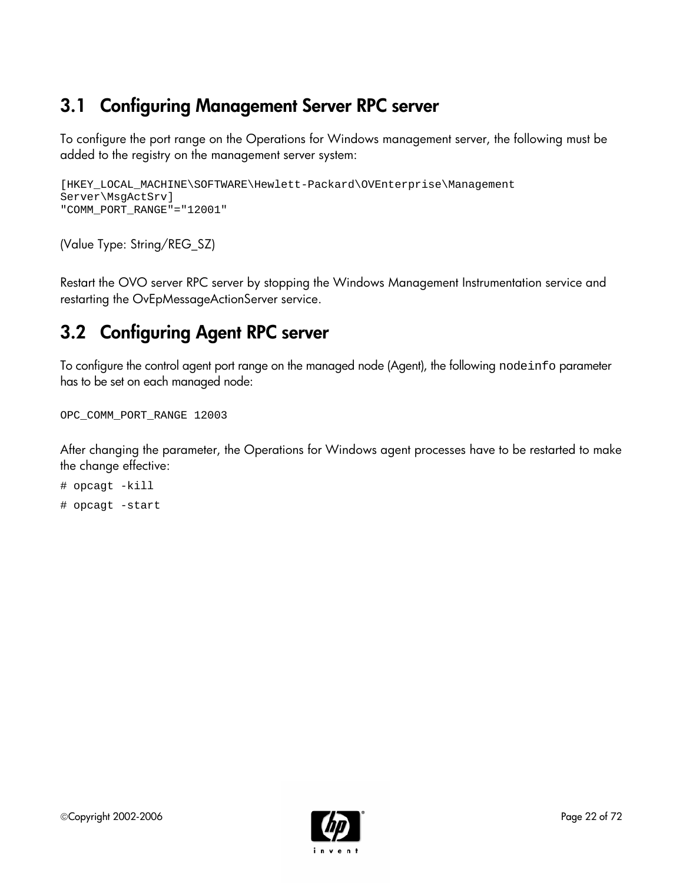## 3.1 Configuring Management Server RPC server

To configure the port range on the Operations for Windows management server, the following must be added to the registry on the management server system:

```
[HKEY_LOCAL_MACHINE\SOFTWARE\Hewlett-Packard\OVEnterprise\Management
Server\MsgActSrv]
"COMM_PORT_RANGE"="12001"
```

(Value Type: String/REG_SZ)

Restart the OVO server RPC server by stopping the Windows Management Instrumentation service and restarting the OvEpMessageActionServer service.

## 3.2 Configuring Agent RPC server

To configure the control agent port range on the managed node (Agent), the following `nodeinfo` parameter has to be set on each managed node:

```
OPC_COMM_PORT_RANGE 12003
```

After changing the parameter, the Operations for Windows agent processes have to be restarted to make the change effective:

```
# opcagt -kill
# opcagt -start
```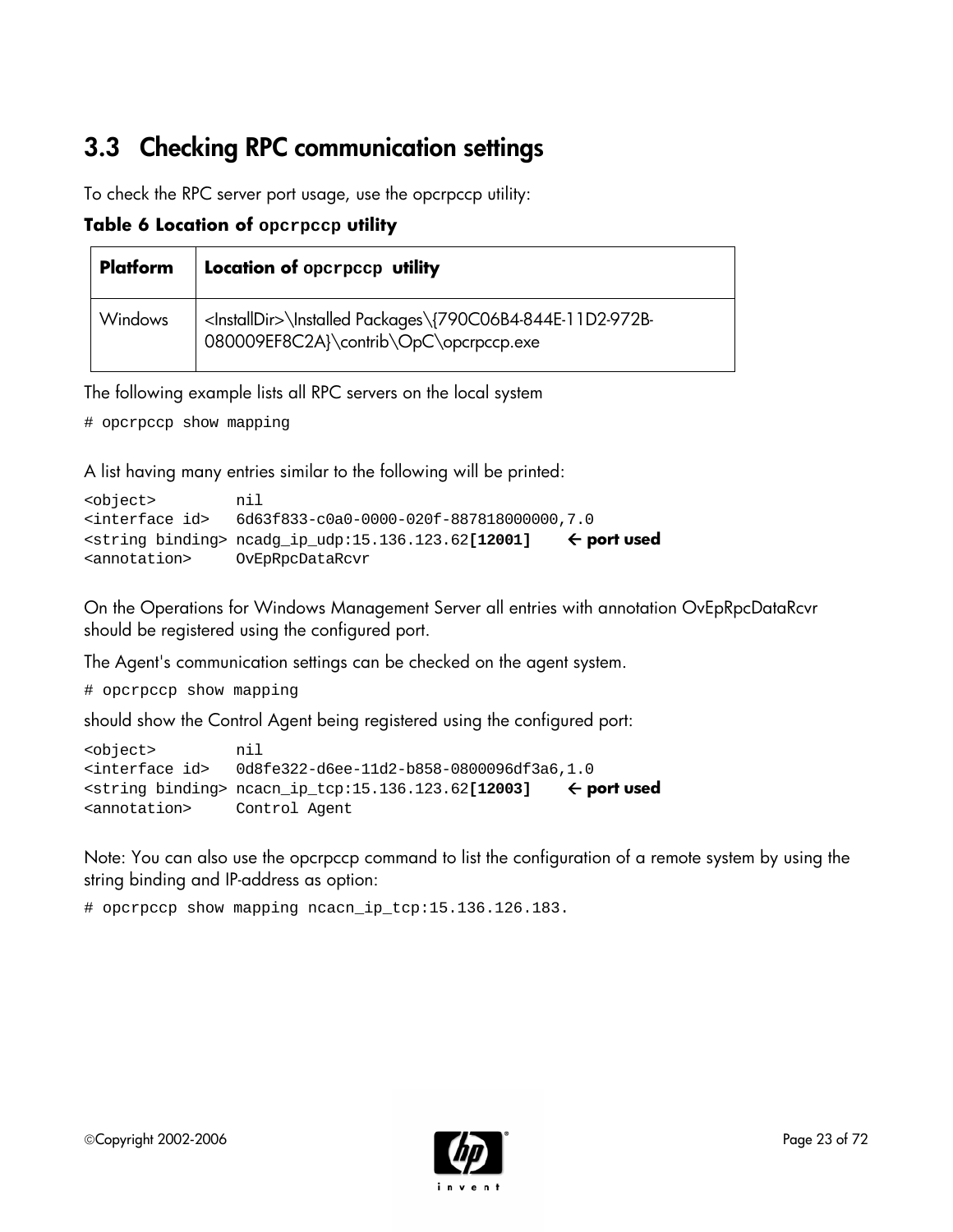## 3.3 Checking RPC communication settings

To check the RPC server port usage, use the opcrpccp utility:

**Table 6 Location of `opcrpccp` utility**

| **Platform** | **Location of `opcrpccp` utility** |
|---|---|
| Windows | <InstallDir>\Installed Packages\{790C06B4-844E-11D2-972B-080009EF8C2A}\contrib\OpC\opcrpccp.exe |

The following example lists all RPC servers on the local system

```
# opcrpccp show mapping
```

A list having many entries similar to the following will be printed:

```
<object>         nil
<interface id>   6d63f833-c0a0-0000-020f-887818000000,7.0
<string binding> ncadg_ip_udp:15.136.123.62[12001]     ← port used
<annotation>     OvEpRpcDataRcvr
```

On the Operations for Windows Management Server all entries with annotation OvEpRpcDataRcvr should be registered using the configured port.

The Agent's communication settings can be checked on the agent system.

```
# opcrpccp show mapping
```

should show the Control Agent being registered using the configured port:

```
<object>         nil
<interface id>   0d8fe322-d6ee-11d2-b858-0800096df3a6,1.0
<string binding> ncacn_ip_tcp:15.136.123.62[12003]     ← port used
<annotation>     Control Agent
```

Note: You can also use the opcrpccp command to list the configuration of a remote system by using the string binding and IP-address as option:

```
# opcrpccp show mapping ncacn_ip_tcp:15.136.126.183.
```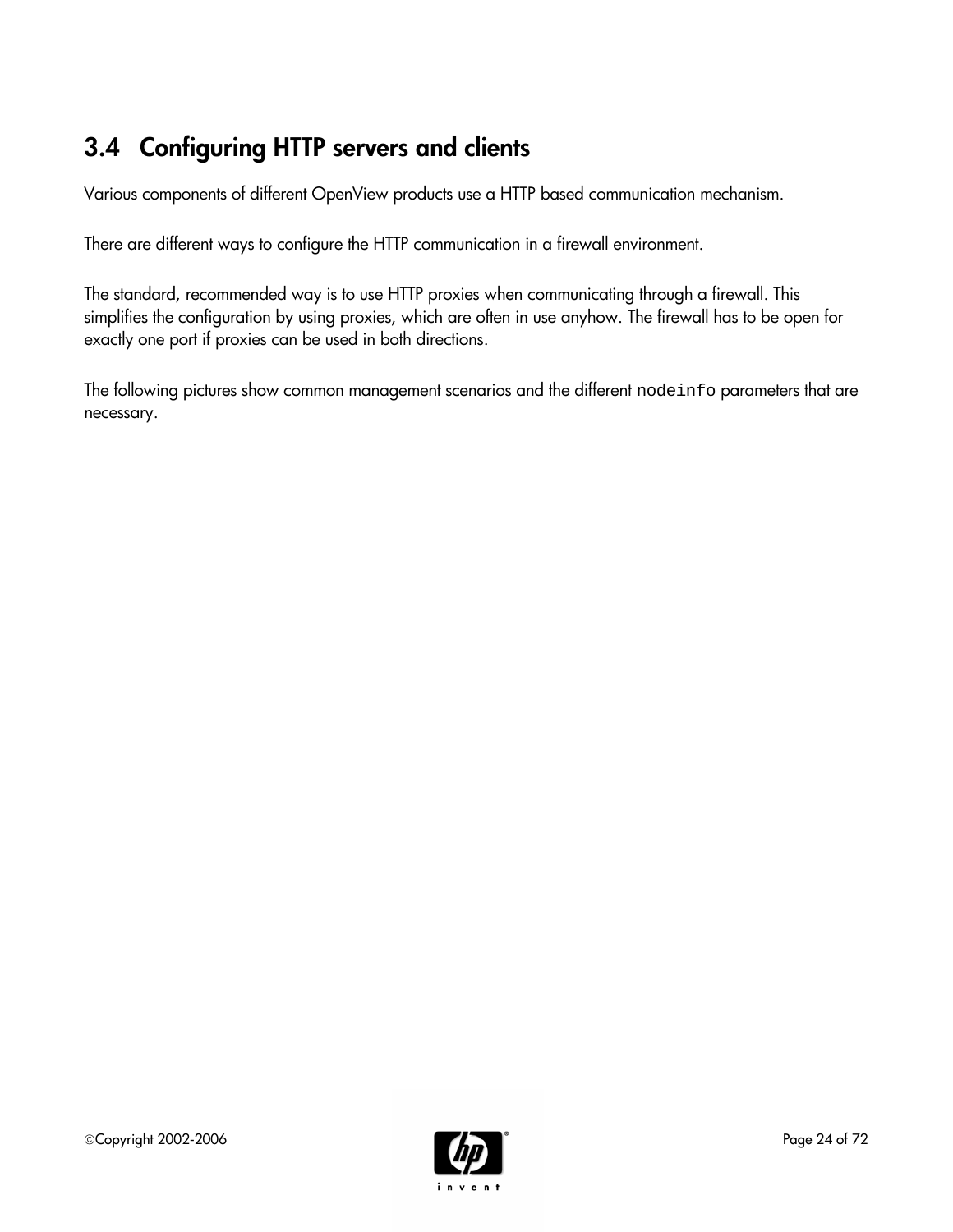## 3.4 Configuring HTTP servers and clients

Various components of different OpenView products use a HTTP based communication mechanism.

There are different ways to configure the HTTP communication in a firewall environment.

The standard, recommended way is to use HTTP proxies when communicating through a firewall. This simplifies the configuration by using proxies, which are often in use anyhow. The firewall has to be open for exactly one port if proxies can be used in both directions.

The following pictures show common management scenarios and the different `nodeinfo` parameters that are necessary.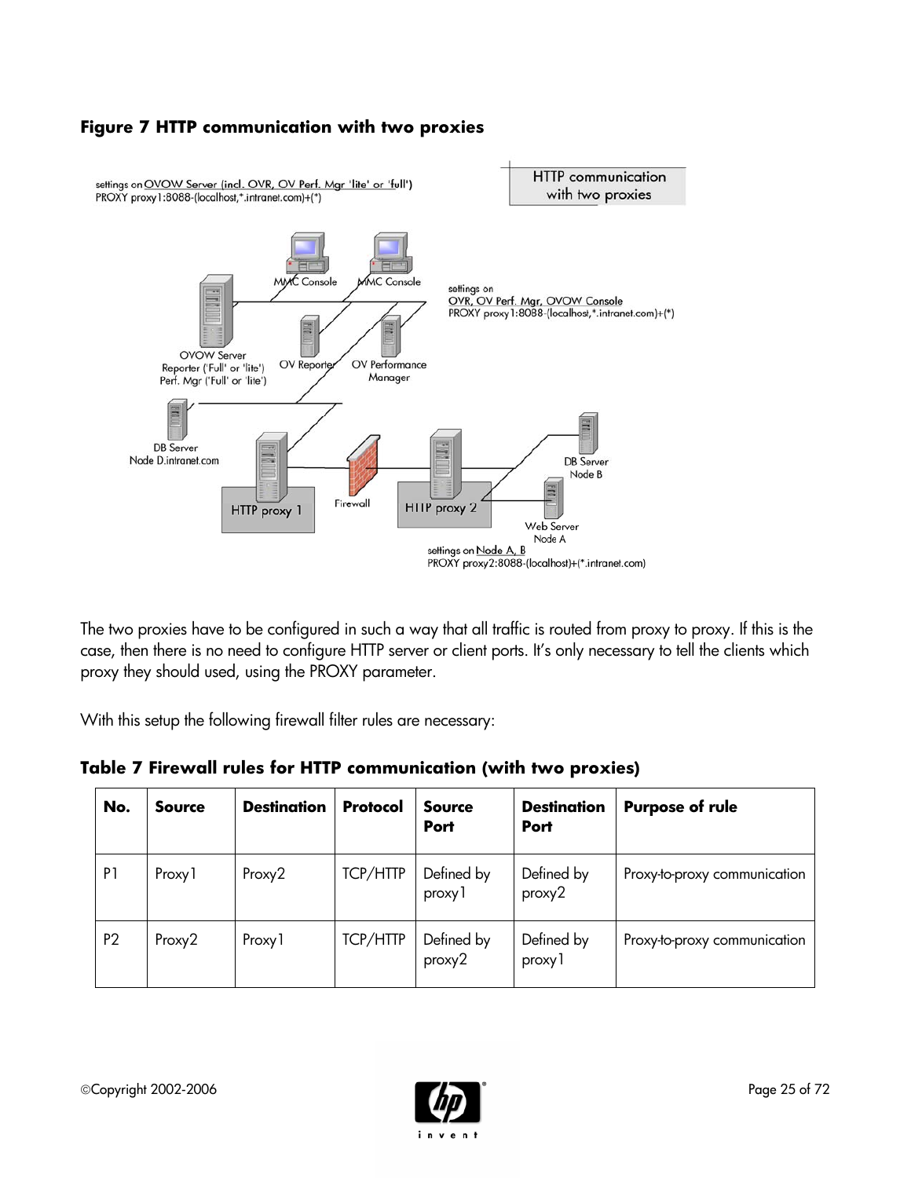**Figure 7 HTTP communication with two proxies**

The two proxies have to be configured in such a way that all traffic is routed from proxy to proxy. If this is the case, then there is no need to configure HTTP server or client ports. It's only necessary to tell the clients which proxy they should used, using the PROXY parameter.

With this setup the following firewall filter rules are necessary:

**Table 7 Firewall rules for HTTP communication (with two proxies)**

| No. | Source | Destination | Protocol | Source Port | Destination Port | Purpose of rule |
|---|---|---|---|---|---|---|
| P1 | Proxy1 | Proxy2 | TCP/HTTP | Defined by proxy1 | Defined by proxy2 | Proxy-to-proxy communication |
| P2 | Proxy2 | Proxy1 | TCP/HTTP | Defined by proxy2 | Defined by proxy1 | Proxy-to-proxy communication |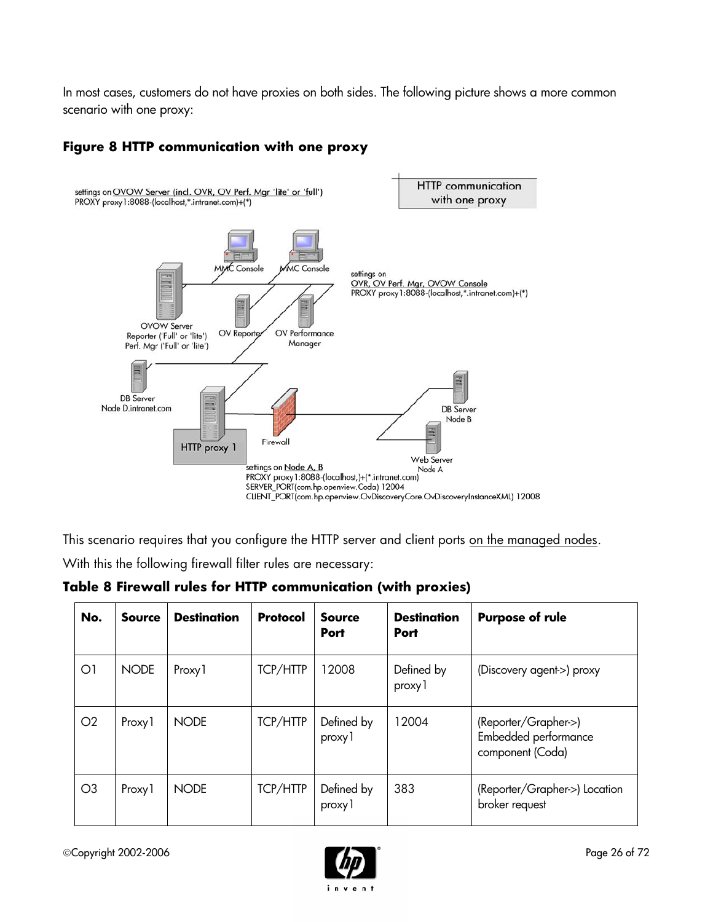In most cases, customers do not have proxies on both sides. The following picture shows a more common scenario with one proxy:

**Figure 8 HTTP communication with one proxy**

This scenario requires that you configure the HTTP server and client ports on the managed nodes.

With this the following firewall filter rules are necessary:

**Table 8 Firewall rules for HTTP communication (with proxies)**

| No. | Source | Destination | Protocol | Source Port | Destination Port | Purpose of rule |
|---|---|---|---|---|---|---|
| O1 | NODE | Proxy1 | TCP/HTTP | 12008 | Defined by proxy1 | (Discovery agent->) proxy |
| O2 | Proxy1 | NODE | TCP/HTTP | Defined by proxy1 | 12004 | (Reporter/Grapher->) Embedded performance component (Coda) |
| O3 | Proxy1 | NODE | TCP/HTTP | Defined by proxy1 | 383 | (Reporter/Grapher->) Location broker request |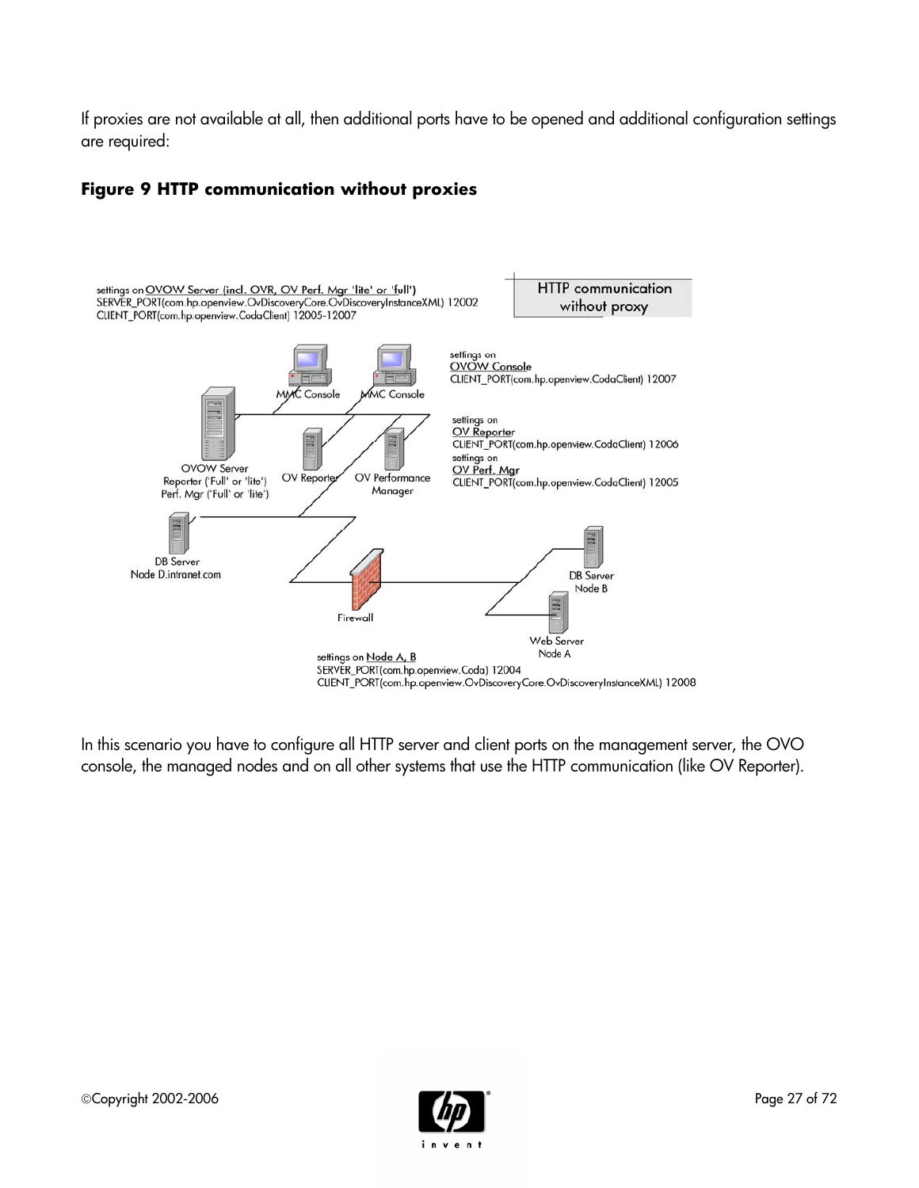If proxies are not available at all, then additional ports have to be opened and additional configuration settings are required:

**Figure 9 HTTP communication without proxies**

HTTP communication without proxy

settings on OVOW Server (incl. OVR, OV Perf. Mgr 'lite' or 'full')
SERVER_PORT(com.hp.openview.OvDiscoveryCore.OvDiscoveryInstanceXML) 12002
CLIENT_PORT(com.hp.openview.CodaClient) 12005-12007

settings on OVOW Console
CLIENT_PORT(com.hp.openview.CodaClient) 12007

settings on OV Reporter
CLIENT_PORT(com.hp.openview.CodaClient) 12006

settings on OV Perf. Mgr
CLIENT_PORT(com.hp.openview.CodaClient) 12005

MMC Console

MMC Console

OVOW Server
Reporter ('Full' or 'lite')
Perf. Mgr ('Full' or 'lite')

OV Reporter

OV Performance Manager

DB Server
Node D.intranet.com

Firewall

DB Server
Node B

Web Server
Node A

settings on Node A, B
SERVER_PORT(com.hp.openview.Coda) 12004
CLIENT_PORT(com.hp.openview.OvDiscoveryCore.OvDiscoveryInstanceXML) 12008

In this scenario you have to configure all HTTP server and client ports on the management server, the OVO console, the managed nodes and on all other systems that use the HTTP communication (like OV Reporter).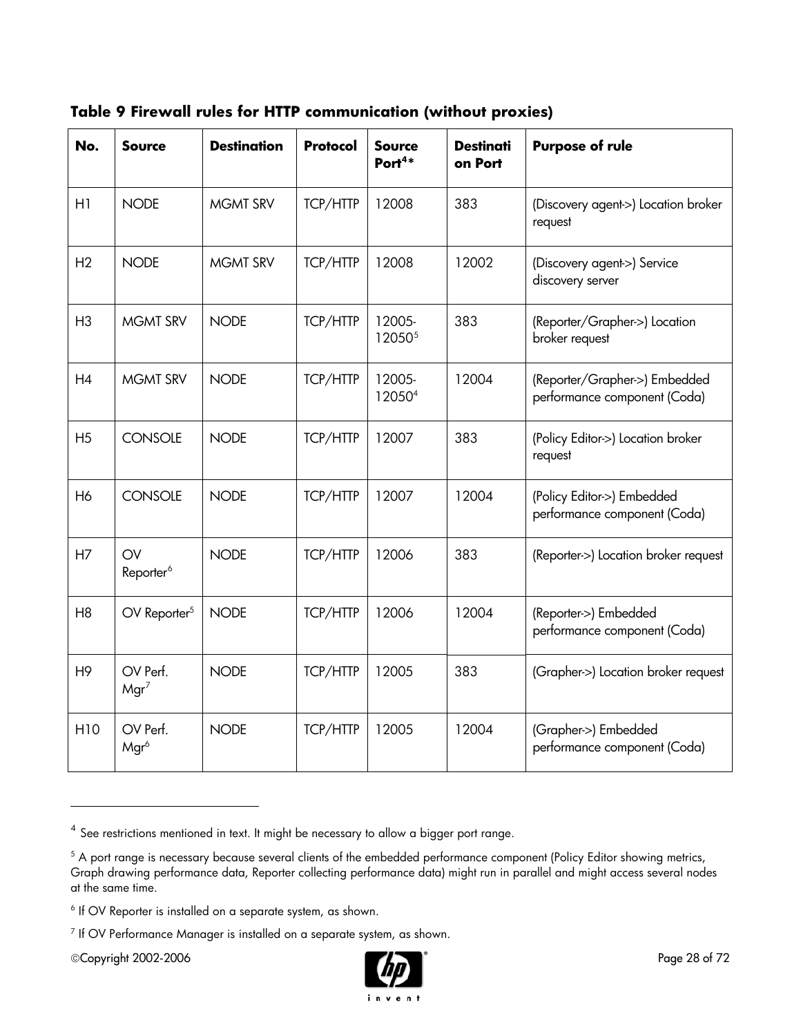**Table 9 Firewall rules for HTTP communication (without proxies)**

| No. | Source | Destination | Protocol | Source Port[4]* | Destination Port | Purpose of rule |
|---|---|---|---|---|---|---|
| H1 | NODE | MGMT SRV | TCP/HTTP | 12008 | 383 | (Discovery agent->) Location broker request |
| H2 | NODE | MGMT SRV | TCP/HTTP | 12008 | 12002 | (Discovery agent->) Service discovery server |
| H3 | MGMT SRV | NODE | TCP/HTTP | 12005-12050[5] | 383 | (Reporter/Grapher->) Location broker request |
| H4 | MGMT SRV | NODE | TCP/HTTP | 12005-12050[4] | 12004 | (Reporter/Grapher->) Embedded performance component (Coda) |
| H5 | CONSOLE | NODE | TCP/HTTP | 12007 | 383 | (Policy Editor->) Location broker request |
| H6 | CONSOLE | NODE | TCP/HTTP | 12007 | 12004 | (Policy Editor->) Embedded performance component (Coda) |
| H7 | OV Reporter[6] | NODE | TCP/HTTP | 12006 | 383 | (Reporter->) Location broker request |
| H8 | OV Reporter[5] | NODE | TCP/HTTP | 12006 | 12004 | (Reporter->) Embedded performance component (Coda) |
| H9 | OV Perf. Mgr[7] | NODE | TCP/HTTP | 12005 | 383 | (Grapher->) Location broker request |
| H10 | OV Perf. Mgr[6] | NODE | TCP/HTTP | 12005 | 12004 | (Grapher->) Embedded performance component (Coda) |

---

[4] See restrictions mentioned in text. It might be necessary to allow a bigger port range.

[5] A port range is necessary because several clients of the embedded performance component (Policy Editor showing metrics, Graph drawing performance data, Reporter collecting performance data) might run in parallel and might access several nodes at the same time.

[6] If OV Reporter is installed on a separate system, as shown.

[7] If OV Performance Manager is installed on a separate system, as shown.

©Copyright 2002-2006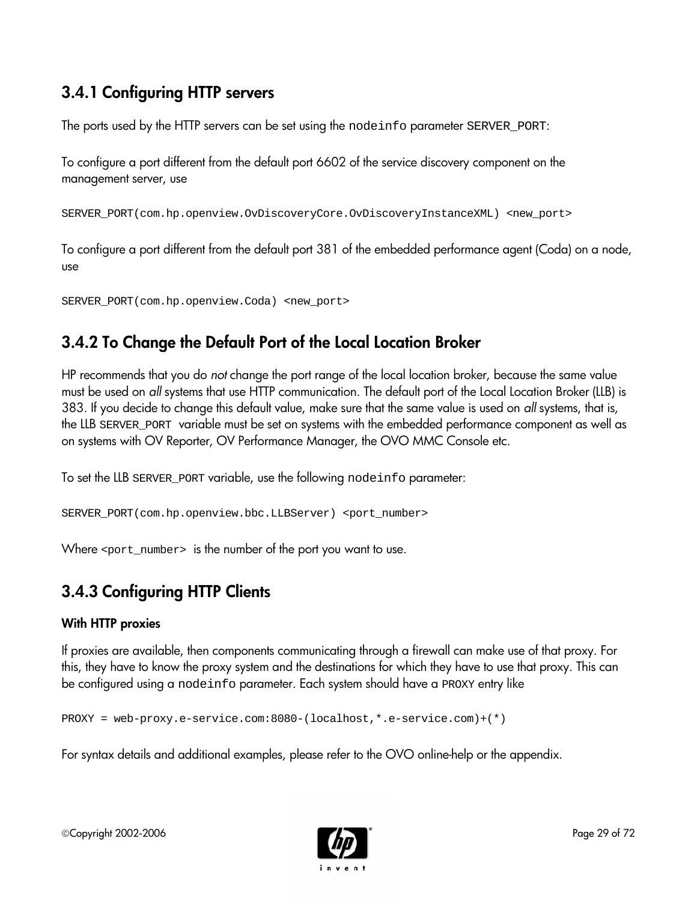### 3.4.1 Configuring HTTP servers

The ports used by the HTTP servers can be set using the `nodeinfo` parameter `SERVER_PORT`:

To configure a port different from the default port 6602 of the service discovery component on the management server, use

```
SERVER_PORT(com.hp.openview.OvDiscoveryCore.OvDiscoveryInstanceXML) <new_port>
```

To configure a port different from the default port 381 of the embedded performance agent (Coda) on a node, use

```
SERVER_PORT(com.hp.openview.Coda) <new_port>
```

### 3.4.2 To Change the Default Port of the Local Location Broker

HP recommends that you do *not* change the port range of the local location broker, because the same value must be used on *all* systems that use HTTP communication. The default port of the Local Location Broker (LLB) is 383. If you decide to change this default value, make sure that the same value is used on *all* systems, that is, the LLB `SERVER_PORT` variable must be set on systems with the embedded performance component as well as on systems with OV Reporter, OV Performance Manager, the OVO MMC Console etc.

To set the LLB `SERVER_PORT` variable, use the following `nodeinfo` parameter:

```
SERVER_PORT(com.hp.openview.bbc.LLBServer) <port_number>
```

Where `<port_number>` is the number of the port you want to use.

### 3.4.3 Configuring HTTP Clients

#### With HTTP proxies

If proxies are available, then components communicating through a firewall can make use of that proxy. For this, they have to know the proxy system and the destinations for which they have to use that proxy. This can be configured using a `nodeinfo` parameter. Each system should have a `PROXY` entry like

```
PROXY = web-proxy.e-service.com:8080-(localhost,*.e-service.com)+(*)
```

For syntax details and additional examples, please refer to the OVO online-help or the appendix.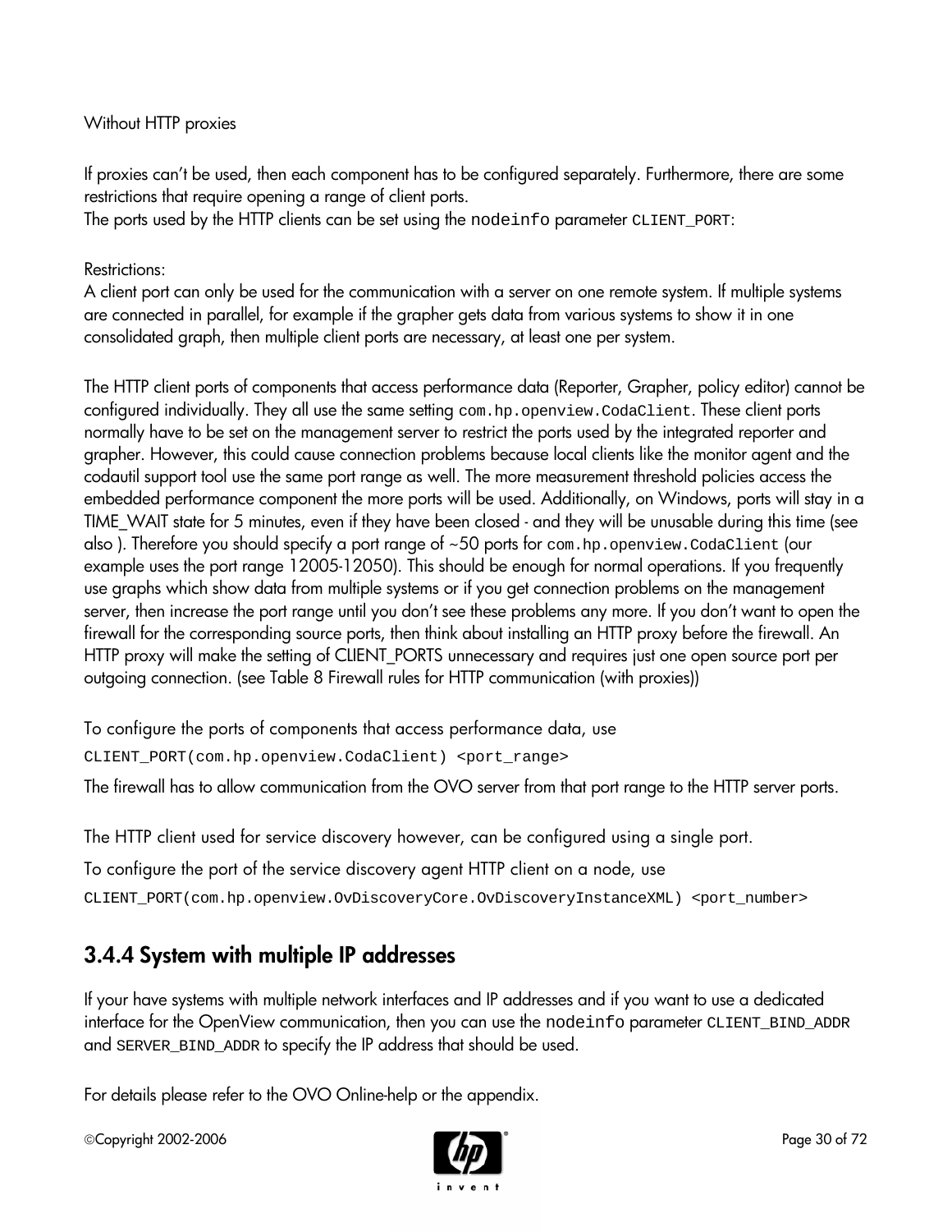Without HTTP proxies

If proxies can't be used, then each component has to be configured separately. Furthermore, there are some restrictions that require opening a range of client ports.
The ports used by the HTTP clients can be set using the `nodeinfo` parameter `CLIENT_PORT`:

Restrictions:
A client port can only be used for the communication with a server on one remote system. If multiple systems are connected in parallel, for example if the grapher gets data from various systems to show it in one consolidated graph, then multiple client ports are necessary, at least one per system.

The HTTP client ports of components that access performance data (Reporter, Grapher, policy editor) cannot be configured individually. They all use the same setting `com.hp.openview.CodaClient`. These client ports normally have to be set on the management server to restrict the ports used by the integrated reporter and grapher. However, this could cause connection problems because local clients like the monitor agent and the codautil support tool use the same port range as well. The more measurement threshold policies access the embedded performance component the more ports will be used. Additionally, on Windows, ports will stay in a TIME_WAIT state for 5 minutes, even if they have been closed - and they will be unusable during this time (see also ). Therefore you should specify a port range of ~50 ports for `com.hp.openview.CodaClient` (our example uses the port range 12005-12050). This should be enough for normal operations. If you frequently use graphs which show data from multiple systems or if you get connection problems on the management server, then increase the port range until you don't see these problems any more. If you don't want to open the firewall for the corresponding source ports, then think about installing an HTTP proxy before the firewall. An HTTP proxy will make the setting of CLIENT_PORTS unnecessary and requires just one open source port per outgoing connection. (see Table 8 Firewall rules for HTTP communication (with proxies))

To configure the ports of components that access performance data, use

```
CLIENT_PORT(com.hp.openview.CodaClient) <port_range>
```

The firewall has to allow communication from the OVO server from that port range to the HTTP server ports.

The HTTP client used for service discovery however, can be configured using a single port.

To configure the port of the service discovery agent HTTP client on a node, use

```
CLIENT_PORT(com.hp.openview.OvDiscoveryCore.OvDiscoveryInstanceXML) <port_number>
```

## 3.4.4 System with multiple IP addresses

If your have systems with multiple network interfaces and IP addresses and if you want to use a dedicated interface for the OpenView communication, then you can use the `nodeinfo` parameter `CLIENT_BIND_ADDR` and `SERVER_BIND_ADDR` to specify the IP address that should be used.

For details please refer to the OVO Online-help or the appendix.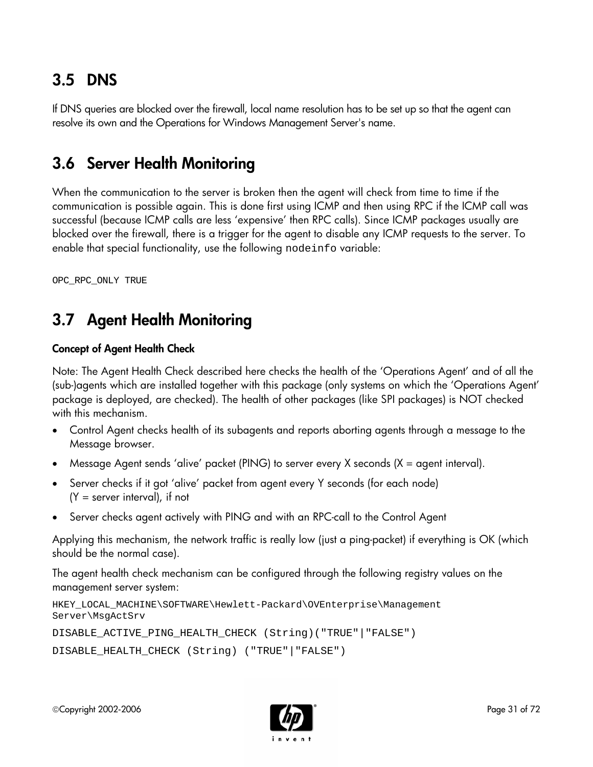## 3.5 DNS

If DNS queries are blocked over the firewall, local name resolution has to be set up so that the agent can resolve its own and the Operations for Windows Management Server's name.

## 3.6 Server Health Monitoring

When the communication to the server is broken then the agent will check from time to time if the communication is possible again. This is done first using ICMP and then using RPC if the ICMP call was successful (because ICMP calls are less 'expensive' then RPC calls). Since ICMP packages usually are blocked over the firewall, there is a trigger for the agent to disable any ICMP requests to the server. To enable that special functionality, use the following `nodeinfo` variable:

```
OPC_RPC_ONLY TRUE
```

## 3.7 Agent Health Monitoring

**Concept of Agent Health Check**

Note: The Agent Health Check described here checks the health of the 'Operations Agent' and of all the (sub-)agents which are installed together with this package (only systems on which the 'Operations Agent' package is deployed, are checked). The health of other packages (like SPI packages) is NOT checked with this mechanism.

- Control Agent checks health of its subagents and reports aborting agents through a message to the Message browser.
- Message Agent sends 'alive' packet (PING) to server every X seconds (X = agent interval).
- Server checks if it got 'alive' packet from agent every Y seconds (for each node) (Y = server interval), if not
- Server checks agent actively with PING and with an RPC-call to the Control Agent

Applying this mechanism, the network traffic is really low (just a ping-packet) if everything is OK (which should be the normal case).

The agent health check mechanism can be configured through the following registry values on the management server system:

```
HKEY_LOCAL_MACHINE\SOFTWARE\Hewlett-Packard\OVEnterprise\Management
Server\MsgActSrv
DISABLE_ACTIVE_PING_HEALTH_CHECK (String)("TRUE"|"FALSE")
DISABLE_HEALTH_CHECK (String) ("TRUE"|"FALSE")
```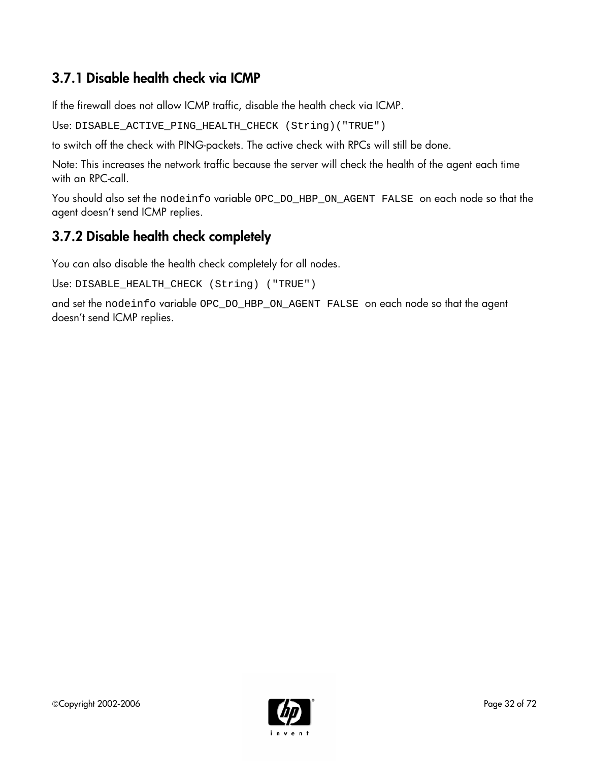### 3.7.1 Disable health check via ICMP

If the firewall does not allow ICMP traffic, disable the health check via ICMP.

Use: `DISABLE_ACTIVE_PING_HEALTH_CHECK (String)("TRUE")`

to switch off the check with PING-packets. The active check with RPCs will still be done.

Note: This increases the network traffic because the server will check the health of the agent each time with an RPC-call.

You should also set the `nodeinfo` variable `OPC_DO_HBP_ON_AGENT FALSE` on each node so that the agent doesn't send ICMP replies.

### 3.7.2 Disable health check completely

You can also disable the health check completely for all nodes.

Use: `DISABLE_HEALTH_CHECK (String) ("TRUE")`

and set the `nodeinfo` variable `OPC_DO_HBP_ON_AGENT FALSE` on each node so that the agent doesn't send ICMP replies.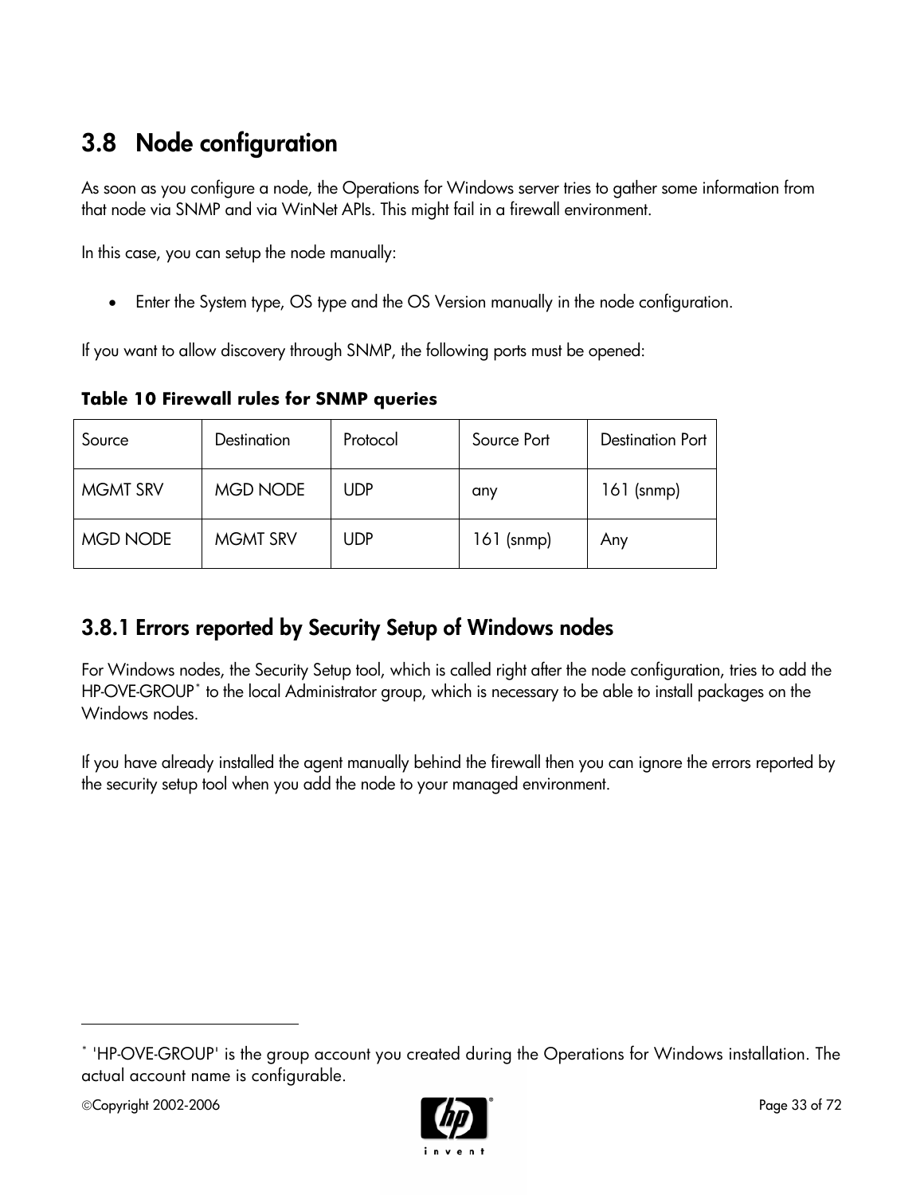## 3.8 Node configuration

As soon as you configure a node, the Operations for Windows server tries to gather some information from that node via SNMP and via WinNet APIs. This might fail in a firewall environment.

In this case, you can setup the node manually:

- Enter the System type, OS type and the OS Version manually in the node configuration.

If you want to allow discovery through SNMP, the following ports must be opened:

**Table 10 Firewall rules for SNMP queries**

| Source | Destination | Protocol | Source Port | Destination Port |
| --- | --- | --- | --- | --- |
| MGMT SRV | MGD NODE | UDP | any | 161 (snmp) |
| MGD NODE | MGMT SRV | UDP | 161 (snmp) | Any |

### 3.8.1 Errors reported by Security Setup of Windows nodes

For Windows nodes, the Security Setup tool, which is called right after the node configuration, tries to add the HP-OVE-GROUP[*] to the local Administrator group, which is necessary to be able to install packages on the Windows nodes.

If you have already installed the agent manually behind the firewall then you can ignore the errors reported by the security setup tool when you add the node to your managed environment.

[*] 'HP-OVE-GROUP' is the group account you created during the Operations for Windows installation. The actual account name is configurable.

©Copyright 2002-2006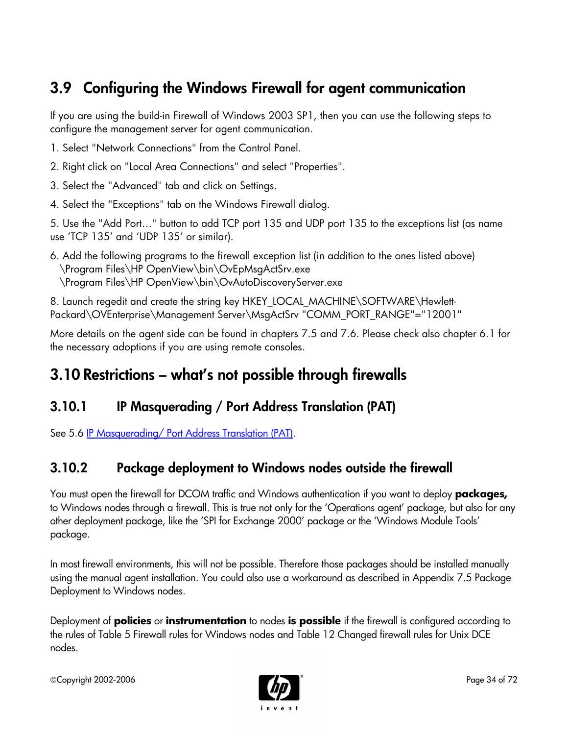## 3.9 Configuring the Windows Firewall for agent communication

If you are using the build-in Firewall of Windows 2003 SP1, then you can use the following steps to configure the management server for agent communication.

1. Select "Network Connections" from the Control Panel.

2. Right click on "Local Area Connections" and select "Properties".

3. Select the "Advanced" tab and click on Settings.

4. Select the "Exceptions" tab on the Windows Firewall dialog.

5. Use the "Add Port…" button to add TCP port 135 and UDP port 135 to the exceptions list (as name use 'TCP 135' and 'UDP 135' or similar).

6. Add the following programs to the firewall exception list (in addition to the ones listed above)
   \Program Files\HP OpenView\bin\OvEpMsgActSrv.exe
   \Program Files\HP OpenView\bin\OvAutoDiscoveryServer.exe

8. Launch regedit and create the string key HKEY_LOCAL_MACHINE\SOFTWARE\Hewlett-Packard\OVEnterprise\Management Server\MsgActSrv "COMM_PORT_RANGE"="12001"

More details on the agent side can be found in chapters 7.5 and 7.6. Please check also chapter 6.1 for the necessary adoptions if you are using remote consoles.

## 3.10 Restrictions – what's not possible through firewalls

### 3.10.1 IP Masquerading / Port Address Translation (PAT)

See 5.6 IP Masquerading/ Port Address Translation (PAT).

### 3.10.2 Package deployment to Windows nodes outside the firewall

You must open the firewall for DCOM traffic and Windows authentication if you want to deploy **packages,** to Windows nodes through a firewall. This is true not only for the 'Operations agent' package, but also for any other deployment package, like the 'SPI for Exchange 2000' package or the 'Windows Module Tools' package.

In most firewall environments, this will not be possible. Therefore those packages should be installed manually using the manual agent installation. You could also use a workaround as described in Appendix 7.5 Package Deployment to Windows nodes.

Deployment of **policies** or **instrumentation** to nodes **is possible** if the firewall is configured according to the rules of Table 5 Firewall rules for Windows nodes and Table 12 Changed firewall rules for Unix DCE nodes.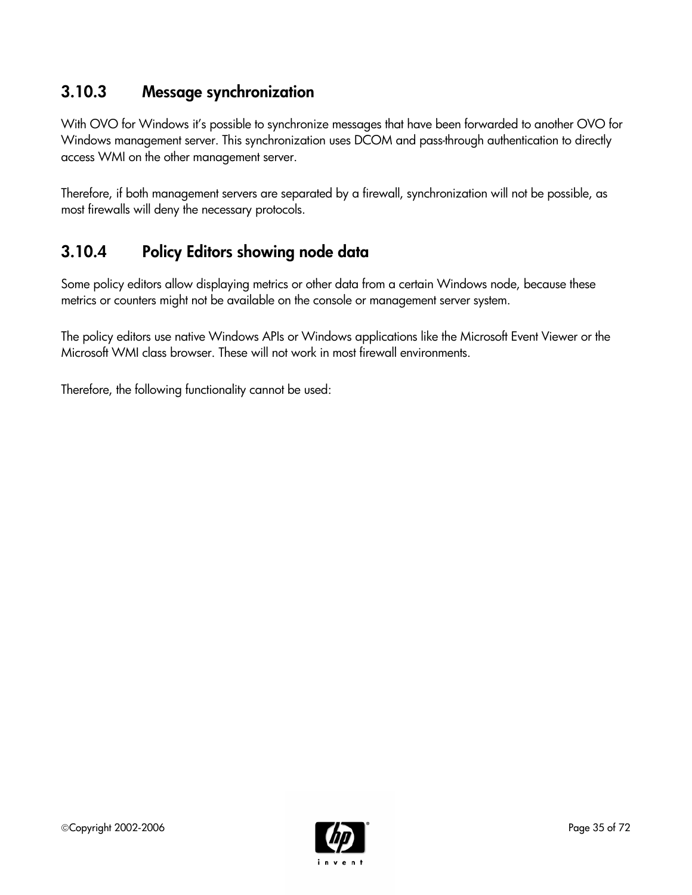### 3.10.3 Message synchronization

With OVO for Windows it's possible to synchronize messages that have been forwarded to another OVO for Windows management server. This synchronization uses DCOM and pass-through authentication to directly access WMI on the other management server.

Therefore, if both management servers are separated by a firewall, synchronization will not be possible, as most firewalls will deny the necessary protocols.

### 3.10.4 Policy Editors showing node data

Some policy editors allow displaying metrics or other data from a certain Windows node, because these metrics or counters might not be available on the console or management server system.

The policy editors use native Windows APIs or Windows applications like the Microsoft Event Viewer or the Microsoft WMI class browser. These will not work in most firewall environments.

Therefore, the following functionality cannot be used: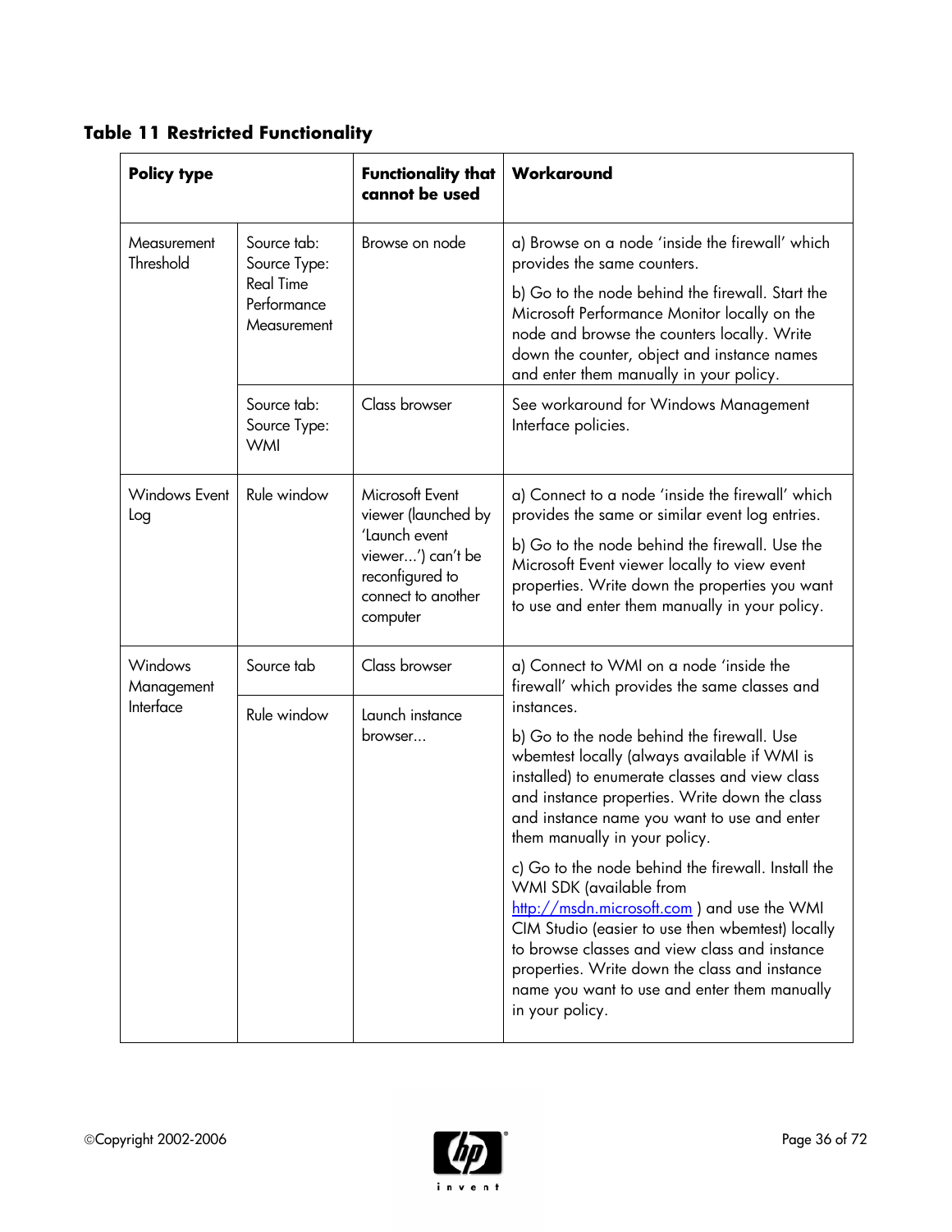**Table 11 Restricted Functionality**

| Policy type | | Functionality that cannot be used | Workaround |
|---|---|---|---|
| Measurement Threshold | Source tab: Source Type: Real Time Performance Measurement | Browse on node | a) Browse on a node 'inside the firewall' which provides the same counters.<br><br>b) Go to the node behind the firewall. Start the Microsoft Performance Monitor locally on the node and browse the counters locally. Write down the counter, object and instance names and enter them manually in your policy. |
| | Source tab: Source Type: WMI | Class browser | See workaround for Windows Management Interface policies. |
| Windows Event Log | Rule window | Microsoft Event viewer (launched by 'Launch event viewer…') can't be reconfigured to connect to another computer | a) Connect to a node 'inside the firewall' which provides the same or similar event log entries.<br><br>b) Go to the node behind the firewall. Use the Microsoft Event viewer locally to view event properties. Write down the properties you want to use and enter them manually in your policy. |
| Windows Management Interface | Source tab | Class browser | a) Connect to WMI on a node 'inside the firewall' which provides the same classes and instances.<br><br>b) Go to the node behind the firewall. Use wbemtest locally (always available if WMI is installed) to enumerate classes and view class and instance properties. Write down the class and instance name you want to use and enter them manually in your policy.<br><br>c) Go to the node behind the firewall. Install the WMI SDK (available from http://msdn.microsoft.com ) and use the WMI CIM Studio (easier to use then wbemtest) locally to browse classes and view class and instance properties. Write down the class and instance name you want to use and enter them manually in your policy. |
| | Rule window | Launch instance browser… | |

©Copyright 2002-2006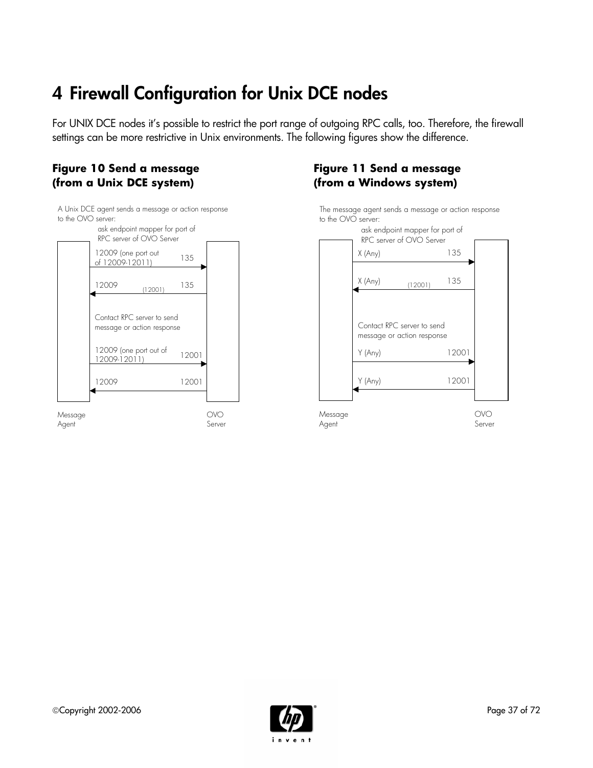# 4 Firewall Configuration for Unix DCE nodes

For UNIX DCE nodes it's possible to restrict the port range of outgoing RPC calls, too. Therefore, the firewall settings can be more restrictive in Unix environments. The following figures show the difference.

**Figure 10 Send a message (from a Unix DCE system)**

A Unix DCE agent sends a message or action response to the OVO server:

ask endpoint mapper for port of RPC server of OVO Server

12009 (one port out of 12009-12011) → 135

12009 ← (12001) 135

Contact RPC server to send message or action response

12009 (one port out of 12009-12011) → 12001

12009 ← 12001

Message Agent — OVO Server

**Figure 11 Send a message (from a Windows system)**

The message agent sends a message or action response to the OVO server:

ask endpoint mapper for port of RPC server of OVO Server

X (Any) → 135

X (Any) ← (12001) 135

Contact RPC server to send message or action response

Y (Any) → 12001

Y (Any) ← 12001

Message Agent — OVO Server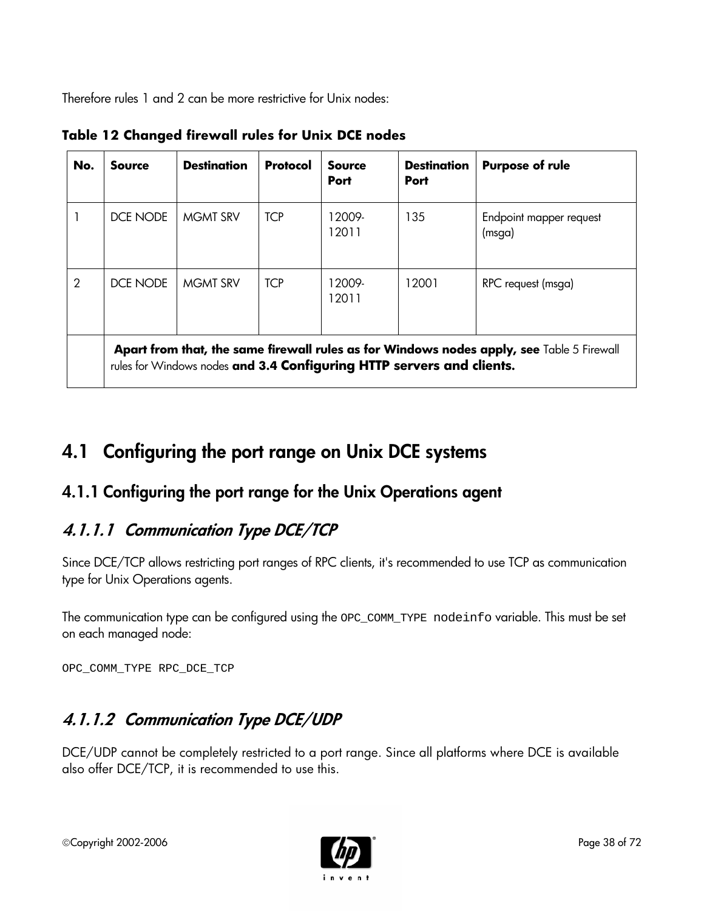Therefore rules 1 and 2 can be more restrictive for Unix nodes:

**Table 12 Changed firewall rules for Unix DCE nodes**

| No. | Source | Destination | Protocol | Source Port | Destination Port | Purpose of rule |
|---|---|---|---|---|---|---|
| 1 | DCE NODE | MGMT SRV | TCP | 12009-12011 | 135 | Endpoint mapper request (msga) |
| 2 | DCE NODE | MGMT SRV | TCP | 12009-12011 | 12001 | RPC request (msga) |
| | **Apart from that, the same firewall rules as for Windows nodes apply, see** Table 5 Firewall rules for Windows nodes **and 3.4 Configuring HTTP servers and clients.** | | | | | |

# 4.1 Configuring the port range on Unix DCE systems

## 4.1.1 Configuring the port range for the Unix Operations agent

### *4.1.1.1 Communication Type DCE/TCP*

Since DCE/TCP allows restricting port ranges of RPC clients, it's recommended to use TCP as communication type for Unix Operations agents.

The communication type can be configured using the `OPC_COMM_TYPE nodeinfo` variable. This must be set on each managed node:

```
OPC_COMM_TYPE RPC_DCE_TCP
```

### *4.1.1.2 Communication Type DCE/UDP*

DCE/UDP cannot be completely restricted to a port range. Since all platforms where DCE is available also offer DCE/TCP, it is recommended to use this.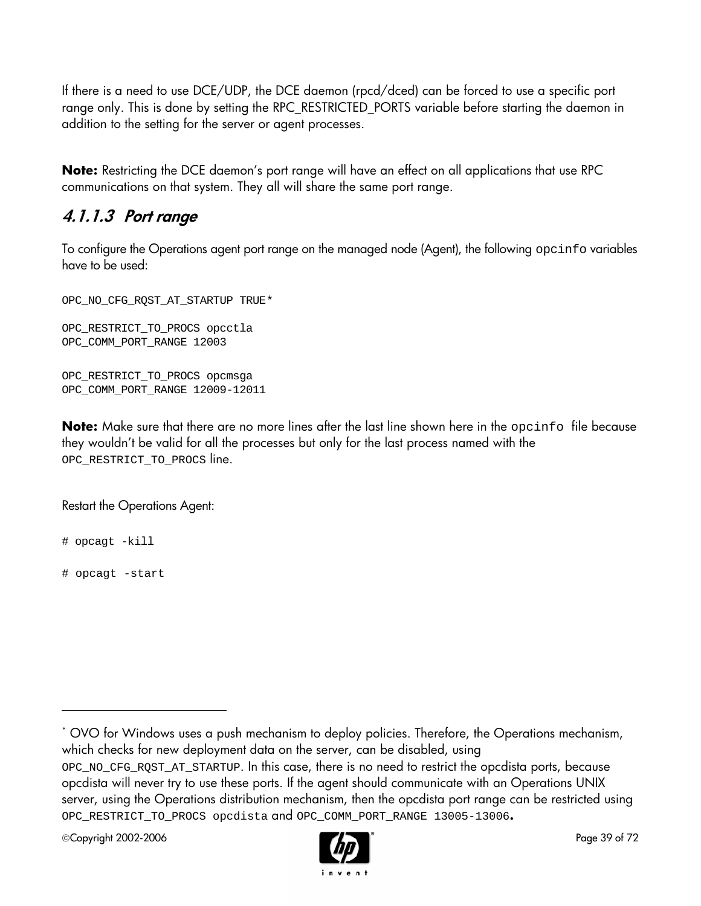If there is a need to use DCE/UDP, the DCE daemon (rpcd/dced) can be forced to use a specific port range only. This is done by setting the RPC_RESTRICTED_PORTS variable before starting the daemon in addition to the setting for the server or agent processes.

**Note:** Restricting the DCE daemon's port range will have an effect on all applications that use RPC communications on that system. They all will share the same port range.

### 4.1.1.3 Port range

To configure the Operations agent port range on the managed node (Agent), the following `opcinfo` variables have to be used:

```
OPC_NO_CFG_RQST_AT_STARTUP TRUE*

OPC_RESTRICT_TO_PROCS opcctla
OPC_COMM_PORT_RANGE 12003

OPC_RESTRICT_TO_PROCS opcmsga
OPC_COMM_PORT_RANGE 12009-12011
```

**Note:** Make sure that there are no more lines after the last line shown here in the `opcinfo` file because they wouldn't be valid for all the processes but only for the last process named with the `OPC_RESTRICT_TO_PROCS` line.

Restart the Operations Agent:

```
# opcagt -kill

# opcagt -start
```

---

\* OVO for Windows uses a push mechanism to deploy policies. Therefore, the Operations mechanism, which checks for new deployment data on the server, can be disabled, using `OPC_NO_CFG_RQST_AT_STARTUP`. In this case, there is no need to restrict the opcdista ports, because opcdista will never try to use these ports. If the agent should communicate with an Operations UNIX server, using the Operations distribution mechanism, then the opcdista port range can be restricted using `OPC_RESTRICT_TO_PROCS opcdista` and `OPC_COMM_PORT_RANGE 13005-13006`.

©Copyright 2002-2006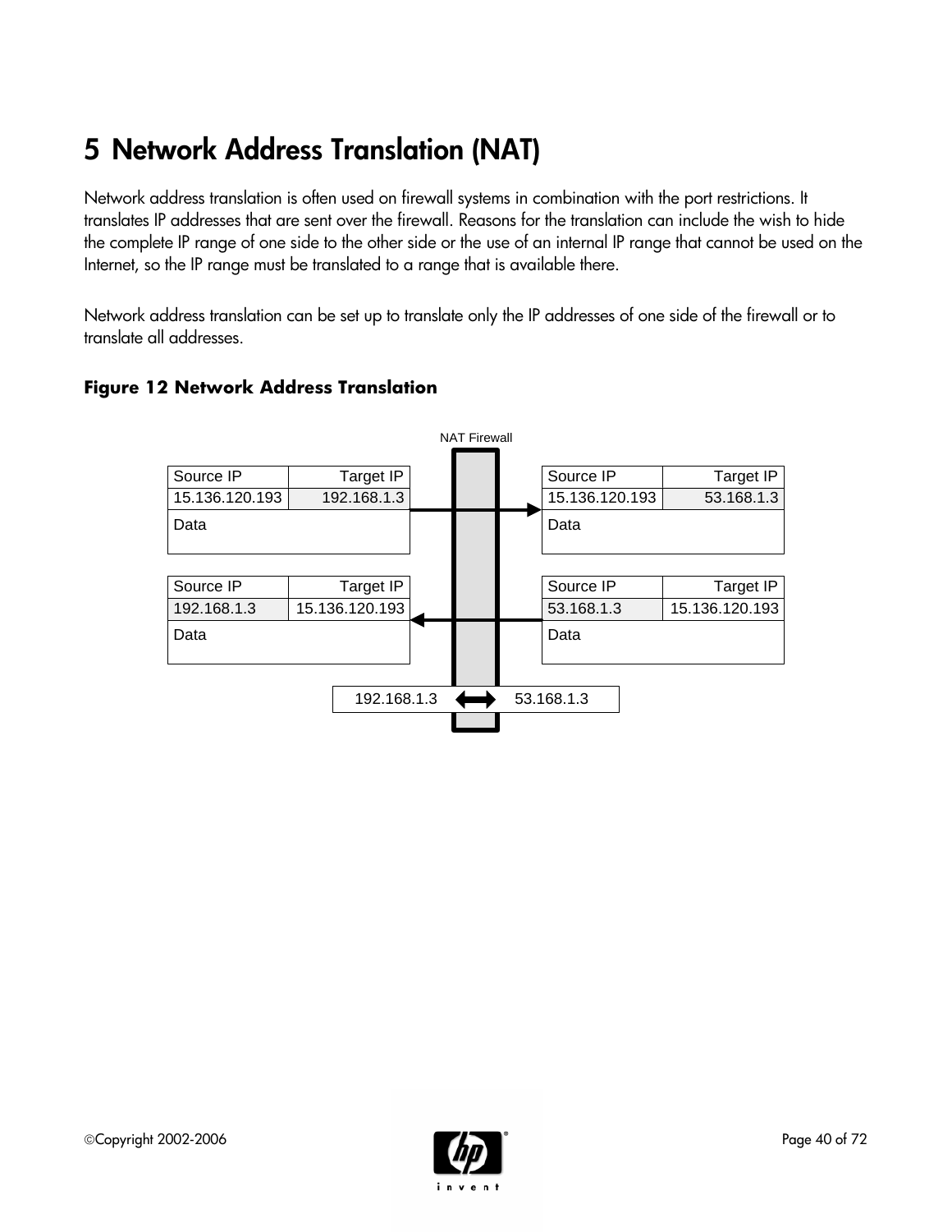# 5 Network Address Translation (NAT)

Network address translation is often used on firewall systems in combination with the port restrictions. It translates IP addresses that are sent over the firewall. Reasons for the translation can include the wish to hide the complete IP range of one side to the other side or the use of an internal IP range that cannot be used on the Internet, so the IP range must be translated to a range that is available there.

Network address translation can be set up to translate only the IP addresses of one side of the firewall or to translate all addresses.

**Figure 12 Network Address Translation**

NAT Firewall

| Source IP | Target IP |
|---|---|
| 15.136.120.193 | 192.168.1.3 |
| Data | |

→

| Source IP | Target IP |
|---|---|
| 15.136.120.193 | 53.168.1.3 |
| Data | |

| Source IP | Target IP |
|---|---|
| 192.168.1.3 | 15.136.120.193 |
| Data | |

←

| Source IP | Target IP |
|---|---|
| 53.168.1.3 | 15.136.120.193 |
| Data | |

192.168.1.3 ⟷ 53.168.1.3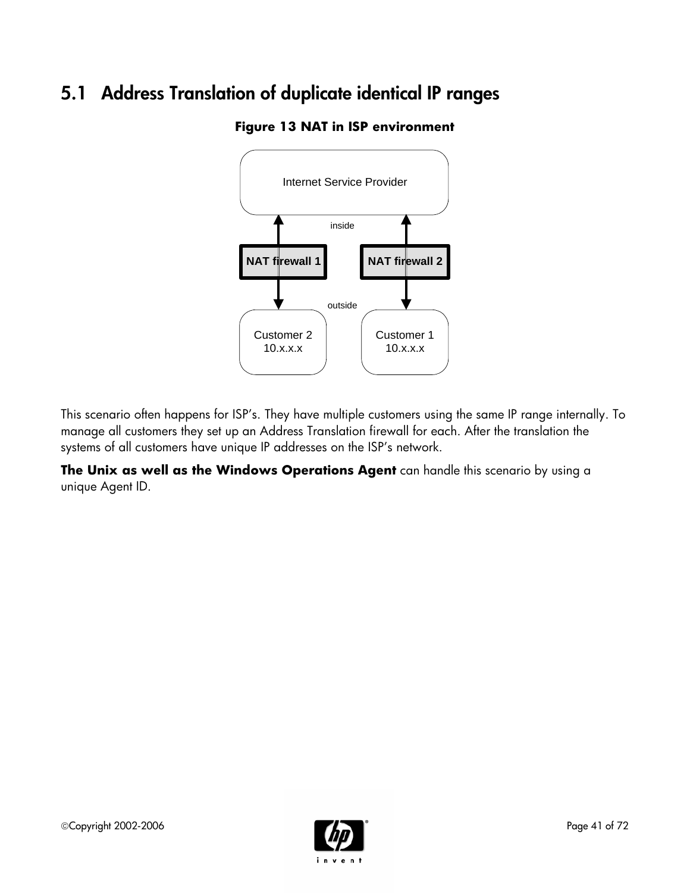## 5.1 Address Translation of duplicate identical IP ranges

**Figure 13 NAT in ISP environment**

This scenario often happens for ISP's. They have multiple customers using the same IP range internally. To manage all customers they set up an Address Translation firewall for each. After the translation the systems of all customers have unique IP addresses on the ISP's network.

**The Unix as well as the Windows Operations Agent** can handle this scenario by using a unique Agent ID.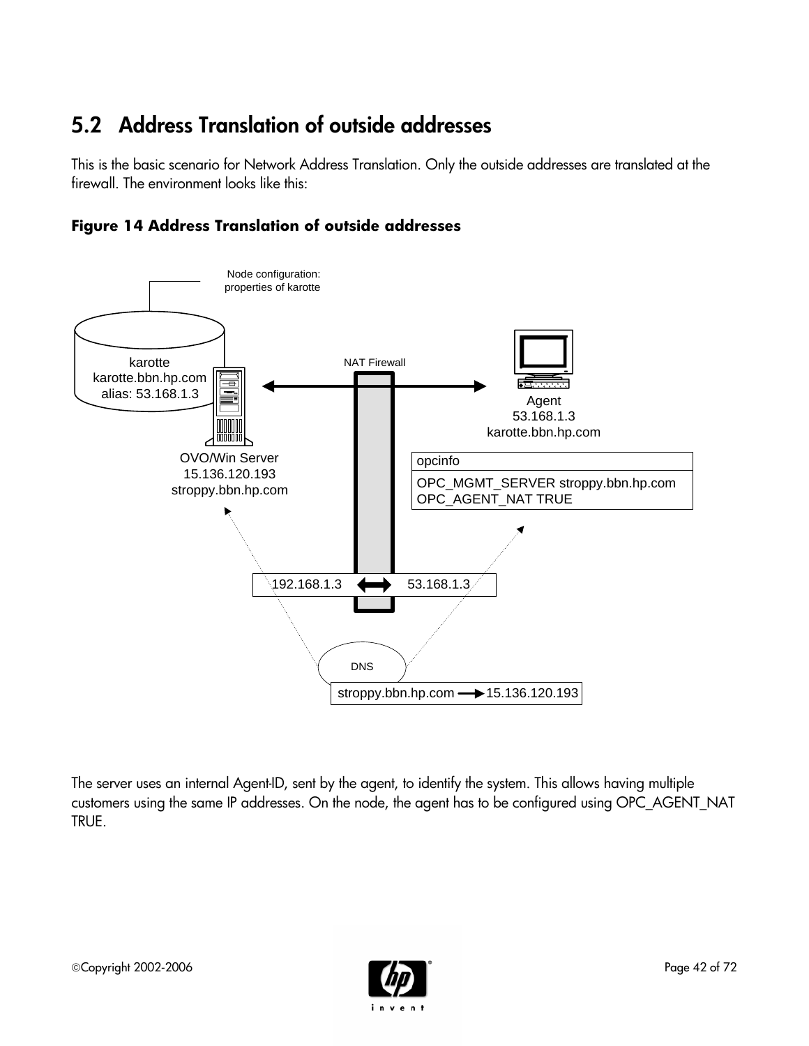## 5.2 Address Translation of outside addresses

This is the basic scenario for Network Address Translation. Only the outside addresses are translated at the firewall. The environment looks like this:

**Figure 14 Address Translation of outside addresses**

Node configuration: properties of karotte

karotte
karotte.bbn.hp.com
alias: 53.168.1.3

NAT Firewall

Agent
53.168.1.3
karotte.bbn.hp.com

OVO/Win Server
15.136.120.193
stroppy.bbn.hp.com

| opcinfo |
|---|
| OPC_MGMT_SERVER stroppy.bbn.hp.com<br>OPC_AGENT_NAT TRUE |

192.168.1.3 ⟷ 53.168.1.3

DNS

stroppy.bbn.hp.com → 15.136.120.193

The server uses an internal Agent-ID, sent by the agent, to identify the system. This allows having multiple customers using the same IP addresses. On the node, the agent has to be configured using OPC_AGENT_NAT TRUE.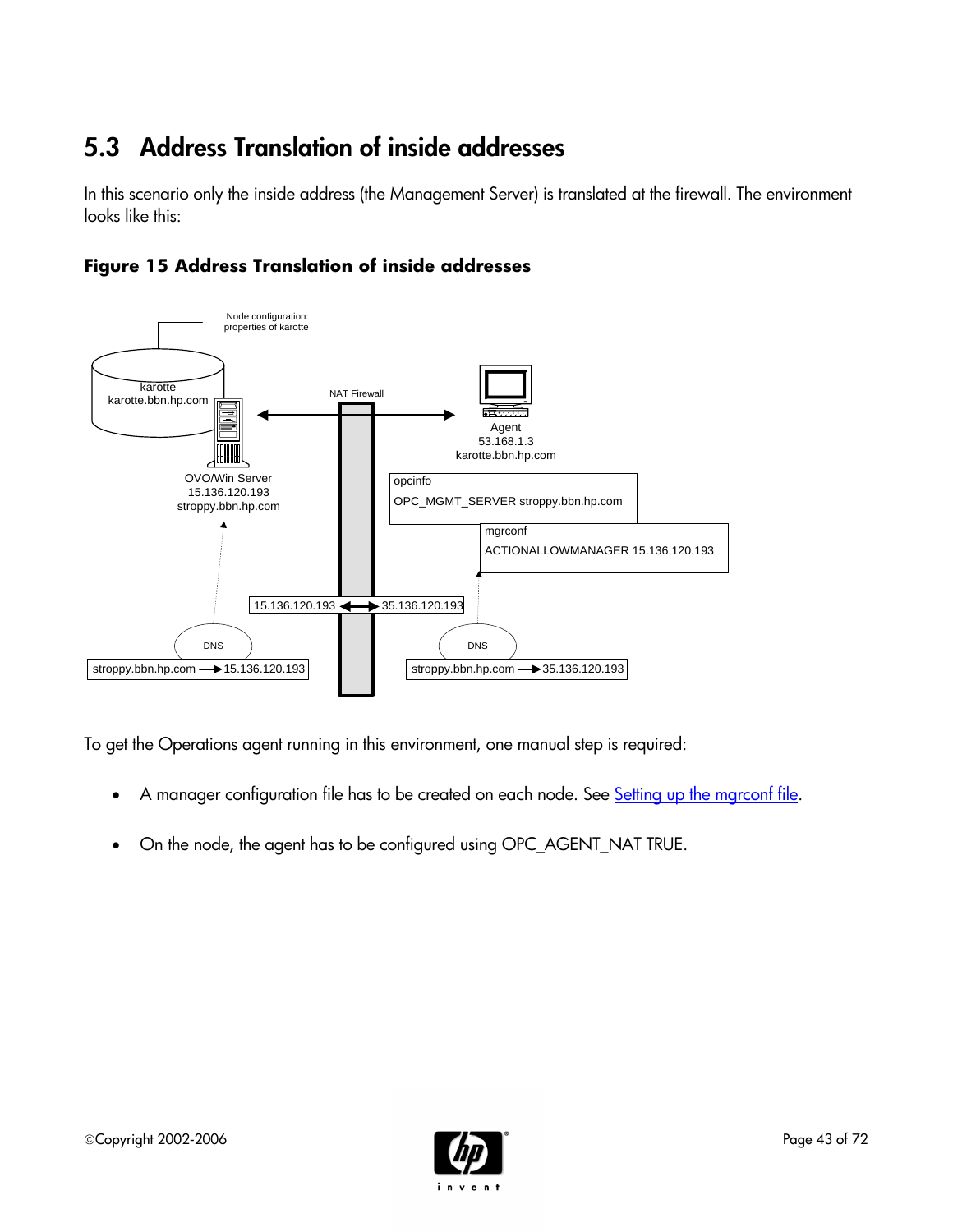## 5.3 Address Translation of inside addresses

In this scenario only the inside address (the Management Server) is translated at the firewall. The environment looks like this:

**Figure 15 Address Translation of inside addresses**

Node configuration: properties of karotte

karotte
karotte.bbn.hp.com

NAT Firewall

Agent
53.168.1.3
karotte.bbn.hp.com

OVO/Win Server
15.136.120.193
stroppy.bbn.hp.com

opcinfo
OPC_MGMT_SERVER stroppy.bbn.hp.com

mgrconf
ACTIONALLOWMANAGER 15.136.120.193

15.136.120.193 ⟷ 35.136.120.193

DNS
stroppy.bbn.hp.com → 15.136.120.193

DNS
stroppy.bbn.hp.com → 35.136.120.193

To get the Operations agent running in this environment, one manual step is required:

- A manager configuration file has to be created on each node. See Setting up the mgrconf file.
- On the node, the agent has to be configured using OPC_AGENT_NAT TRUE.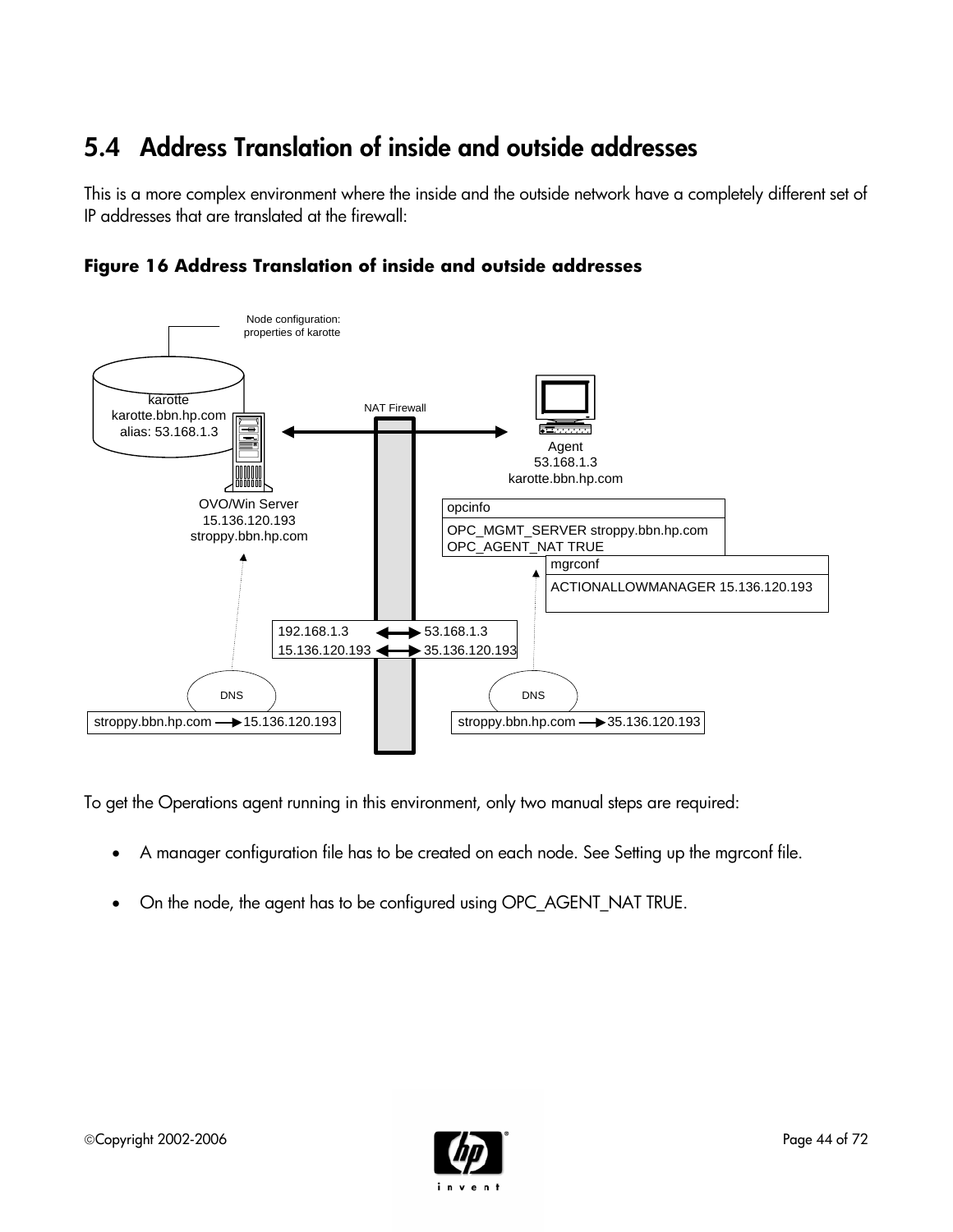## 5.4 Address Translation of inside and outside addresses

This is a more complex environment where the inside and the outside network have a completely different set of IP addresses that are translated at the firewall:

**Figure 16 Address Translation of inside and outside addresses**

To get the Operations agent running in this environment, only two manual steps are required:

- A manager configuration file has to be created on each node. See Setting up the mgrconf file.
- On the node, the agent has to be configured using OPC_AGENT_NAT TRUE.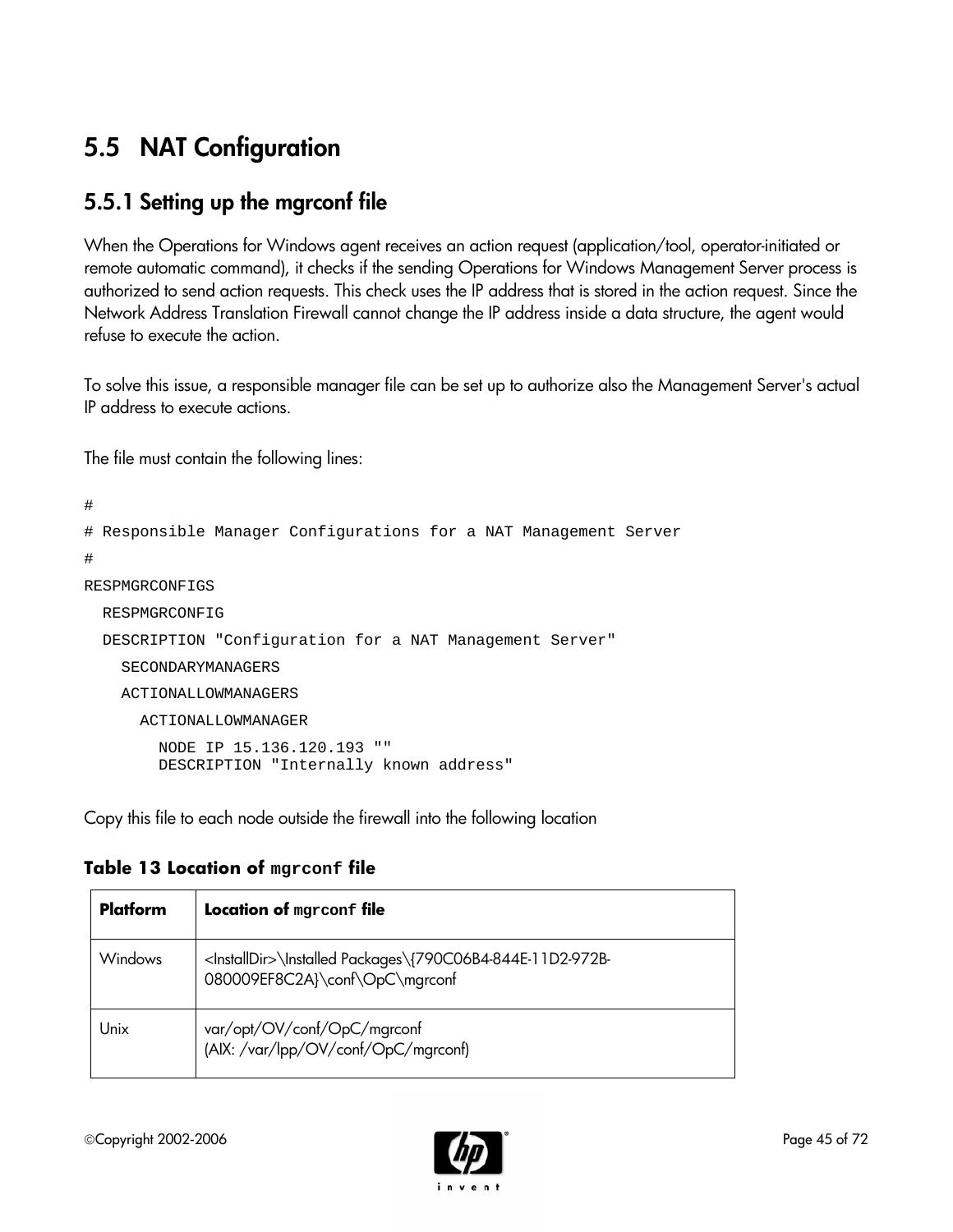## 5.5 NAT Configuration

### 5.5.1 Setting up the mgrconf file

When the Operations for Windows agent receives an action request (application/tool, operator-initiated or remote automatic command), it checks if the sending Operations for Windows Management Server process is authorized to send action requests. This check uses the IP address that is stored in the action request. Since the Network Address Translation Firewall cannot change the IP address inside a data structure, the agent would refuse to execute the action.

To solve this issue, a responsible manager file can be set up to authorize also the Management Server's actual IP address to execute actions.

The file must contain the following lines:

```
#
# Responsible Manager Configurations for a NAT Management Server
#
RESPMGRCONFIGS
  RESPMGRCONFIG
  DESCRIPTION "Configuration for a NAT Management Server"
    SECONDARYMANAGERS
    ACTIONALLOWMANAGERS
      ACTIONALLOWMANAGER
        NODE IP 15.136.120.193 ""
        DESCRIPTION "Internally known address"
```

Copy this file to each node outside the firewall into the following location

**Table 13 Location of `mgrconf` file**

| Platform | Location of `mgrconf` file |
|---|---|
| Windows | <InstallDir>\Installed Packages\{790C06B4-844E-11D2-972B-080009EF8C2A}\conf\OpC\mgrconf |
| Unix | var/opt/OV/conf/OpC/mgrconf<br>(AIX: /var/lpp/OV/conf/OpC/mgrconf) |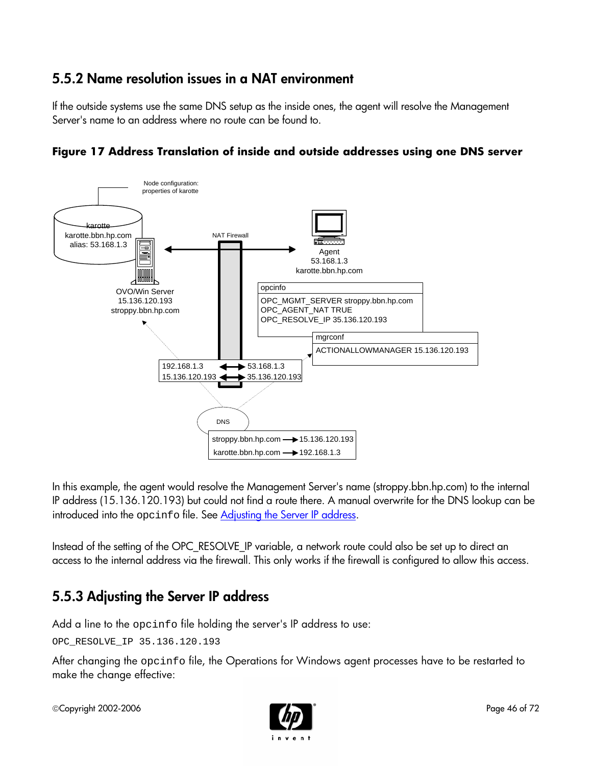## 5.5.2 Name resolution issues in a NAT environment

If the outside systems use the same DNS setup as the inside ones, the agent will resolve the Management Server's name to an address where no route can be found to.

**Figure 17 Address Translation of inside and outside addresses using one DNS server**

In this example, the agent would resolve the Management Server's name (stroppy.bbn.hp.com) to the internal IP address (15.136.120.193) but could not find a route there. A manual overwrite for the DNS lookup can be introduced into the `opcinfo` file. See Adjusting the Server IP address.

Instead of the setting of the OPC_RESOLVE_IP variable, a network route could also be set up to direct an access to the internal address via the firewall. This only works if the firewall is configured to allow this access.

## 5.5.3 Adjusting the Server IP address

Add a line to the `opcinfo` file holding the server's IP address to use:

```
OPC_RESOLVE_IP 35.136.120.193
```

After changing the `opcinfo` file, the Operations for Windows agent processes have to be restarted to make the change effective: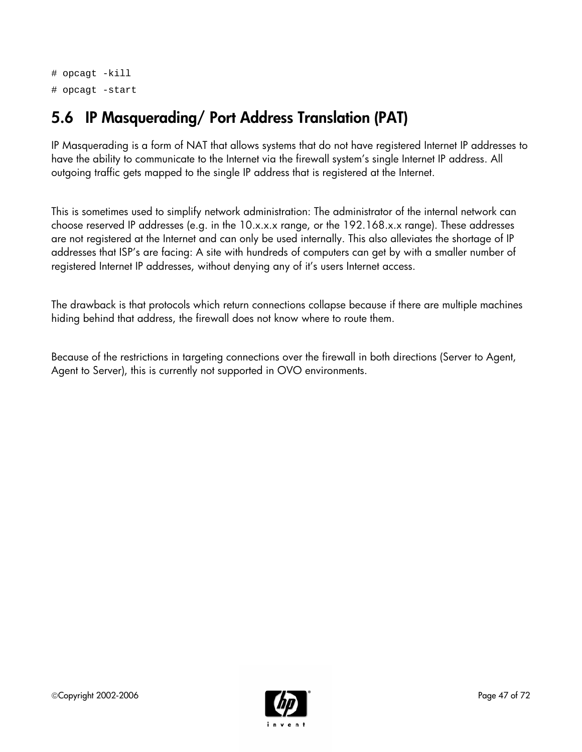```
# opcagt -kill
# opcagt -start
```

## 5.6 IP Masquerading/ Port Address Translation (PAT)

IP Masquerading is a form of NAT that allows systems that do not have registered Internet IP addresses to have the ability to communicate to the Internet via the firewall system's single Internet IP address. All outgoing traffic gets mapped to the single IP address that is registered at the Internet.

This is sometimes used to simplify network administration: The administrator of the internal network can choose reserved IP addresses (e.g. in the 10.x.x.x range, or the 192.168.x.x range). These addresses are not registered at the Internet and can only be used internally. This also alleviates the shortage of IP addresses that ISP's are facing: A site with hundreds of computers can get by with a smaller number of registered Internet IP addresses, without denying any of it's users Internet access.

The drawback is that protocols which return connections collapse because if there are multiple machines hiding behind that address, the firewall does not know where to route them.

Because of the restrictions in targeting connections over the firewall in both directions (Server to Agent, Agent to Server), this is currently not supported in OVO environments.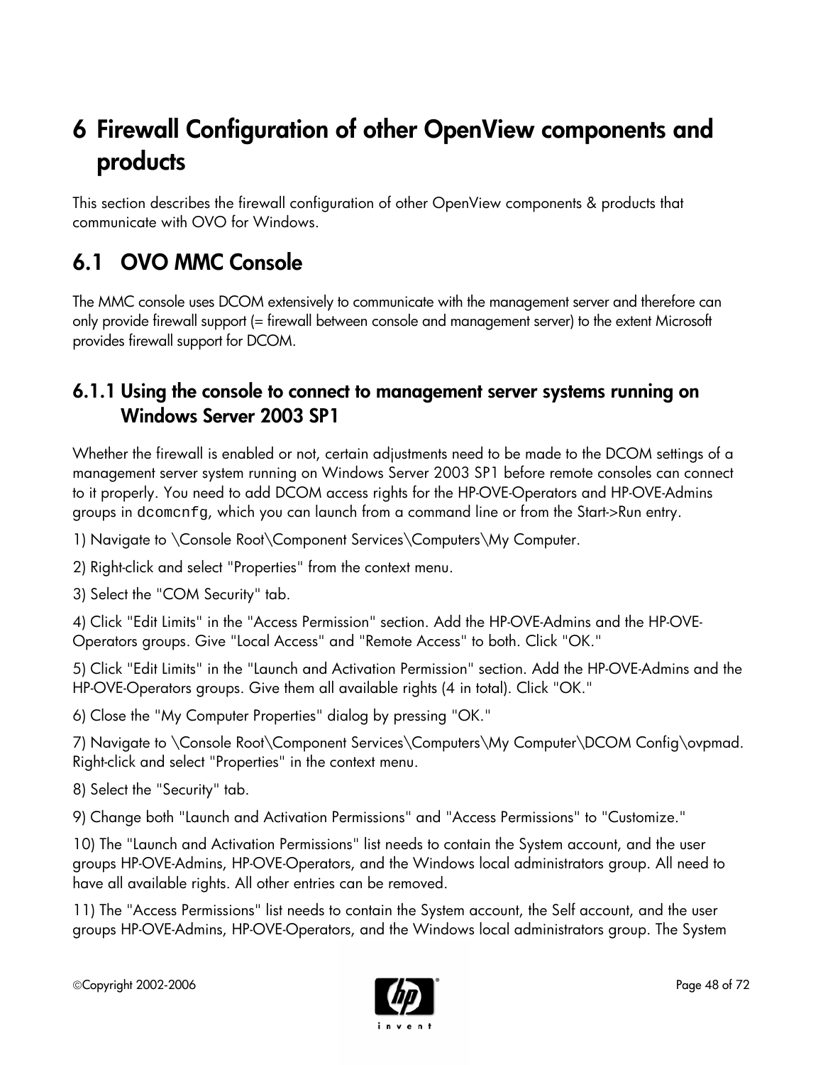# 6 Firewall Configuration of other OpenView components and products

This section describes the firewall configuration of other OpenView components & products that communicate with OVO for Windows.

## 6.1 OVO MMC Console

The MMC console uses DCOM extensively to communicate with the management server and therefore can only provide firewall support (= firewall between console and management server) to the extent Microsoft provides firewall support for DCOM.

### 6.1.1 Using the console to connect to management server systems running on Windows Server 2003 SP1

Whether the firewall is enabled or not, certain adjustments need to be made to the DCOM settings of a management server system running on Windows Server 2003 SP1 before remote consoles can connect to it properly. You need to add DCOM access rights for the HP-OVE-Operators and HP-OVE-Admins groups in `dcomcnfg`, which you can launch from a command line or from the Start->Run entry.

1) Navigate to \Console Root\Component Services\Computers\My Computer.

2) Right-click and select "Properties" from the context menu.

3) Select the "COM Security" tab.

4) Click "Edit Limits" in the "Access Permission" section. Add the HP-OVE-Admins and the HP-OVE-Operators groups. Give "Local Access" and "Remote Access" to both. Click "OK."

5) Click "Edit Limits" in the "Launch and Activation Permission" section. Add the HP-OVE-Admins and the HP-OVE-Operators groups. Give them all available rights (4 in total). Click "OK."

6) Close the "My Computer Properties" dialog by pressing "OK."

7) Navigate to \Console Root\Component Services\Computers\My Computer\DCOM Config\ovpmad. Right-click and select "Properties" in the context menu.

8) Select the "Security" tab.

9) Change both "Launch and Activation Permissions" and "Access Permissions" to "Customize."

10) The "Launch and Activation Permissions" list needs to contain the System account, and the user groups HP-OVE-Admins, HP-OVE-Operators, and the Windows local administrators group. All need to have all available rights. All other entries can be removed.

11) The "Access Permissions" list needs to contain the System account, the Self account, and the user groups HP-OVE-Admins, HP-OVE-Operators, and the Windows local administrators group. The System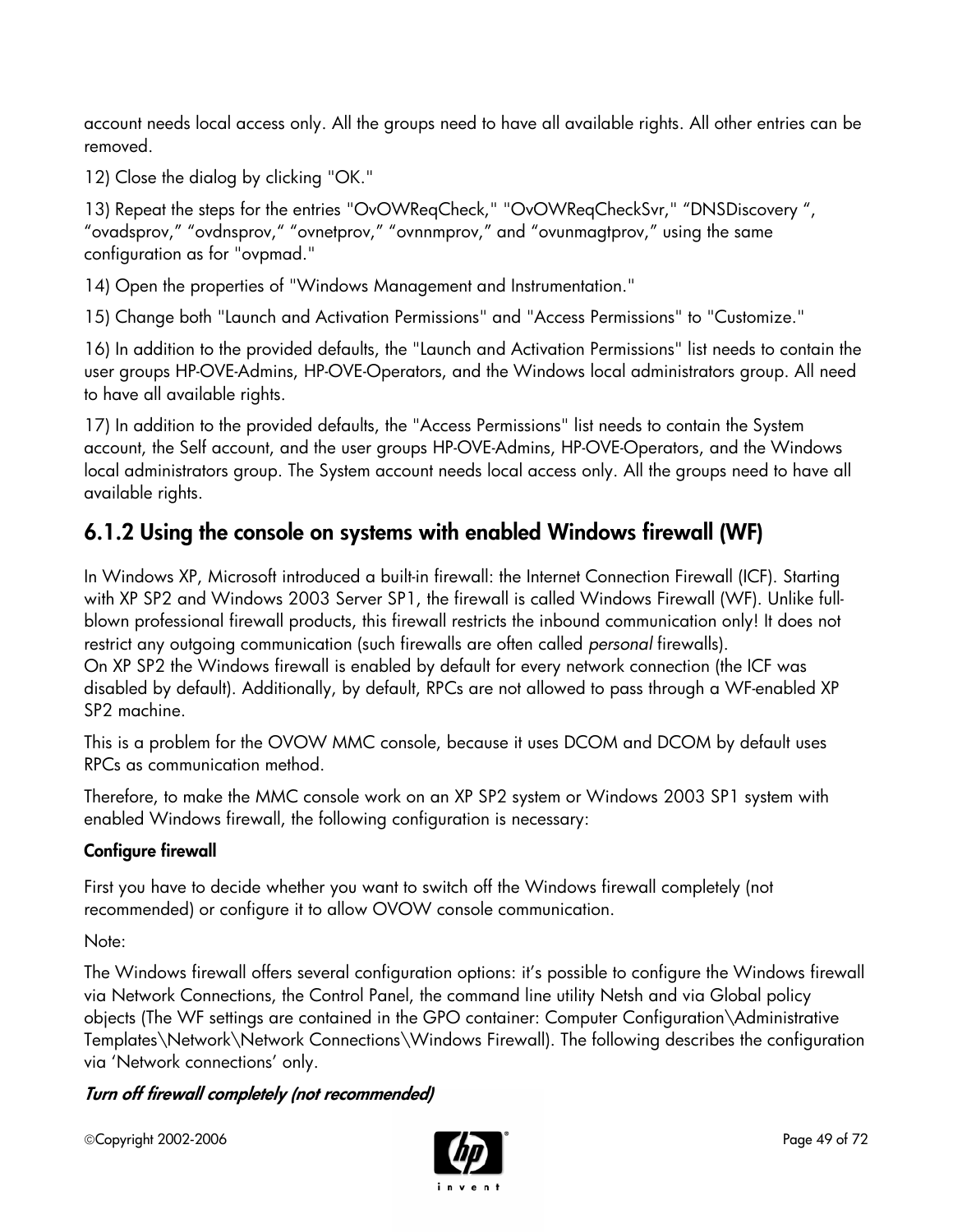account needs local access only. All the groups need to have all available rights. All other entries can be removed.

12) Close the dialog by clicking "OK."

13) Repeat the steps for the entries "OvOWReqCheck," "OvOWReqCheckSvr," "DNSDiscovery ", "ovadsprov," "ovdnsprov," "ovnetprov," "ovnnmprov," and "ovunmagtprov," using the same configuration as for "ovpmad."

14) Open the properties of "Windows Management and Instrumentation."

15) Change both "Launch and Activation Permissions" and "Access Permissions" to "Customize."

16) In addition to the provided defaults, the "Launch and Activation Permissions" list needs to contain the user groups HP-OVE-Admins, HP-OVE-Operators, and the Windows local administrators group. All need to have all available rights.

17) In addition to the provided defaults, the "Access Permissions" list needs to contain the System account, the Self account, and the user groups HP-OVE-Admins, HP-OVE-Operators, and the Windows local administrators group. The System account needs local access only. All the groups need to have all available rights.

## 6.1.2 Using the console on systems with enabled Windows firewall (WF)

In Windows XP, Microsoft introduced a built-in firewall: the Internet Connection Firewall (ICF). Starting with XP SP2 and Windows 2003 Server SP1, the firewall is called Windows Firewall (WF). Unlike full-blown professional firewall products, this firewall restricts the inbound communication only! It does not restrict any outgoing communication (such firewalls are often called *personal* firewalls).
On XP SP2 the Windows firewall is enabled by default for every network connection (the ICF was disabled by default). Additionally, by default, RPCs are not allowed to pass through a WF-enabled XP SP2 machine.

This is a problem for the OVOW MMC console, because it uses DCOM and DCOM by default uses RPCs as communication method.

Therefore, to make the MMC console work on an XP SP2 system or Windows 2003 SP1 system with enabled Windows firewall, the following configuration is necessary:

#### Configure firewall

First you have to decide whether you want to switch off the Windows firewall completely (not recommended) or configure it to allow OVOW console communication.

Note:

The Windows firewall offers several configuration options: it's possible to configure the Windows firewall via Network Connections, the Control Panel, the command line utility Netsh and via Global policy objects (The WF settings are contained in the GPO container: Computer Configuration\Administrative Templates\Network\Network Connections\Windows Firewall). The following describes the configuration via 'Network connections' only.

#### *Turn off firewall completely (not recommended)*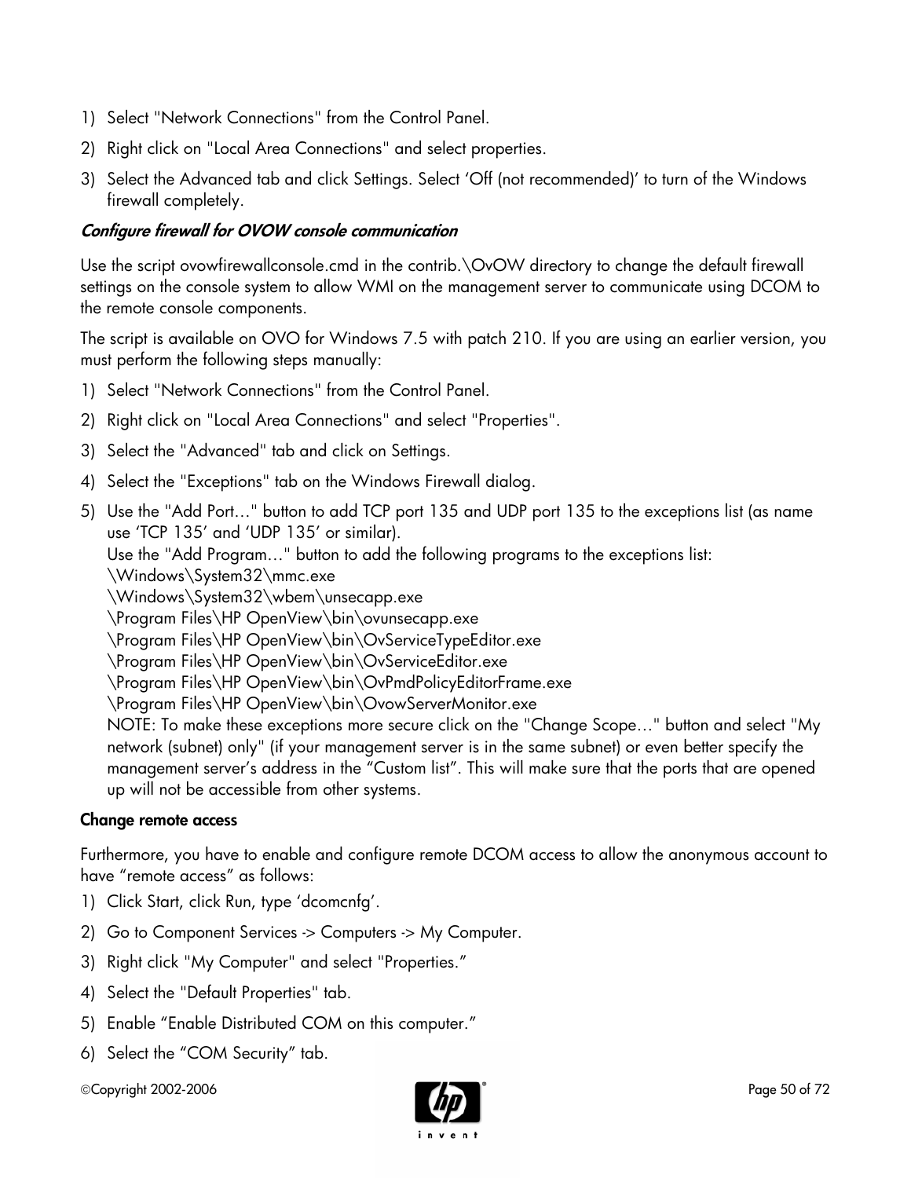1) Select "Network Connections" from the Control Panel.

2) Right click on "Local Area Connections" and select properties.

3) Select the Advanced tab and click Settings. Select 'Off (not recommended)' to turn of the Windows firewall completely.

#### *Configure firewall for OVOW console communication*

Use the script ovowfirewallconsole.cmd in the contrib.\OvOW directory to change the default firewall settings on the console system to allow WMI on the management server to communicate using DCOM to the remote console components.

The script is available on OVO for Windows 7.5 with patch 210. If you are using an earlier version, you must perform the following steps manually:

1) Select "Network Connections" from the Control Panel.

2) Right click on "Local Area Connections" and select "Properties".

3) Select the "Advanced" tab and click on Settings.

4) Select the "Exceptions" tab on the Windows Firewall dialog.

5) Use the "Add Port…" button to add TCP port 135 and UDP port 135 to the exceptions list (as name use 'TCP 135' and 'UDP 135' or similar).
   Use the "Add Program…" button to add the following programs to the exceptions list:
   \Windows\System32\mmc.exe
   \Windows\System32\wbem\unsecapp.exe
   \Program Files\HP OpenView\bin\ovunsecapp.exe
   \Program Files\HP OpenView\bin\OvServiceTypeEditor.exe
   \Program Files\HP OpenView\bin\OvServiceEditor.exe
   \Program Files\HP OpenView\bin\OvPmdPolicyEditorFrame.exe
   \Program Files\HP OpenView\bin\OvowServerMonitor.exe
   NOTE: To make these exceptions more secure click on the "Change Scope…" button and select "My network (subnet) only" (if your management server is in the same subnet) or even better specify the management server's address in the "Custom list". This will make sure that the ports that are opened up will not be accessible from other systems.

#### **Change remote access**

Furthermore, you have to enable and configure remote DCOM access to allow the anonymous account to have "remote access" as follows:

1) Click Start, click Run, type 'dcomcnfg'.

2) Go to Component Services -> Computers -> My Computer.

3) Right click "My Computer" and select "Properties."

4) Select the "Default Properties" tab.

5) Enable "Enable Distributed COM on this computer."

6) Select the "COM Security" tab.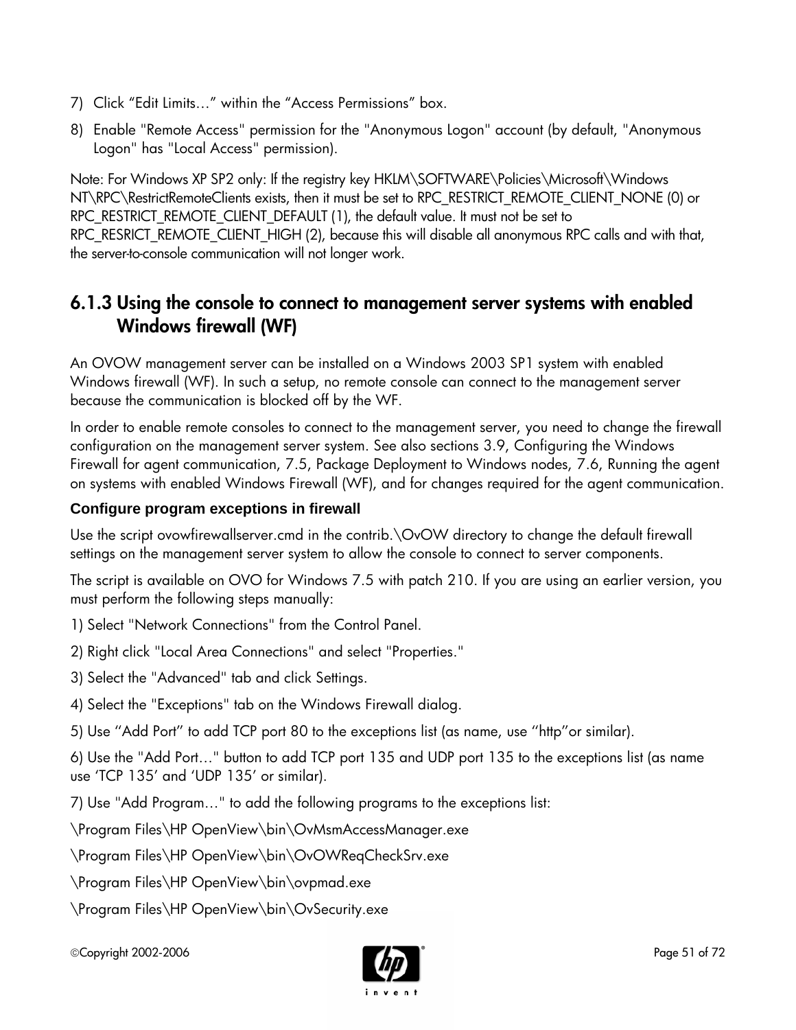7) Click “Edit Limits…” within the “Access Permissions” box.

8) Enable "Remote Access" permission for the "Anonymous Logon" account (by default, "Anonymous Logon" has "Local Access" permission).

Note: For Windows XP SP2 only: If the registry key HKLM\SOFTWARE\Policies\Microsoft\Windows NT\RPC\RestrictRemoteClients exists, then it must be set to RPC_RESTRICT_REMOTE_CLIENT_NONE (0) or RPC_RESTRICT_REMOTE_CLIENT_DEFAULT (1), the default value. It must not be set to RPC_RESRICT_REMOTE_CLIENT_HIGH (2), because this will disable all anonymous RPC calls and with that, the server-to-console communication will not longer work.

## 6.1.3 Using the console to connect to management server systems with enabled Windows firewall (WF)

An OVOW management server can be installed on a Windows 2003 SP1 system with enabled Windows firewall (WF). In such a setup, no remote console can connect to the management server because the communication is blocked off by the WF.

In order to enable remote consoles to connect to the management server, you need to change the firewall configuration on the management server system. See also sections 3.9, Configuring the Windows Firewall for agent communication, 7.5, Package Deployment to Windows nodes, 7.6, Running the agent on systems with enabled Windows Firewall (WF), and for changes required for the agent communication.

**Configure program exceptions in firewall**

Use the script ovowfirewallserver.cmd in the contrib.\OvOW directory to change the default firewall settings on the management server system to allow the console to connect to server components.

The script is available on OVO for Windows 7.5 with patch 210. If you are using an earlier version, you must perform the following steps manually:

1) Select "Network Connections" from the Control Panel.

2) Right click "Local Area Connections" and select "Properties."

3) Select the "Advanced" tab and click Settings.

4) Select the "Exceptions" tab on the Windows Firewall dialog.

5) Use ‘’Add Port’’ to add TCP port 80 to the exceptions list (as name, use ‘’http’’or similar).

6) Use the "Add Port…" button to add TCP port 135 and UDP port 135 to the exceptions list (as name use ‘TCP 135’ and ‘UDP 135’ or similar).

7) Use "Add Program…" to add the following programs to the exceptions list:

\Program Files\HP OpenView\bin\OvMsmAccessManager.exe

\Program Files\HP OpenView\bin\OvOWReqCheckSrv.exe

\Program Files\HP OpenView\bin\ovpmad.exe

\Program Files\HP OpenView\bin\OvSecurity.exe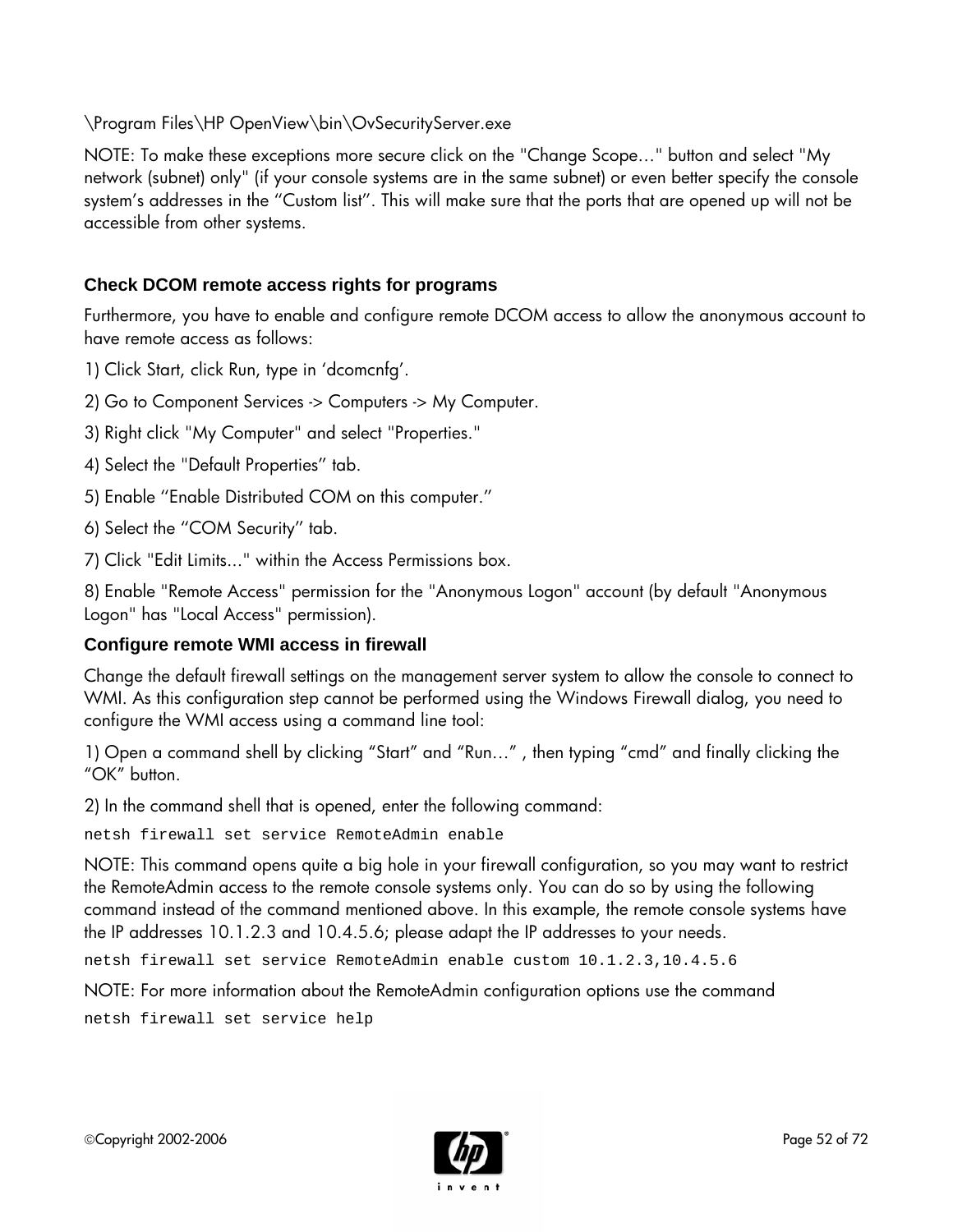\Program Files\HP OpenView\bin\OvSecurityServer.exe

NOTE: To make these exceptions more secure click on the "Change Scope…" button and select "My network (subnet) only" (if your console systems are in the same subnet) or even better specify the console system's addresses in the "Custom list". This will make sure that the ports that are opened up will not be accessible from other systems.

### Check DCOM remote access rights for programs

Furthermore, you have to enable and configure remote DCOM access to allow the anonymous account to have remote access as follows:

1) Click Start, click Run, type in 'dcomcnfg'.

2) Go to Component Services -> Computers -> My Computer.

3) Right click "My Computer" and select "Properties."

4) Select the "Default Properties" tab.

5) Enable "Enable Distributed COM on this computer."

6) Select the "COM Security" tab.

7) Click "Edit Limits..." within the Access Permissions box.

8) Enable "Remote Access" permission for the "Anonymous Logon" account (by default "Anonymous Logon" has "Local Access" permission).

### Configure remote WMI access in firewall

Change the default firewall settings on the management server system to allow the console to connect to WMI. As this configuration step cannot be performed using the Windows Firewall dialog, you need to configure the WMI access using a command line tool:

1) Open a command shell by clicking "Start" and "Run…" , then typing "cmd" and finally clicking the "OK" button.

2) In the command shell that is opened, enter the following command:

```
netsh firewall set service RemoteAdmin enable
```

NOTE: This command opens quite a big hole in your firewall configuration, so you may want to restrict the RemoteAdmin access to the remote console systems only. You can do so by using the following command instead of the command mentioned above. In this example, the remote console systems have the IP addresses 10.1.2.3 and 10.4.5.6; please adapt the IP addresses to your needs.

```
netsh firewall set service RemoteAdmin enable custom 10.1.2.3,10.4.5.6
```

NOTE: For more information about the RemoteAdmin configuration options use the command

```
netsh firewall set service help
```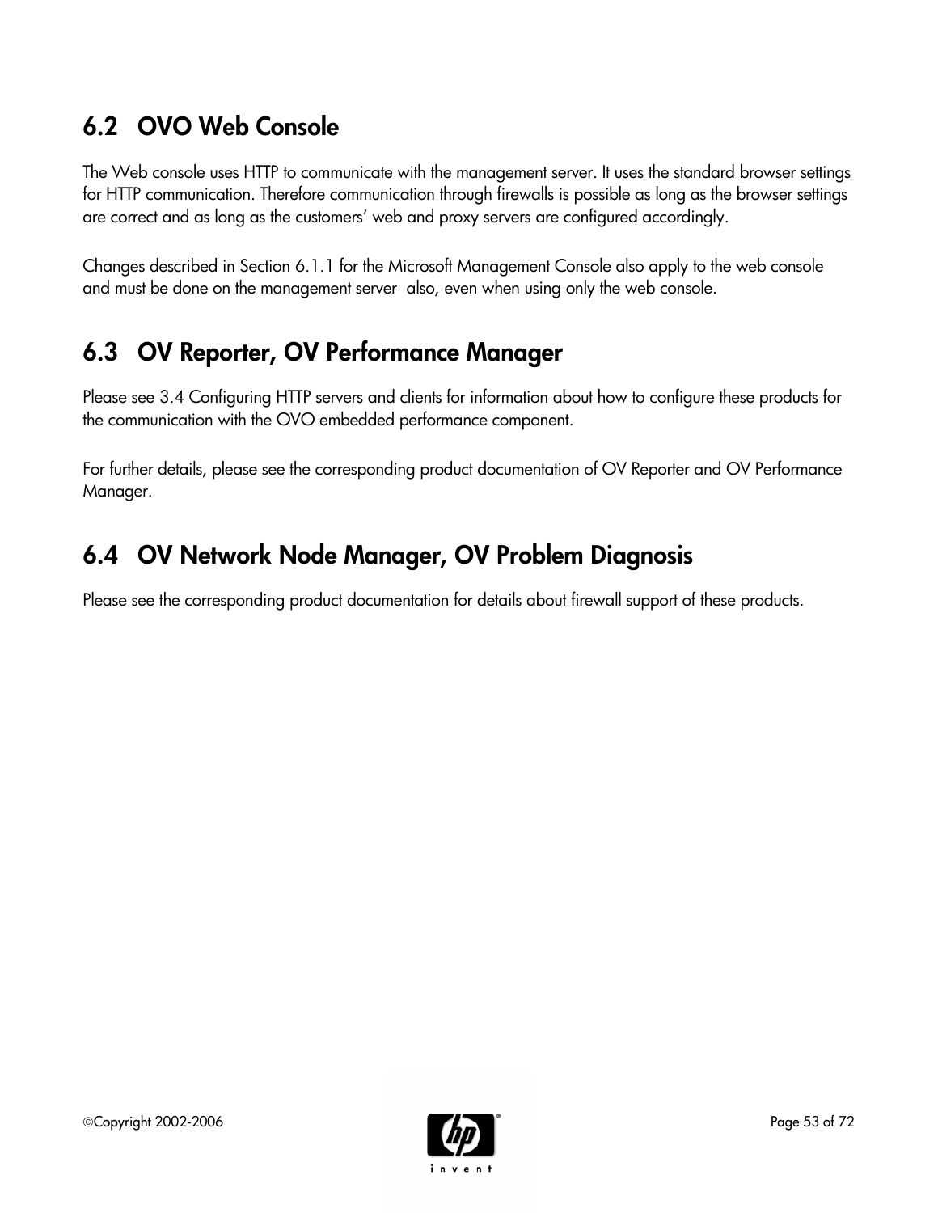## 6.2 OVO Web Console

The Web console uses HTTP to communicate with the management server. It uses the standard browser settings for HTTP communication. Therefore communication through firewalls is possible as long as the browser settings are correct and as long as the customers' web and proxy servers are configured accordingly.

Changes described in Section 6.1.1 for the Microsoft Management Console also apply to the web console and must be done on the management server also, even when using only the web console.

## 6.3 OV Reporter, OV Performance Manager

Please see 3.4 Configuring HTTP servers and clients for information about how to configure these products for the communication with the OVO embedded performance component.

For further details, please see the corresponding product documentation of OV Reporter and OV Performance Manager.

## 6.4 OV Network Node Manager, OV Problem Diagnosis

Please see the corresponding product documentation for details about firewall support of these products.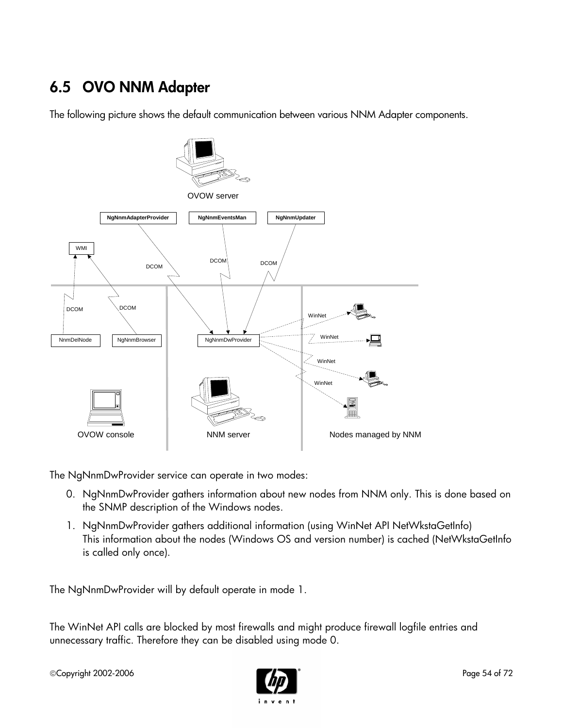## 6.5 OVO NNM Adapter

The following picture shows the default communication between various NNM Adapter components.

The NgNnmDwProvider service can operate in two modes:

0. NgNnmDwProvider gathers information about new nodes from NNM only. This is done based on the SNMP description of the Windows nodes.
1. NgNnmDwProvider gathers additional information (using WinNet API NetWkstaGetInfo)
   This information about the nodes (Windows OS and version number) is cached (NetWkstaGetInfo is called only once).

The NgNnmDwProvider will by default operate in mode 1.

The WinNet API calls are blocked by most firewalls and might produce firewall logfile entries and unnecessary traffic. Therefore they can be disabled using mode 0.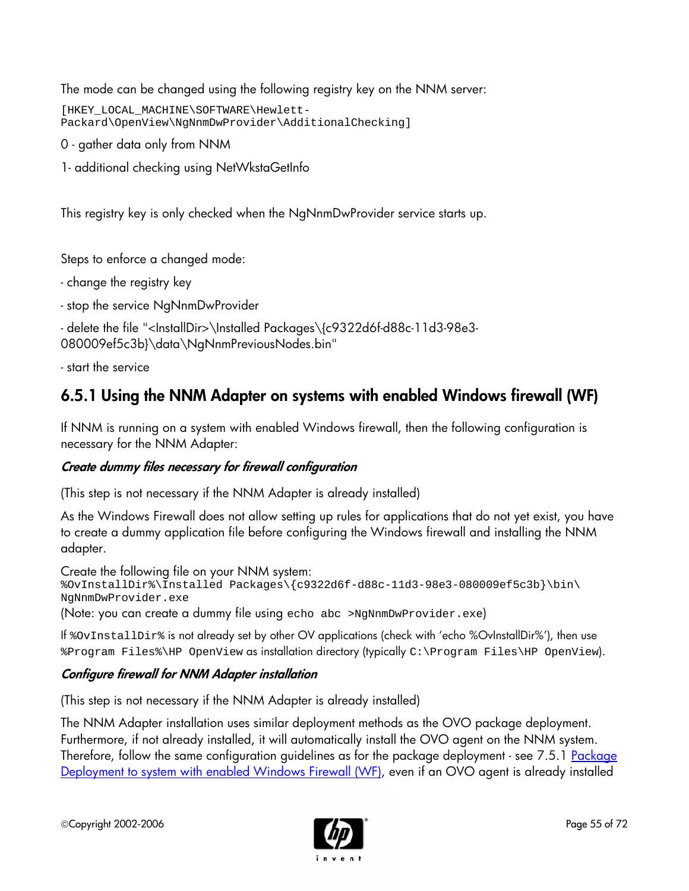The mode can be changed using the following registry key on the NNM server:

```
[HKEY_LOCAL_MACHINE\SOFTWARE\Hewlett-Packard\OpenView\NgNnmDwProvider\AdditionalChecking]
```

0 - gather data only from NNM

1- additional checking using NetWkstaGetInfo

This registry key is only checked when the NgNnmDwProvider service starts up.

Steps to enforce a changed mode:

- change the registry key

- stop the service NgNnmDwProvider

- delete the file "<InstallDir>\Installed Packages\{c9322d6f-d88c-11d3-98e3-080009ef5c3b}\data\NgNnmPreviousNodes.bin"

- start the service

## 6.5.1 Using the NNM Adapter on systems with enabled Windows firewall (WF)

If NNM is running on a system with enabled Windows firewall, then the following configuration is necessary for the NNM Adapter:

***Create dummy files necessary for firewall configuration***

(This step is not necessary if the NNM Adapter is already installed)

As the Windows Firewall does not allow setting up rules for applications that do not yet exist, you have to create a dummy application file before configuring the Windows firewall and installing the NNM adapter.

Create the following file on your NNM system:
`%OvInstallDir%\Installed Packages\{c9322d6f-d88c-11d3-98e3-080009ef5c3b}\bin\NgNnmDwProvider.exe`
(Note: you can create a dummy file using `echo abc >NgNnmDwProvider.exe`)

If `%OvInstallDir%` is not already set by other OV applications (check with 'echo %OvInstallDir%'), then use `%Program Files%\HP OpenView` as installation directory (typically `C:\Program Files\HP OpenView`).

***Configure firewall for NNM Adapter installation***

(This step is not necessary if the NNM Adapter is already installed)

The NNM Adapter installation uses similar deployment methods as the OVO package deployment. Furthermore, if not already installed, it will automatically install the OVO agent on the NNM system. Therefore, follow the same configuration guidelines as for the package deployment - see 7.5.1 Package Deployment to system with enabled Windows Firewall (WF), even if an OVO agent is already installed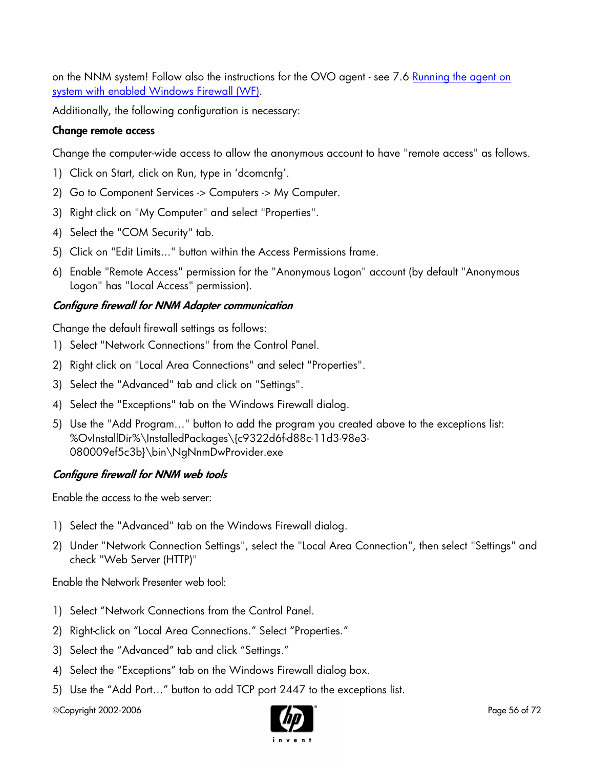on the NNM system! Follow also the instructions for the OVO agent - see 7.6 [Running the agent on system with enabled Windows Firewall (WF)](#).

Additionally, the following configuration is necessary:

**Change remote access**

Change the computer-wide access to allow the anonymous account to have "remote access" as follows.

1) Click on Start, click on Run, type in 'dcomcnfg'.
2) Go to Component Services -> Computers -> My Computer.
3) Right click on "My Computer" and select "Properties".
4) Select the "COM Security" tab.
5) Click on "Edit Limits..." button within the Access Permissions frame.
6) Enable "Remote Access" permission for the "Anonymous Logon" account (by default "Anonymous Logon" has "Local Access" permission).

***Configure firewall for NNM Adapter communication***

Change the default firewall settings as follows:

1) Select "Network Connections" from the Control Panel.
2) Right click on "Local Area Connections" and select "Properties".
3) Select the "Advanced" tab and click on "Settings".
4) Select the "Exceptions" tab on the Windows Firewall dialog.
5) Use the "Add Program..." button to add the program you created above to the exceptions list: %OvInstallDir%\InstalledPackages\{c9322d6f-d88c-11d3-98e3-080009ef5c3b}\bin\NgNnmDwProvider.exe

***Configure firewall for NNM web tools***

Enable the access to the web server:

1) Select the "Advanced" tab on the Windows Firewall dialog.
2) Under "Network Connection Settings", select the "Local Area Connection", then select "Settings" and check "Web Server (HTTP)"

Enable the Network Presenter web tool:

1) Select "Network Connections from the Control Panel.
2) Right-click on "Local Area Connections." Select "Properties."
3) Select the "Advanced" tab and click "Settings."
4) Select the "Exceptions" tab on the Windows Firewall dialog box.
5) Use the "Add Port..." button to add TCP port 2447 to the exceptions list.

©Copyright 2002-2006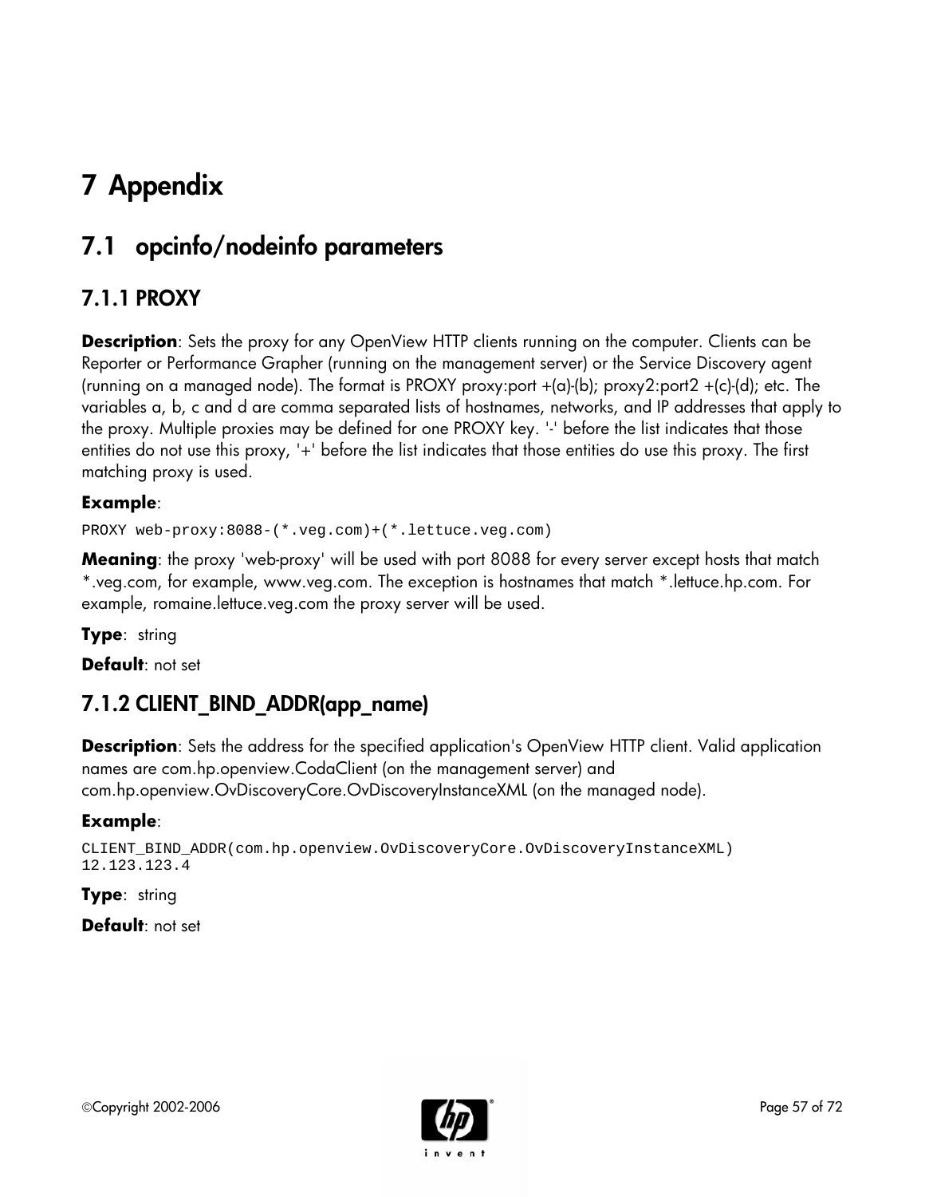# 7 Appendix

## 7.1 opcinfo/nodeinfo parameters

### 7.1.1 PROXY

**Description**: Sets the proxy for any OpenView HTTP clients running on the computer. Clients can be Reporter or Performance Grapher (running on the management server) or the Service Discovery agent (running on a managed node). The format is PROXY proxy:port +(a)-(b); proxy2:port2 +(c)-(d); etc. The variables a, b, c and d are comma separated lists of hostnames, networks, and IP addresses that apply to the proxy. Multiple proxies may be defined for one PROXY key. '-' before the list indicates that those entities do not use this proxy, '+' before the list indicates that those entities do use this proxy. The first matching proxy is used.

**Example**:

```
PROXY web-proxy:8088-(*.veg.com)+(*.lettuce.veg.com)
```

**Meaning**: the proxy 'web-proxy' will be used with port 8088 for every server except hosts that match *.veg.com, for example, www.veg.com. The exception is hostnames that match *.lettuce.hp.com. For example, romaine.lettuce.veg.com the proxy server will be used.

**Type**: string

**Default**: not set

### 7.1.2 CLIENT_BIND_ADDR(app_name)

**Description**: Sets the address for the specified application's OpenView HTTP client. Valid application names are com.hp.openview.CodaClient (on the management server) and com.hp.openview.OvDiscoveryCore.OvDiscoveryInstanceXML (on the managed node).

**Example**:

```
CLIENT_BIND_ADDR(com.hp.openview.OvDiscoveryCore.OvDiscoveryInstanceXML)
12.123.123.4
```

**Type**: string

**Default**: not set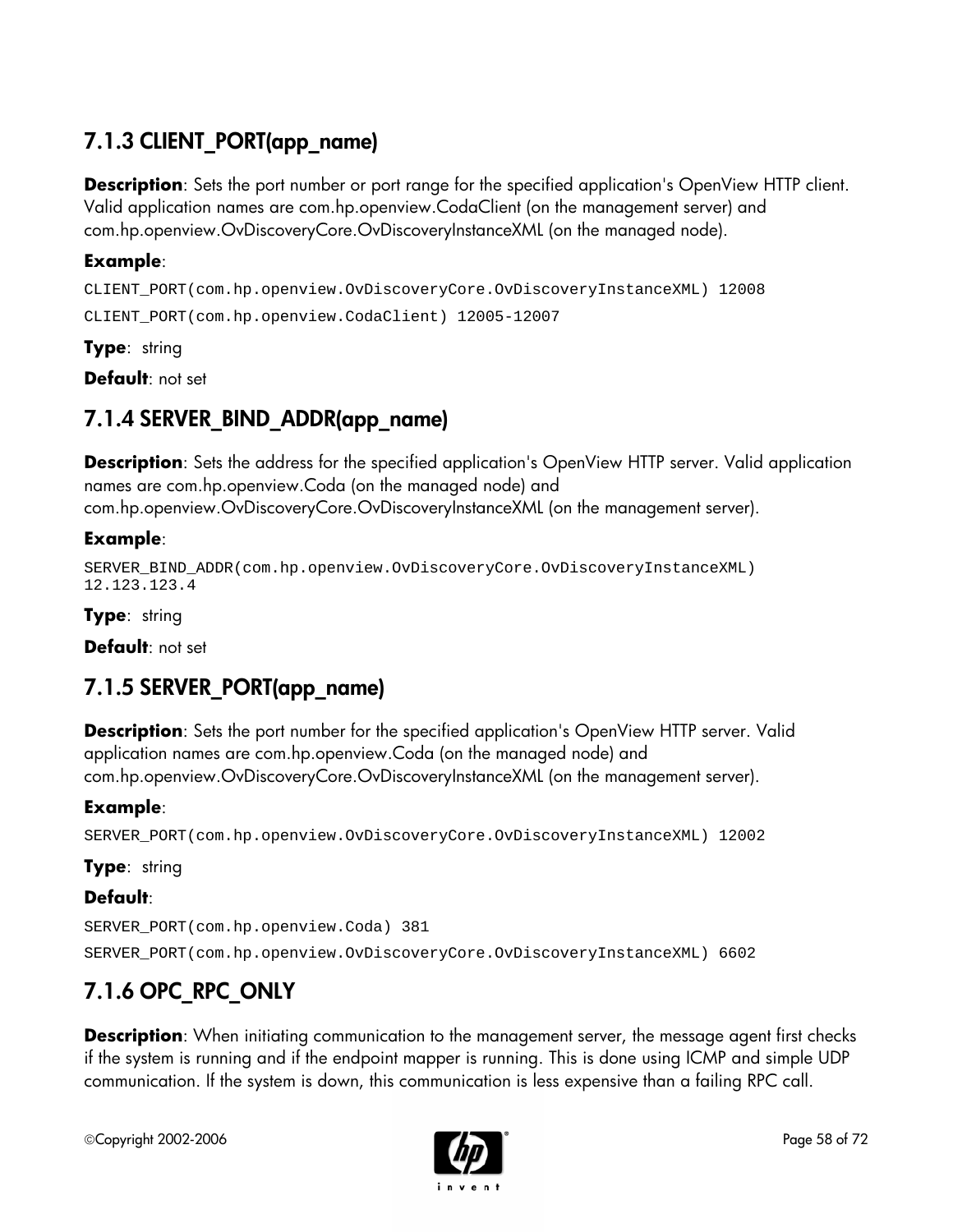### 7.1.3 CLIENT_PORT(app_name)

**Description**: Sets the port number or port range for the specified application's OpenView HTTP client. Valid application names are com.hp.openview.CodaClient (on the management server) and com.hp.openview.OvDiscoveryCore.OvDiscoveryInstanceXML (on the managed node).

**Example**:

```
CLIENT_PORT(com.hp.openview.OvDiscoveryCore.OvDiscoveryInstanceXML) 12008
CLIENT_PORT(com.hp.openview.CodaClient) 12005-12007
```

**Type**: string

**Default**: not set

### 7.1.4 SERVER_BIND_ADDR(app_name)

**Description**: Sets the address for the specified application's OpenView HTTP server. Valid application names are com.hp.openview.Coda (on the managed node) and com.hp.openview.OvDiscoveryCore.OvDiscoveryInstanceXML (on the management server).

**Example**:

```
SERVER_BIND_ADDR(com.hp.openview.OvDiscoveryCore.OvDiscoveryInstanceXML)
12.123.123.4
```

**Type**: string

**Default**: not set

### 7.1.5 SERVER_PORT(app_name)

**Description**: Sets the port number for the specified application's OpenView HTTP server. Valid application names are com.hp.openview.Coda (on the managed node) and com.hp.openview.OvDiscoveryCore.OvDiscoveryInstanceXML (on the management server).

**Example**:

```
SERVER_PORT(com.hp.openview.OvDiscoveryCore.OvDiscoveryInstanceXML) 12002
```

**Type**: string

**Default**:

```
SERVER_PORT(com.hp.openview.Coda) 381
SERVER_PORT(com.hp.openview.OvDiscoveryCore.OvDiscoveryInstanceXML) 6602
```

### 7.1.6 OPC_RPC_ONLY

**Description**: When initiating communication to the management server, the message agent first checks if the system is running and if the endpoint mapper is running. This is done using ICMP and simple UDP communication. If the system is down, this communication is less expensive than a failing RPC call.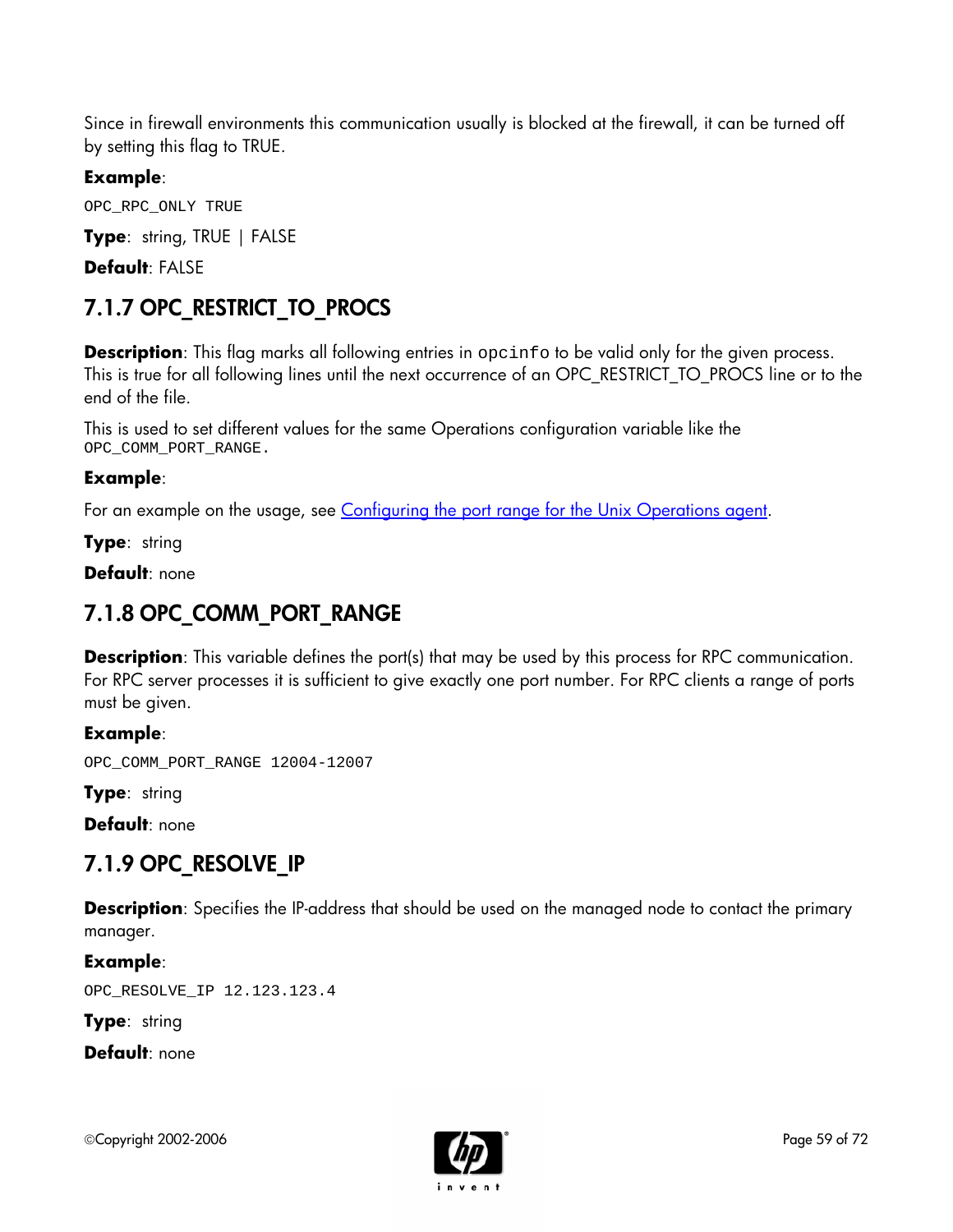Since in firewall environments this communication usually is blocked at the firewall, it can be turned off by setting this flag to TRUE.

**Example**:

```
OPC_RPC_ONLY TRUE
```

**Type**: string, TRUE | FALSE

**Default**: FALSE

## 7.1.7 OPC_RESTRICT_TO_PROCS

**Description**: This flag marks all following entries in `opcinfo` to be valid only for the given process. This is true for all following lines until the next occurrence of an OPC_RESTRICT_TO_PROCS line or to the end of the file.

This is used to set different values for the same Operations configuration variable like the `OPC_COMM_PORT_RANGE`.

**Example**:

For an example on the usage, see [Configuring the port range for the Unix Operations agent](#).

**Type**: string

**Default**: none

## 7.1.8 OPC_COMM_PORT_RANGE

**Description**: This variable defines the port(s) that may be used by this process for RPC communication. For RPC server processes it is sufficient to give exactly one port number. For RPC clients a range of ports must be given.

**Example**:

```
OPC_COMM_PORT_RANGE 12004-12007
```

**Type**: string

**Default**: none

## 7.1.9 OPC_RESOLVE_IP

**Description**: Specifies the IP-address that should be used on the managed node to contact the primary manager.

**Example**:

```
OPC_RESOLVE_IP 12.123.123.4
```

**Type**: string

**Default**: none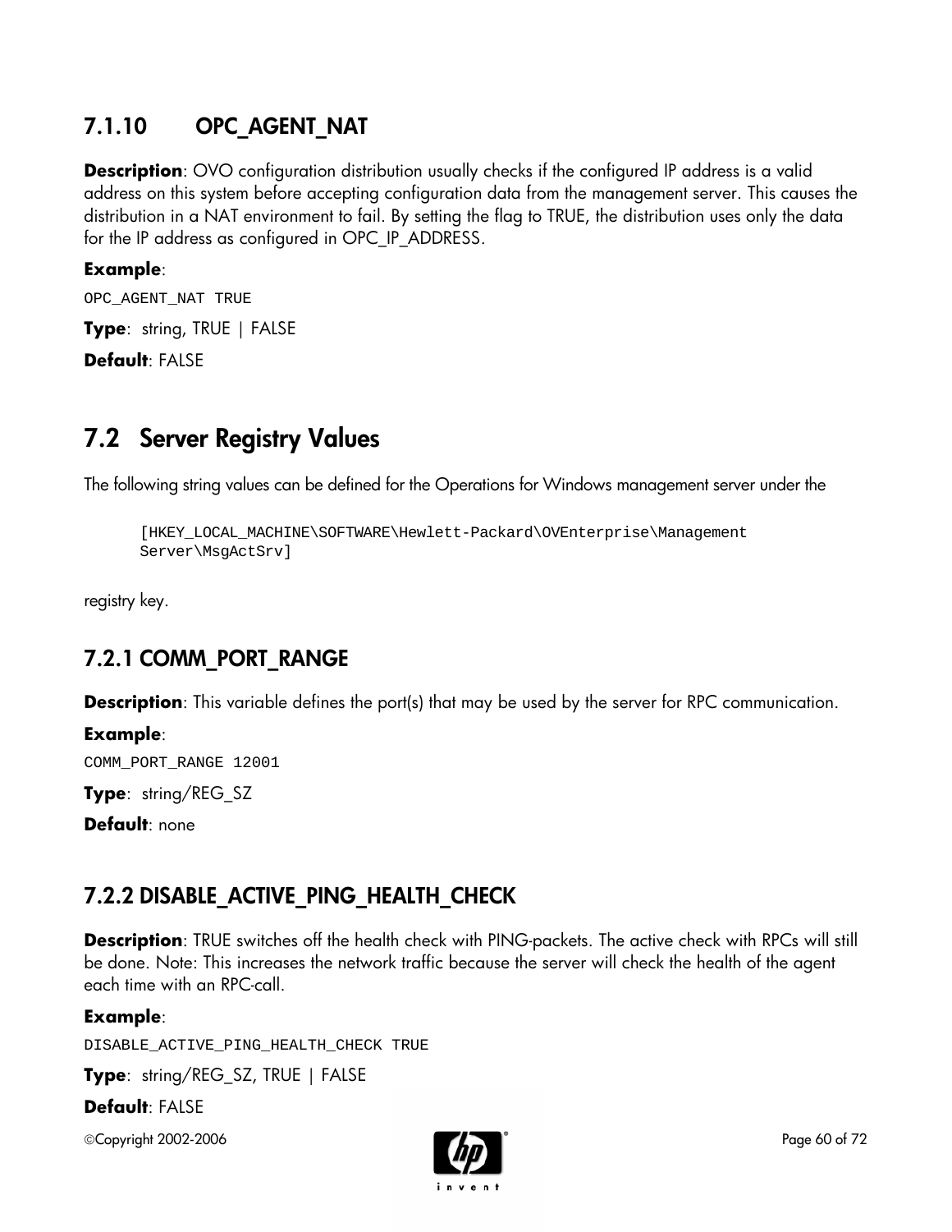### 7.1.10 OPC_AGENT_NAT

**Description**: OVO configuration distribution usually checks if the configured IP address is a valid address on this system before accepting configuration data from the management server. This causes the distribution in a NAT environment to fail. By setting the flag to TRUE, the distribution uses only the data for the IP address as configured in OPC_IP_ADDRESS.

**Example**:

```
OPC_AGENT_NAT TRUE
```

**Type**: string, TRUE | FALSE

**Default**: FALSE

## 7.2 Server Registry Values

The following string values can be defined for the Operations for Windows management server under the

```
[HKEY_LOCAL_MACHINE\SOFTWARE\Hewlett-Packard\OVEnterprise\Management
Server\MsgActSrv]
```

registry key.

### 7.2.1 COMM_PORT_RANGE

**Description**: This variable defines the port(s) that may be used by the server for RPC communication.

**Example**:

```
COMM_PORT_RANGE 12001
```

**Type**: string/REG_SZ

**Default**: none

### 7.2.2 DISABLE_ACTIVE_PING_HEALTH_CHECK

**Description**: TRUE switches off the health check with PING-packets. The active check with RPCs will still be done. Note: This increases the network traffic because the server will check the health of the agent each time with an RPC-call.

**Example**:

```
DISABLE_ACTIVE_PING_HEALTH_CHECK TRUE
```

**Type**: string/REG_SZ, TRUE | FALSE

**Default**: FALSE

©Copyright 2002-2006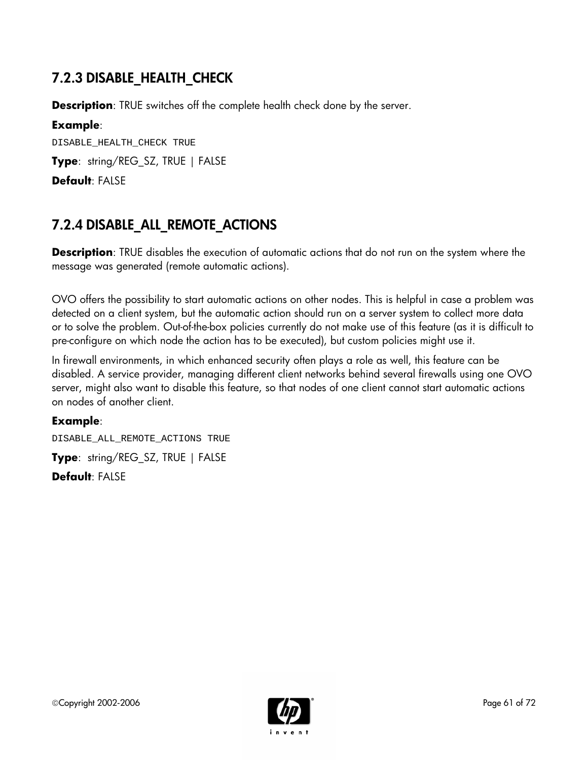### 7.2.3 DISABLE_HEALTH_CHECK

**Description**: TRUE switches off the complete health check done by the server.

**Example**:

```
DISABLE_HEALTH_CHECK TRUE
```

**Type**: string/REG_SZ, TRUE | FALSE

**Default**: FALSE

### 7.2.4 DISABLE_ALL_REMOTE_ACTIONS

**Description**: TRUE disables the execution of automatic actions that do not run on the system where the message was generated (remote automatic actions).

OVO offers the possibility to start automatic actions on other nodes. This is helpful in case a problem was detected on a client system, but the automatic action should run on a server system to collect more data or to solve the problem. Out-of-the-box policies currently do not make use of this feature (as it is difficult to pre-configure on which node the action has to be executed), but custom policies might use it.

In firewall environments, in which enhanced security often plays a role as well, this feature can be disabled. A service provider, managing different client networks behind several firewalls using one OVO server, might also want to disable this feature, so that nodes of one client cannot start automatic actions on nodes of another client.

**Example**:

```
DISABLE_ALL_REMOTE_ACTIONS TRUE
```

**Type**: string/REG_SZ, TRUE | FALSE

**Default**: FALSE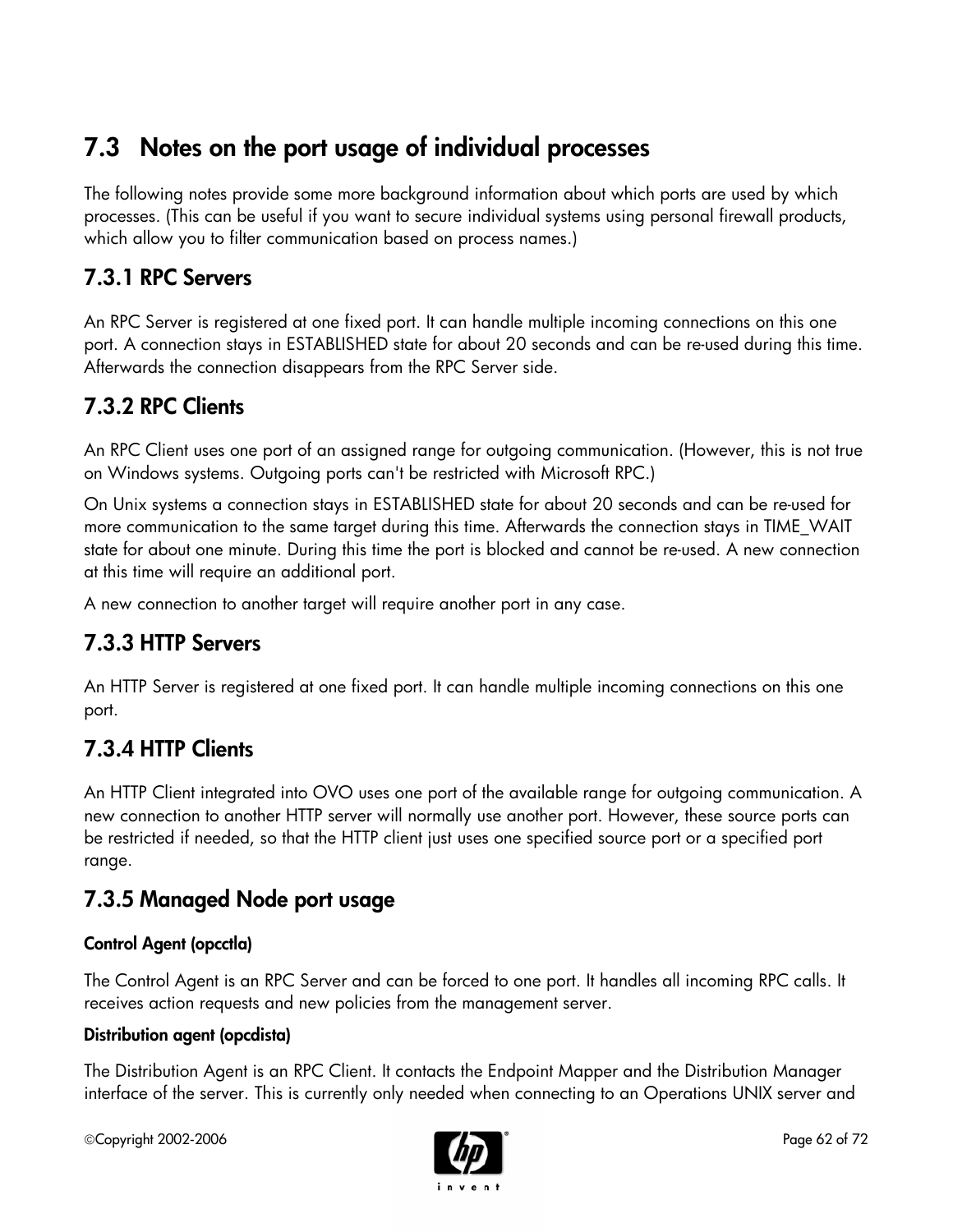## 7.3 Notes on the port usage of individual processes

The following notes provide some more background information about which ports are used by which processes. (This can be useful if you want to secure individual systems using personal firewall products, which allow you to filter communication based on process names.)

### 7.3.1 RPC Servers

An RPC Server is registered at one fixed port. It can handle multiple incoming connections on this one port. A connection stays in ESTABLISHED state for about 20 seconds and can be re-used during this time. Afterwards the connection disappears from the RPC Server side.

### 7.3.2 RPC Clients

An RPC Client uses one port of an assigned range for outgoing communication. (However, this is not true on Windows systems. Outgoing ports can't be restricted with Microsoft RPC.)

On Unix systems a connection stays in ESTABLISHED state for about 20 seconds and can be re-used for more communication to the same target during this time. Afterwards the connection stays in TIME_WAIT state for about one minute. During this time the port is blocked and cannot be re-used. A new connection at this time will require an additional port.

A new connection to another target will require another port in any case.

### 7.3.3 HTTP Servers

An HTTP Server is registered at one fixed port. It can handle multiple incoming connections on this one port.

### 7.3.4 HTTP Clients

An HTTP Client integrated into OVO uses one port of the available range for outgoing communication. A new connection to another HTTP server will normally use another port. However, these source ports can be restricted if needed, so that the HTTP client just uses one specified source port or a specified port range.

### 7.3.5 Managed Node port usage

#### Control Agent (opcctla)

The Control Agent is an RPC Server and can be forced to one port. It handles all incoming RPC calls. It receives action requests and new policies from the management server.

#### Distribution agent (opcdista)

The Distribution Agent is an RPC Client. It contacts the Endpoint Mapper and the Distribution Manager interface of the server. This is currently only needed when connecting to an Operations UNIX server and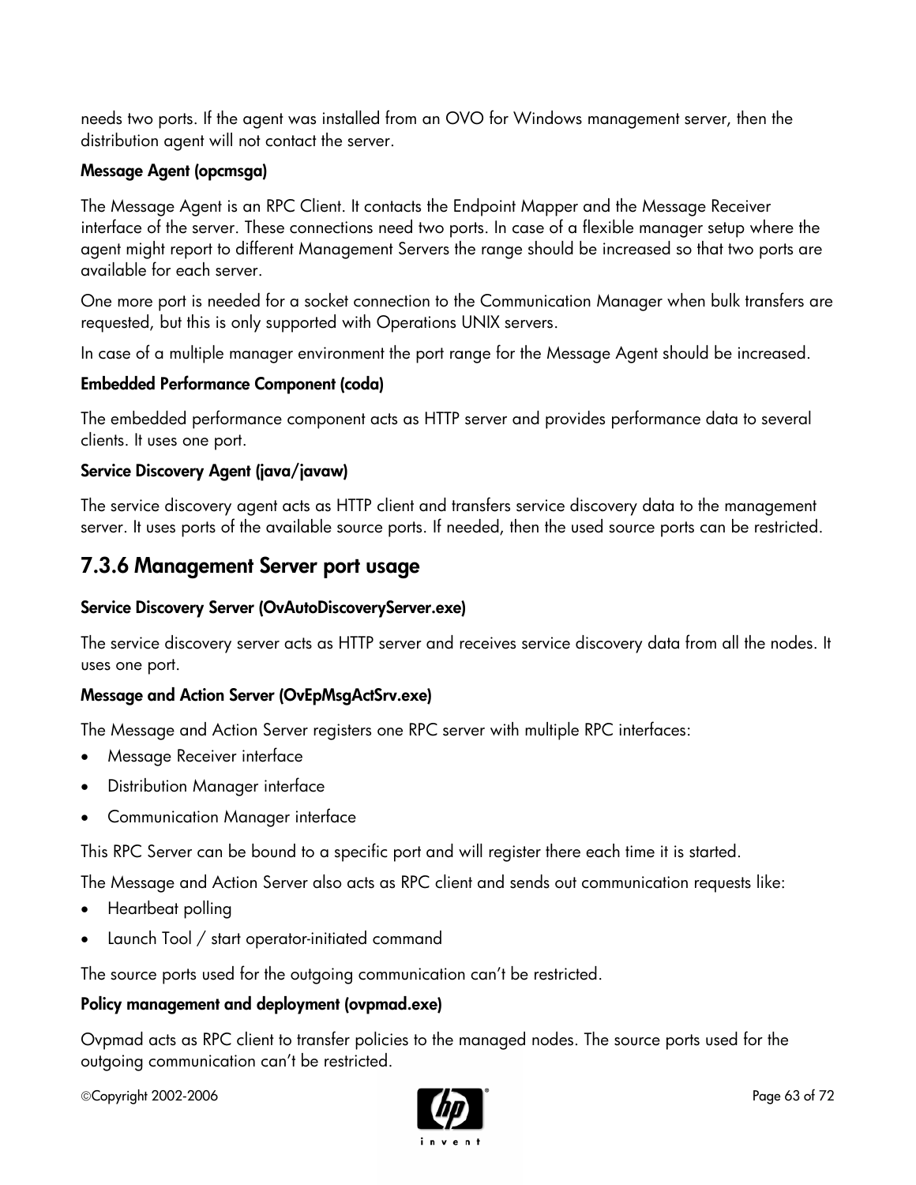needs two ports. If the agent was installed from an OVO for Windows management server, then the distribution agent will not contact the server.

#### Message Agent (opcmsga)

The Message Agent is an RPC Client. It contacts the Endpoint Mapper and the Message Receiver interface of the server. These connections need two ports. In case of a flexible manager setup where the agent might report to different Management Servers the range should be increased so that two ports are available for each server.

One more port is needed for a socket connection to the Communication Manager when bulk transfers are requested, but this is only supported with Operations UNIX servers.

In case of a multiple manager environment the port range for the Message Agent should be increased.

#### Embedded Performance Component (coda)

The embedded performance component acts as HTTP server and provides performance data to several clients. It uses one port.

#### Service Discovery Agent (java/javaw)

The service discovery agent acts as HTTP client and transfers service discovery data to the management server. It uses ports of the available source ports. If needed, then the used source ports can be restricted.

## 7.3.6 Management Server port usage

#### Service Discovery Server (OvAutoDiscoveryServer.exe)

The service discovery server acts as HTTP server and receives service discovery data from all the nodes. It uses one port.

#### Message and Action Server (OvEpMsgActSrv.exe)

The Message and Action Server registers one RPC server with multiple RPC interfaces:

- Message Receiver interface
- Distribution Manager interface
- Communication Manager interface

This RPC Server can be bound to a specific port and will register there each time it is started.

The Message and Action Server also acts as RPC client and sends out communication requests like:

- Heartbeat polling
- Launch Tool / start operator-initiated command

The source ports used for the outgoing communication can't be restricted.

#### Policy management and deployment (ovpmad.exe)

Ovpmad acts as RPC client to transfer policies to the managed nodes. The source ports used for the outgoing communication can't be restricted.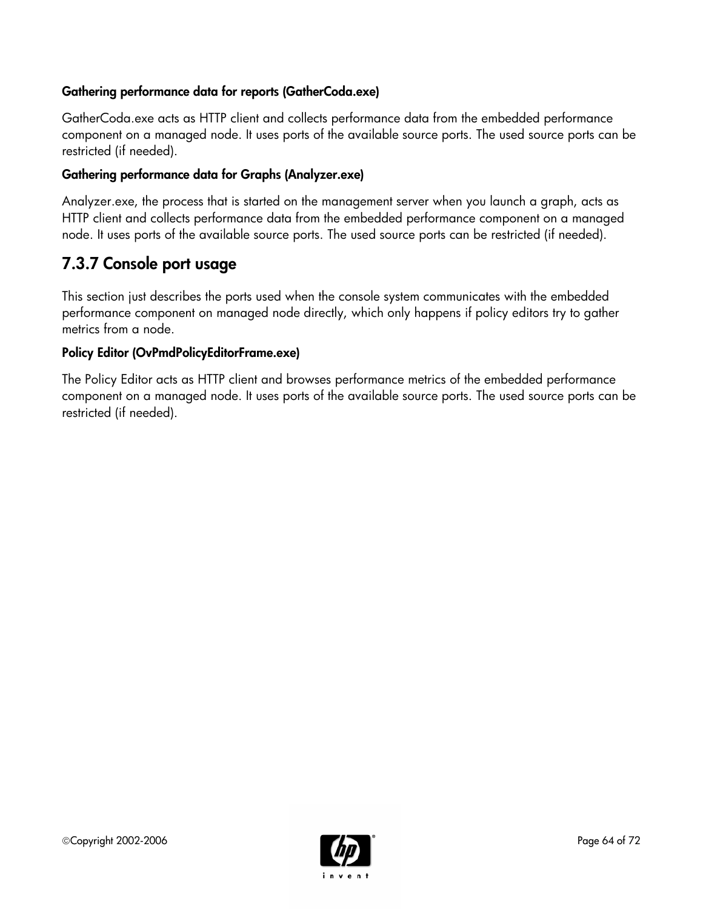#### Gathering performance data for reports (GatherCoda.exe)

GatherCoda.exe acts as HTTP client and collects performance data from the embedded performance component on a managed node. It uses ports of the available source ports. The used source ports can be restricted (if needed).

#### Gathering performance data for Graphs (Analyzer.exe)

Analyzer.exe, the process that is started on the management server when you launch a graph, acts as HTTP client and collects performance data from the embedded performance component on a managed node. It uses ports of the available source ports. The used source ports can be restricted (if needed).

### 7.3.7 Console port usage

This section just describes the ports used when the console system communicates with the embedded performance component on managed node directly, which only happens if policy editors try to gather metrics from a node.

#### Policy Editor (OvPmdPolicyEditorFrame.exe)

The Policy Editor acts as HTTP client and browses performance metrics of the embedded performance component on a managed node. It uses ports of the available source ports. The used source ports can be restricted (if needed).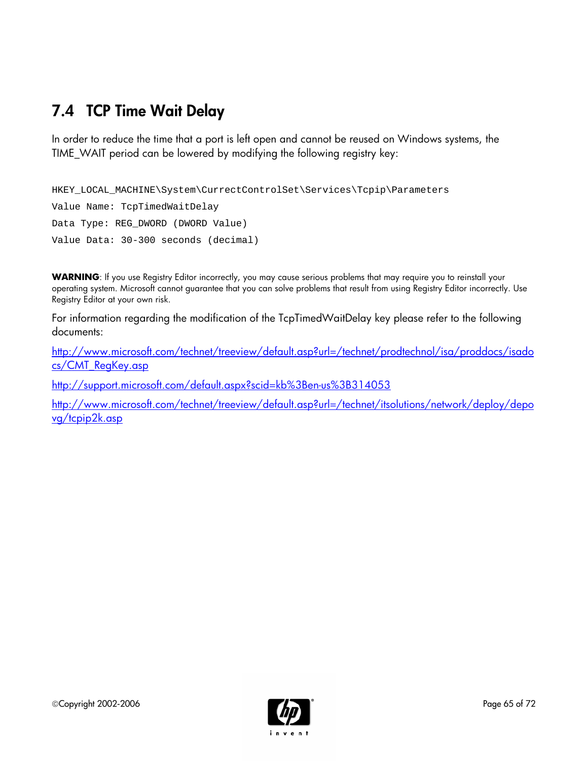## 7.4 TCP Time Wait Delay

In order to reduce the time that a port is left open and cannot be reused on Windows systems, the TIME_WAIT period can be lowered by modifying the following registry key:

```
HKEY_LOCAL_MACHINE\System\CurrectControlSet\Services\Tcpip\Parameters
Value Name: TcpTimedWaitDelay
Data Type: REG_DWORD (DWORD Value)
Value Data: 30-300 seconds (decimal)
```

**WARNING**: If you use Registry Editor incorrectly, you may cause serious problems that may require you to reinstall your operating system. Microsoft cannot guarantee that you can solve problems that result from using Registry Editor incorrectly. Use Registry Editor at your own risk.

For information regarding the modification of the TcpTimedWaitDelay key please refer to the following documents:

http://www.microsoft.com/technet/treeview/default.asp?url=/technet/prodtechnol/isa/proddocs/isadocs/CMT_RegKey.asp

http://support.microsoft.com/default.aspx?scid=kb%3Ben-us%3B314053

http://www.microsoft.com/technet/treeview/default.asp?url=/technet/itsolutions/network/deploy/depovg/tcpip2k.asp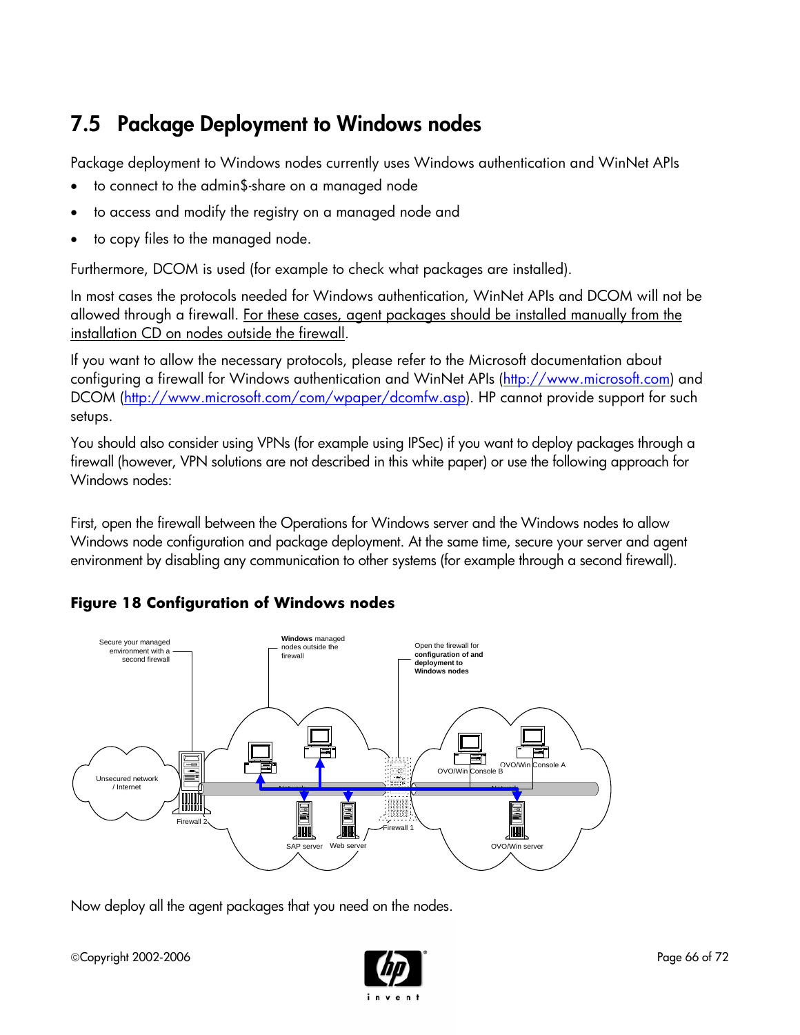## 7.5 Package Deployment to Windows nodes

Package deployment to Windows nodes currently uses Windows authentication and WinNet APIs

- to connect to the admin$-share on a managed node
- to access and modify the registry on a managed node and
- to copy files to the managed node.

Furthermore, DCOM is used (for example to check what packages are installed).

In most cases the protocols needed for Windows authentication, WinNet APIs and DCOM will not be allowed through a firewall. For these cases, agent packages should be installed manually from the installation CD on nodes outside the firewall.

If you want to allow the necessary protocols, please refer to the Microsoft documentation about configuring a firewall for Windows authentication and WinNet APIs (http://www.microsoft.com) and DCOM (http://www.microsoft.com/com/wpaper/dcomfw.asp). HP cannot provide support for such setups.

You should also consider using VPNs (for example using IPSec) if you want to deploy packages through a firewall (however, VPN solutions are not described in this white paper) or use the following approach for Windows nodes:

First, open the firewall between the Operations for Windows server and the Windows nodes to allow Windows node configuration and package deployment. At the same time, secure your server and agent environment by disabling any communication to other systems (for example through a second firewall).

**Figure 18 Configuration of Windows nodes**

Now deploy all the agent packages that you need on the nodes.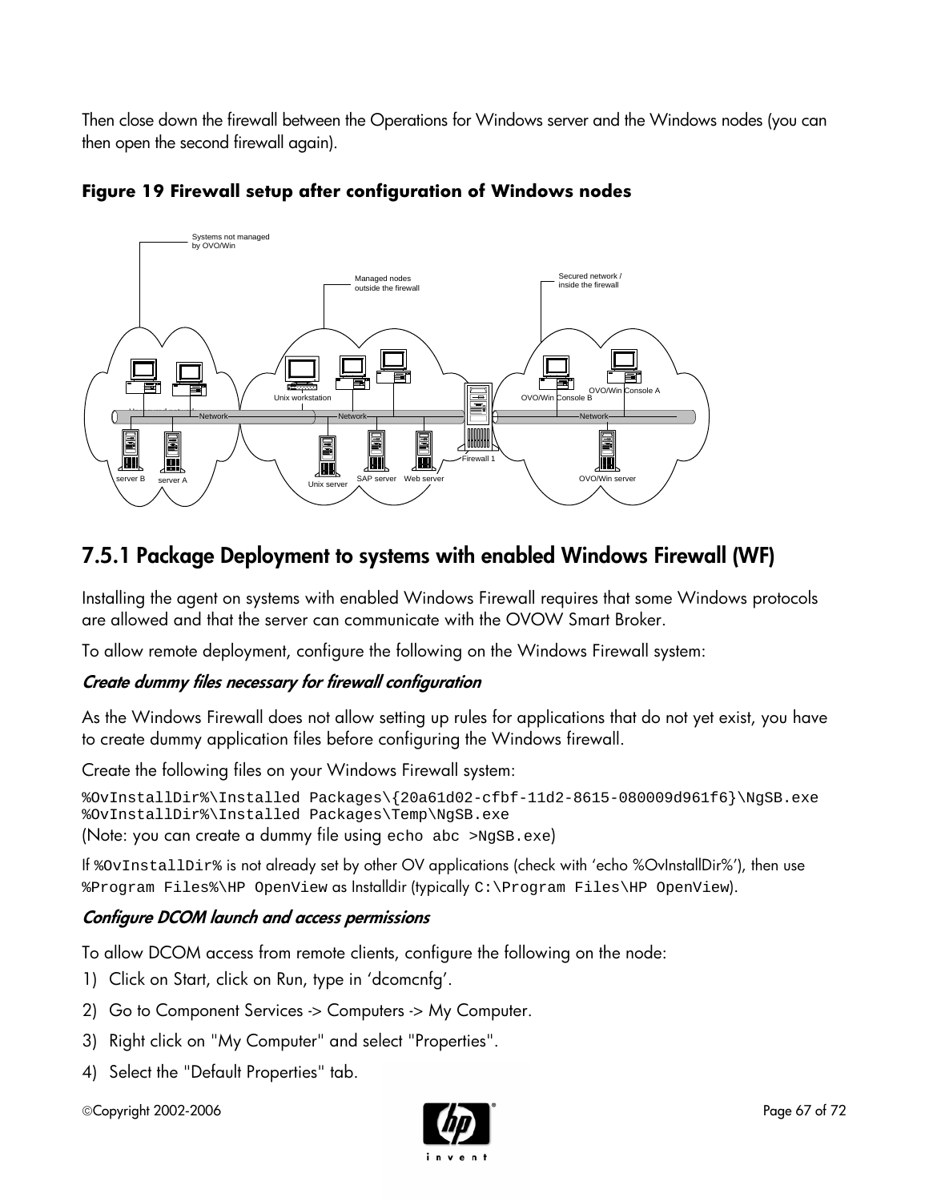Then close down the firewall between the Operations for Windows server and the Windows nodes (you can then open the second firewall again).

**Figure 19 Firewall setup after configuration of Windows nodes**

## 7.5.1 Package Deployment to systems with enabled Windows Firewall (WF)

Installing the agent on systems with enabled Windows Firewall requires that some Windows protocols are allowed and that the server can communicate with the OVOW Smart Broker.

To allow remote deployment, configure the following on the Windows Firewall system:

### *Create dummy files necessary for firewall configuration*

As the Windows Firewall does not allow setting up rules for applications that do not yet exist, you have to create dummy application files before configuring the Windows firewall.

Create the following files on your Windows Firewall system:

```
%OvInstallDir%\Installed Packages\{20a61d02-cfbf-11d2-8615-080009d961f6}\NgSB.exe
%OvInstallDir%\Installed Packages\Temp\NgSB.exe
```

(Note: you can create a dummy file using `echo abc >NgSB.exe`)

If `%OvInstallDir%` is not already set by other OV applications (check with 'echo %OvInstallDir%'), then use `%Program Files%\HP OpenView` as Installdir (typically `C:\Program Files\HP OpenView`).

### *Configure DCOM launch and access permissions*

To allow DCOM access from remote clients, configure the following on the node:

1) Click on Start, click on Run, type in 'dcomcnfg'.
2) Go to Component Services -> Computers -> My Computer.
3) Right click on "My Computer" and select "Properties".
4) Select the "Default Properties" tab.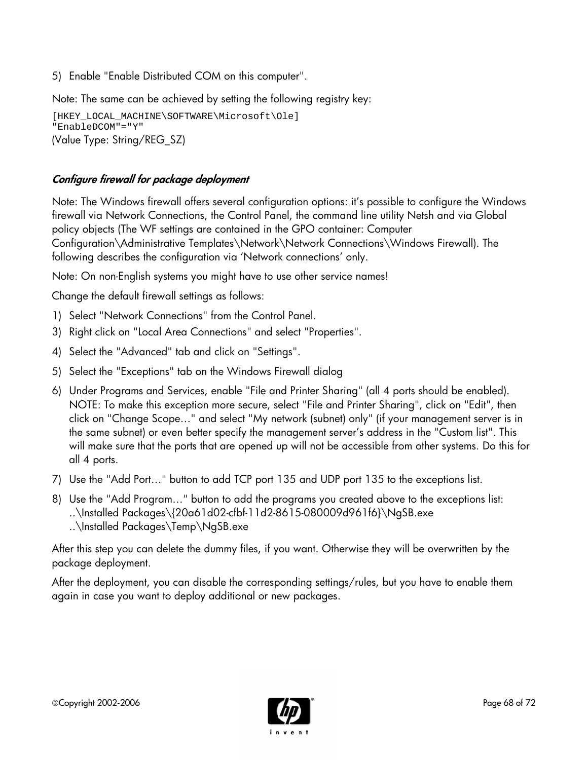5) Enable "Enable Distributed COM on this computer".

Note: The same can be achieved by setting the following registry key:

```
[HKEY_LOCAL_MACHINE\SOFTWARE\Microsoft\Ole]
"EnableDCOM"="Y"
```

(Value Type: String/REG_SZ)

### *Configure firewall for package deployment*

Note: The Windows firewall offers several configuration options: it's possible to configure the Windows firewall via Network Connections, the Control Panel, the command line utility Netsh and via Global policy objects (The WF settings are contained in the GPO container: Computer Configuration\Administrative Templates\Network\Network Connections\Windows Firewall). The following describes the configuration via 'Network connections' only.

Note: On non-English systems you might have to use other service names!

Change the default firewall settings as follows:

1) Select "Network Connections" from the Control Panel.
3) Right click on "Local Area Connections" and select "Properties".
4) Select the "Advanced" tab and click on "Settings".
5) Select the "Exceptions" tab on the Windows Firewall dialog
6) Under Programs and Services, enable "File and Printer Sharing" (all 4 ports should be enabled). NOTE: To make this exception more secure, select "File and Printer Sharing", click on "Edit", then click on "Change Scope…" and select "My network (subnet) only" (if your management server is in the same subnet) or even better specify the management server's address in the "Custom list". This will make sure that the ports that are opened up will not be accessible from other systems. Do this for all 4 ports.
7) Use the "Add Port…" button to add TCP port 135 and UDP port 135 to the exceptions list.
8) Use the "Add Program…" button to add the programs you created above to the exceptions list:
   ..\Installed Packages\{20a61d02-cfbf-11d2-8615-080009d961f6}\NgSB.exe
   ..\Installed Packages\Temp\NgSB.exe

After this step you can delete the dummy files, if you want. Otherwise they will be overwritten by the package deployment.

After the deployment, you can disable the corresponding settings/rules, but you have to enable them again in case you want to deploy additional or new packages.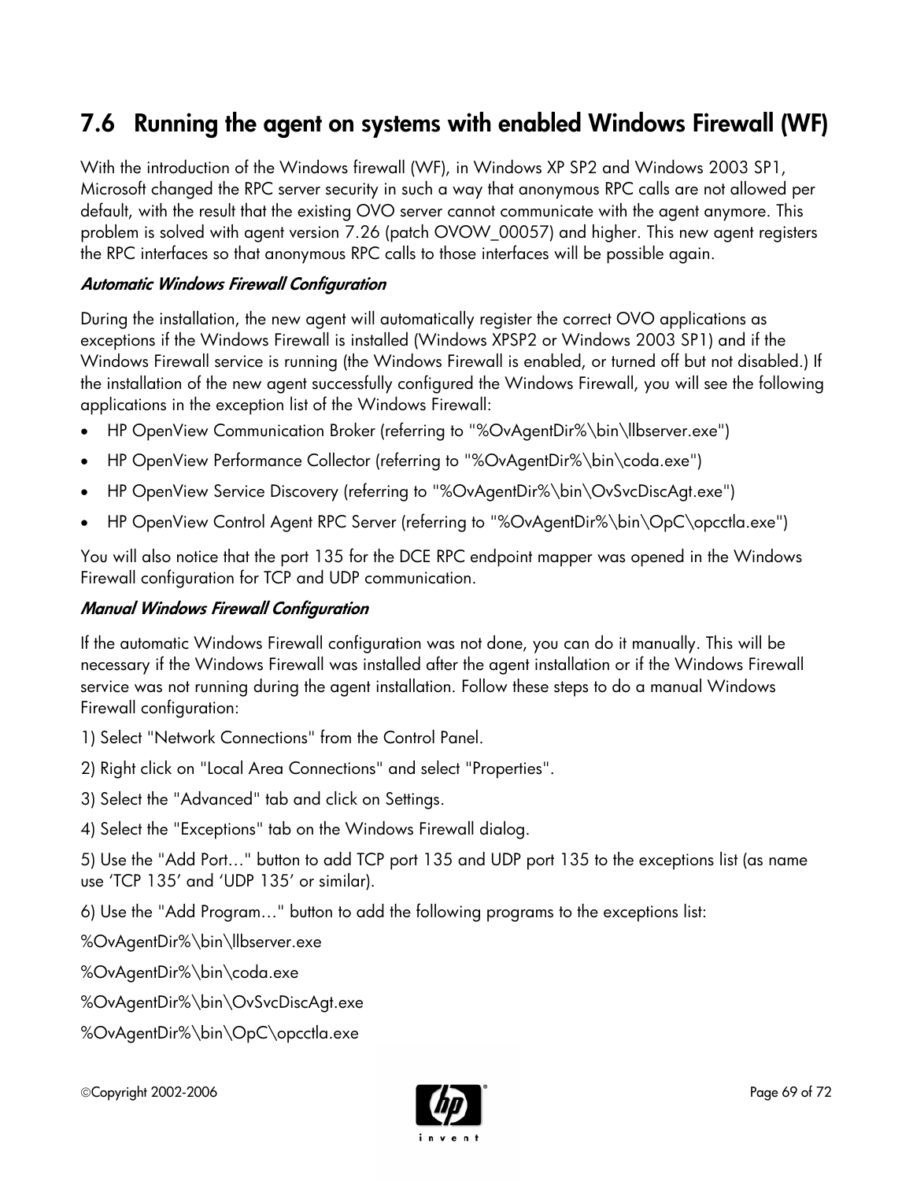## 7.6 Running the agent on systems with enabled Windows Firewall (WF)

With the introduction of the Windows firewall (WF), in Windows XP SP2 and Windows 2003 SP1, Microsoft changed the RPC server security in such a way that anonymous RPC calls are not allowed per default, with the result that the existing OVO server cannot communicate with the agent anymore. This problem is solved with agent version 7.26 (patch OVOW_00057) and higher. This new agent registers the RPC interfaces so that anonymous RPC calls to those interfaces will be possible again.

***Automatic Windows Firewall Configuration***

During the installation, the new agent will automatically register the correct OVO applications as exceptions if the Windows Firewall is installed (Windows XPSP2 or Windows 2003 SP1) and if the Windows Firewall service is running (the Windows Firewall is enabled, or turned off but not disabled.) If the installation of the new agent successfully configured the Windows Firewall, you will see the following applications in the exception list of the Windows Firewall:

- HP OpenView Communication Broker (referring to "%OvAgentDir%\bin\llbserver.exe")
- HP OpenView Performance Collector (referring to "%OvAgentDir%\bin\coda.exe")
- HP OpenView Service Discovery (referring to "%OvAgentDir%\bin\OvSvcDiscAgt.exe")
- HP OpenView Control Agent RPC Server (referring to "%OvAgentDir%\bin\OpC\opcctla.exe")

You will also notice that the port 135 for the DCE RPC endpoint mapper was opened in the Windows Firewall configuration for TCP and UDP communication.

***Manual Windows Firewall Configuration***

If the automatic Windows Firewall configuration was not done, you can do it manually. This will be necessary if the Windows Firewall was installed after the agent installation or if the Windows Firewall service was not running during the agent installation. Follow these steps to do a manual Windows Firewall configuration:

1) Select "Network Connections" from the Control Panel.

2) Right click on "Local Area Connections" and select "Properties".

3) Select the "Advanced" tab and click on Settings.

4) Select the "Exceptions" tab on the Windows Firewall dialog.

5) Use the "Add Port…" button to add TCP port 135 and UDP port 135 to the exceptions list (as name use 'TCP 135' and 'UDP 135' or similar).

6) Use the "Add Program…" button to add the following programs to the exceptions list:

%OvAgentDir%\bin\llbserver.exe

%OvAgentDir%\bin\coda.exe

%OvAgentDir%\bin\OvSvcDiscAgt.exe

%OvAgentDir%\bin\OpC\opcctla.exe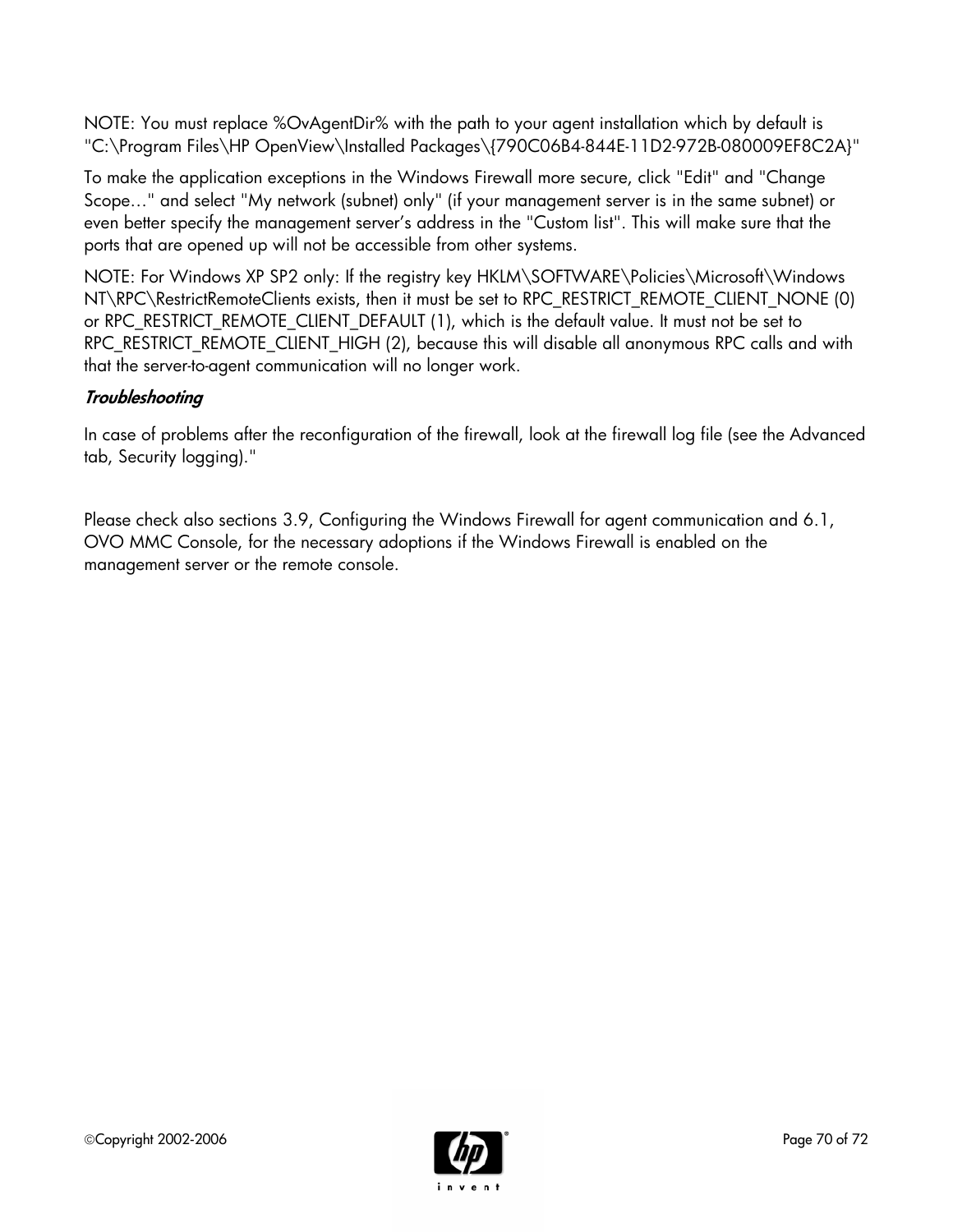NOTE: You must replace %OvAgentDir% with the path to your agent installation which by default is "C:\Program Files\HP OpenView\Installed Packages\{790C06B4-844E-11D2-972B-080009EF8C2A}"

To make the application exceptions in the Windows Firewall more secure, click "Edit" and "Change Scope…" and select "My network (subnet) only" (if your management server is in the same subnet) or even better specify the management server's address in the "Custom list". This will make sure that the ports that are opened up will not be accessible from other systems.

NOTE: For Windows XP SP2 only: If the registry key HKLM\SOFTWARE\Policies\Microsoft\Windows NT\RPC\RestrictRemoteClients exists, then it must be set to RPC_RESTRICT_REMOTE_CLIENT_NONE (0) or RPC_RESTRICT_REMOTE_CLIENT_DEFAULT (1), which is the default value. It must not be set to RPC_RESTRICT_REMOTE_CLIENT_HIGH (2), because this will disable all anonymous RPC calls and with that the server-to-agent communication will no longer work.

***Troubleshooting***

In case of problems after the reconfiguration of the firewall, look at the firewall log file (see the Advanced tab, Security logging)."

Please check also sections 3.9, Configuring the Windows Firewall for agent communication and 6.1, OVO MMC Console, for the necessary adoptions if the Windows Firewall is enabled on the management server or the remote console.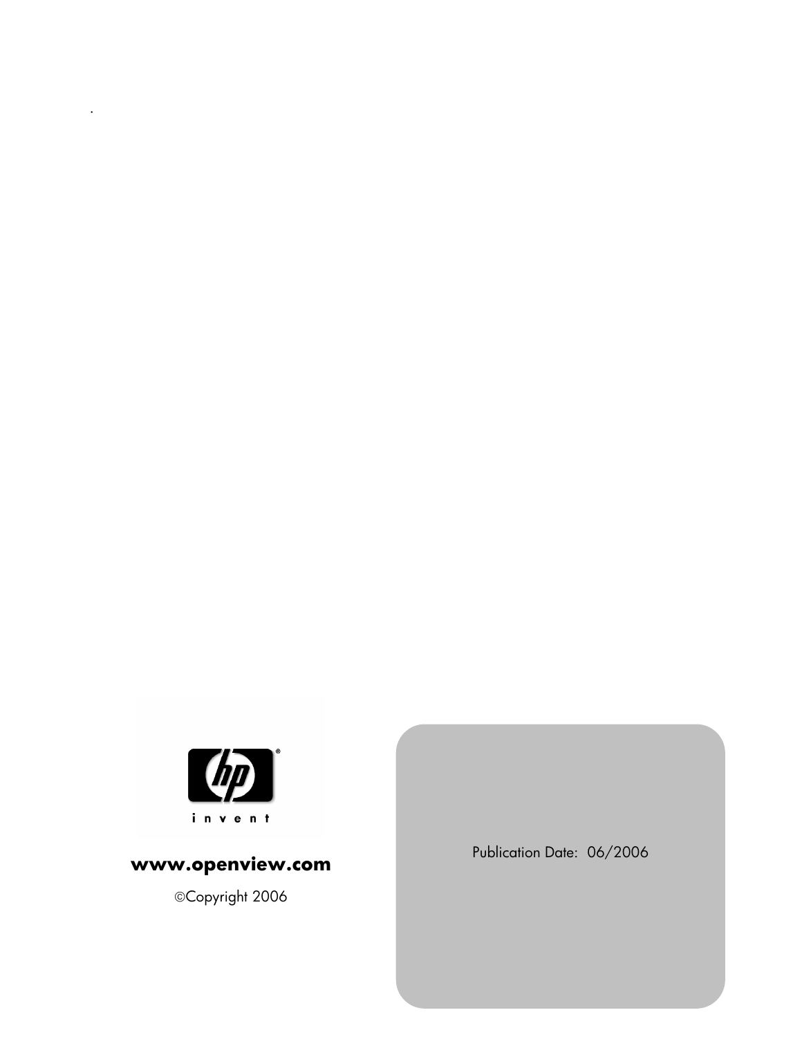.

i n v e n t

**www.openview.com**

©Copyright 2006

Publication Date: 06/2006